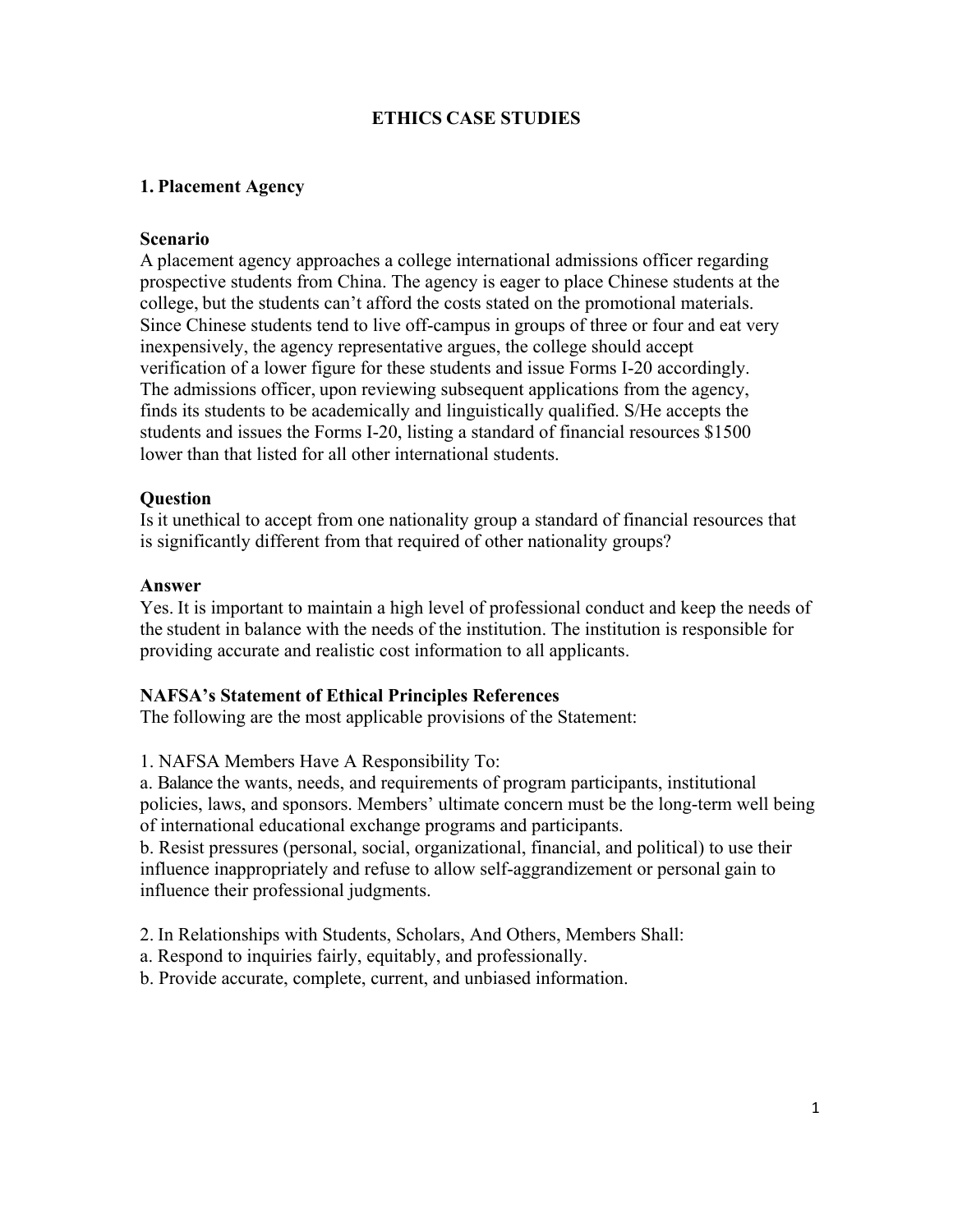# ETHICS CASE STUDIES

## 1. Placement Agency

### Scenario

A placement agency approaches a college international admissions officer regarding prospective students from China. The agency is eager to place Chinese students at the college, but the students can't afford the costs stated on the promotional materials. Since Chinese students tend to live off-campus in groups of three or four and eat very inexpensively, the agency representative argues, the college should accept verification of a lower figure for these students and issue Forms I-20 accordingly. The admissions officer, upon reviewing subsequent applications from the agency, finds its students to be academically and linguistically qualified. S/He accepts the students and issues the Forms I-20, listing a standard of financial resources $1500 lower than that listed for all other international students.

### Question

Is it unethical to accept from one nationality group a standard of financial resources that is significantly different from that required of other nationality groups?

### Answer

Yes. It is important to maintain a high level of professional conduct and keep the needs of the student in balance with the needs of the institution. The institution is responsible for providing accurate and realistic cost information to all applicants.

### NAFSA's Statement of Ethical Principles References

The following are the most applicable provisions of the Statement:

1. NAFSA Members Have A Responsibility To:

a. Balance the wants, needs, and requirements of program participants, institutional policies, laws, and sponsors. Members' ultimate concern must be the long-term well being of international educational exchange programs and participants.

b. Resist pressures (personal, social, organizational, financial, and political) to use their influence inappropriately and refuse to allow self-aggrandizement or personal gain to influence their professional judgments.

2. In Relationships with Students, Scholars, And Others, Members Shall:

a. Respond to inquiries fairly, equitably, and professionally.

b. Provide accurate, complete, current, and unbiased information.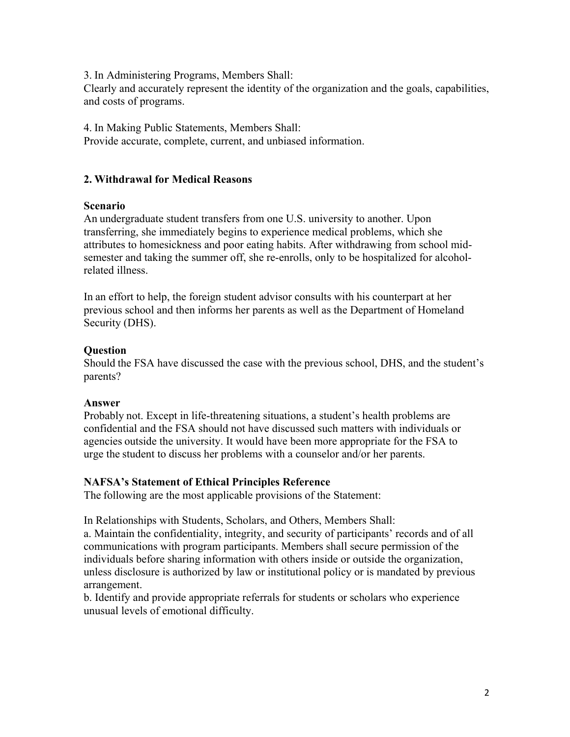3. In Administering Programs, Members Shall:
Clearly and accurately represent the identity of the organization and the goals, capabilities, and costs of programs.

4. In Making Public Statements, Members Shall:
Provide accurate, complete, current, and unbiased information.

## 2. Withdrawal for Medical Reasons

### Scenario

An undergraduate student transfers from one U.S. university to another. Upon transferring, she immediately begins to experience medical problems, which she attributes to homesickness and poor eating habits. After withdrawing from school mid-semester and taking the summer off, she re-enrolls, only to be hospitalized for alcohol-related illness.

In an effort to help, the foreign student advisor consults with his counterpart at her previous school and then informs her parents as well as the Department of Homeland Security (DHS).

### Question

Should the FSA have discussed the case with the previous school, DHS, and the student's parents?

### Answer

Probably not. Except in life-threatening situations, a student's health problems are confidential and the FSA should not have discussed such matters with individuals or agencies outside the university. It would have been more appropriate for the FSA to urge the student to discuss her problems with a counselor and/or her parents.

### NAFSA's Statement of Ethical Principles Reference

The following are the most applicable provisions of the Statement:

In Relationships with Students, Scholars, and Others, Members Shall:
a. Maintain the confidentiality, integrity, and security of participants' records and of all communications with program participants. Members shall secure permission of the individuals before sharing information with others inside or outside the organization, unless disclosure is authorized by law or institutional policy or is mandated by previous arrangement.
b. Identify and provide appropriate referrals for students or scholars who experience unusual levels of emotional difficulty.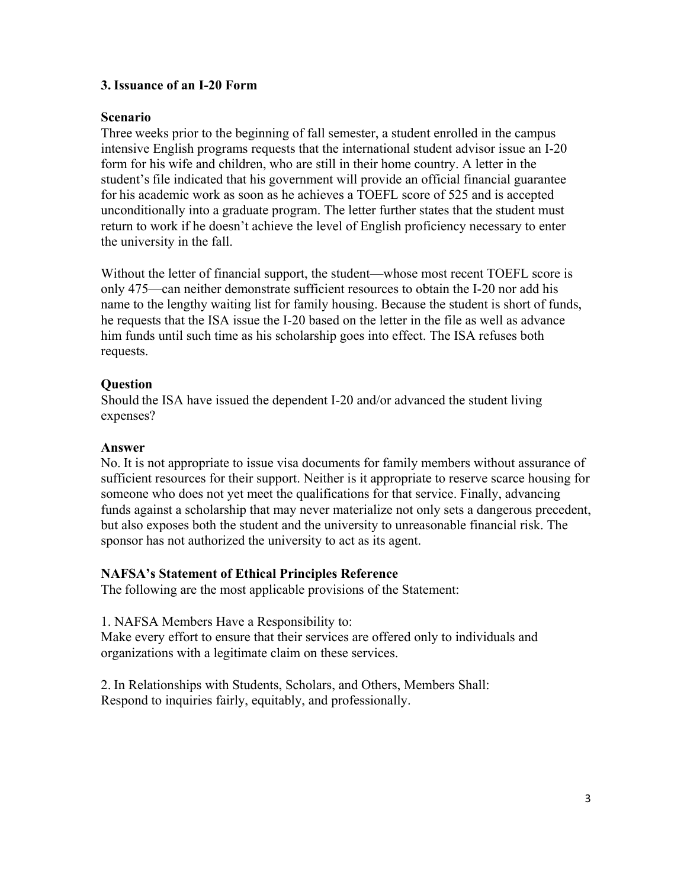### 3. Issuance of an I-20 Form

**Scenario**

Three weeks prior to the beginning of fall semester, a student enrolled in the campus intensive English programs requests that the international student advisor issue an I-20 form for his wife and children, who are still in their home country. A letter in the student's file indicated that his government will provide an official financial guarantee for his academic work as soon as he achieves a TOEFL score of 525 and is accepted unconditionally into a graduate program. The letter further states that the student must return to work if he doesn't achieve the level of English proficiency necessary to enter the university in the fall.

Without the letter of financial support, the student—whose most recent TOEFL score is only 475—can neither demonstrate sufficient resources to obtain the I-20 nor add his name to the lengthy waiting list for family housing. Because the student is short of funds, he requests that the ISA issue the I-20 based on the letter in the file as well as advance him funds until such time as his scholarship goes into effect. The ISA refuses both requests.

**Question**

Should the ISA have issued the dependent I-20 and/or advanced the student living expenses?

**Answer**

No. It is not appropriate to issue visa documents for family members without assurance of sufficient resources for their support. Neither is it appropriate to reserve scarce housing for someone who does not yet meet the qualifications for that service. Finally, advancing funds against a scholarship that may never materialize not only sets a dangerous precedent, but also exposes both the student and the university to unreasonable financial risk. The sponsor has not authorized the university to act as its agent.

**NAFSA's Statement of Ethical Principles Reference**

The following are the most applicable provisions of the Statement:

1. NAFSA Members Have a Responsibility to:
Make every effort to ensure that their services are offered only to individuals and organizations with a legitimate claim on these services.

2. In Relationships with Students, Scholars, and Others, Members Shall:
Respond to inquiries fairly, equitably, and professionally.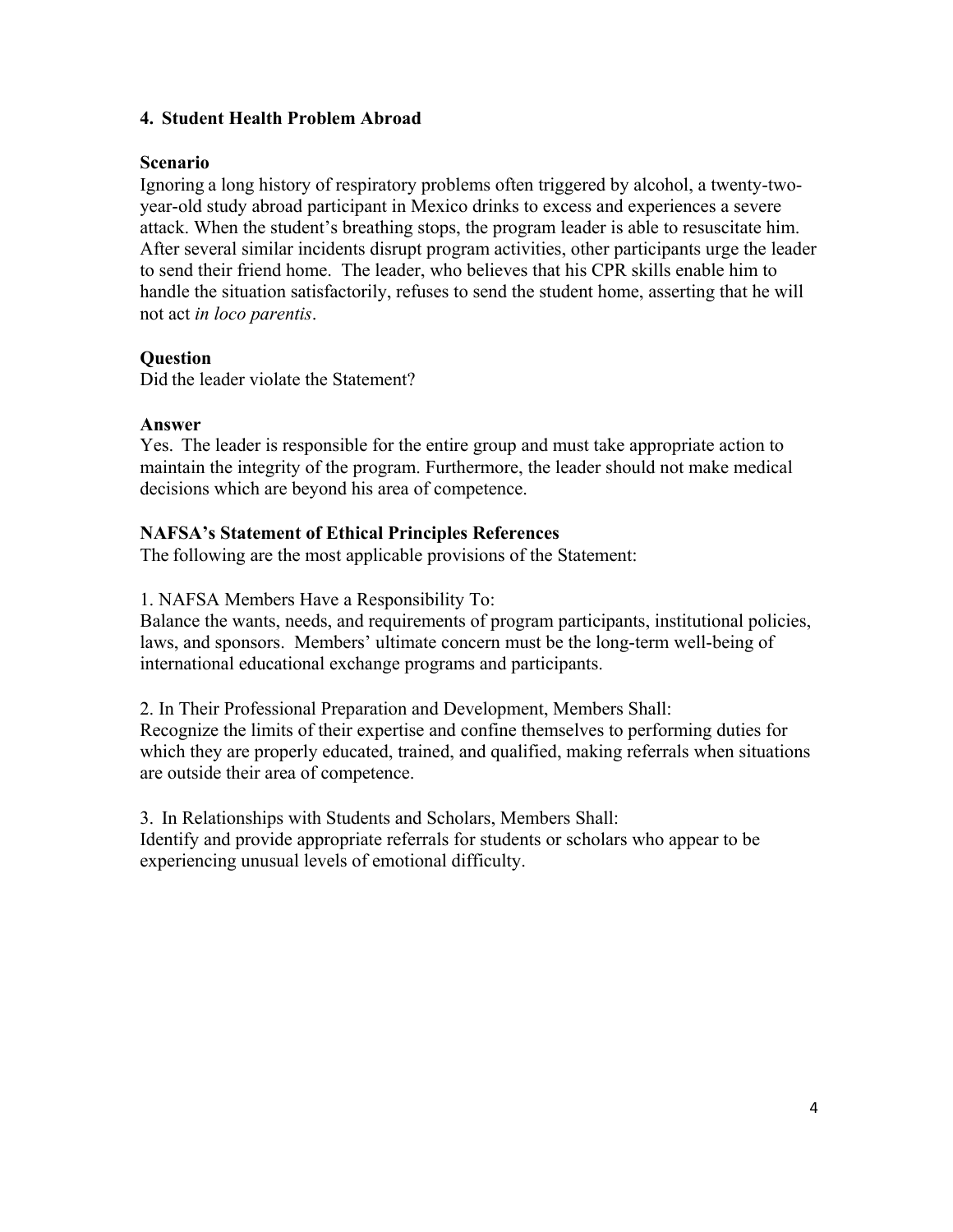## 4. Student Health Problem Abroad

### Scenario

Ignoring a long history of respiratory problems often triggered by alcohol, a twenty-two-year-old study abroad participant in Mexico drinks to excess and experiences a severe attack. When the student's breathing stops, the program leader is able to resuscitate him. After several similar incidents disrupt program activities, other participants urge the leader to send their friend home. The leader, who believes that his CPR skills enable him to handle the situation satisfactorily, refuses to send the student home, asserting that he will not act *in loco parentis*.

### Question

Did the leader violate the Statement?

### Answer

Yes. The leader is responsible for the entire group and must take appropriate action to maintain the integrity of the program. Furthermore, the leader should not make medical decisions which are beyond his area of competence.

### NAFSA's Statement of Ethical Principles References

The following are the most applicable provisions of the Statement:

1. NAFSA Members Have a Responsibility To:
Balance the wants, needs, and requirements of program participants, institutional policies, laws, and sponsors. Members' ultimate concern must be the long-term well-being of international educational exchange programs and participants.

2. In Their Professional Preparation and Development, Members Shall:
Recognize the limits of their expertise and confine themselves to performing duties for which they are properly educated, trained, and qualified, making referrals when situations are outside their area of competence.

3. In Relationships with Students and Scholars, Members Shall:
Identify and provide appropriate referrals for students or scholars who appear to be experiencing unusual levels of emotional difficulty.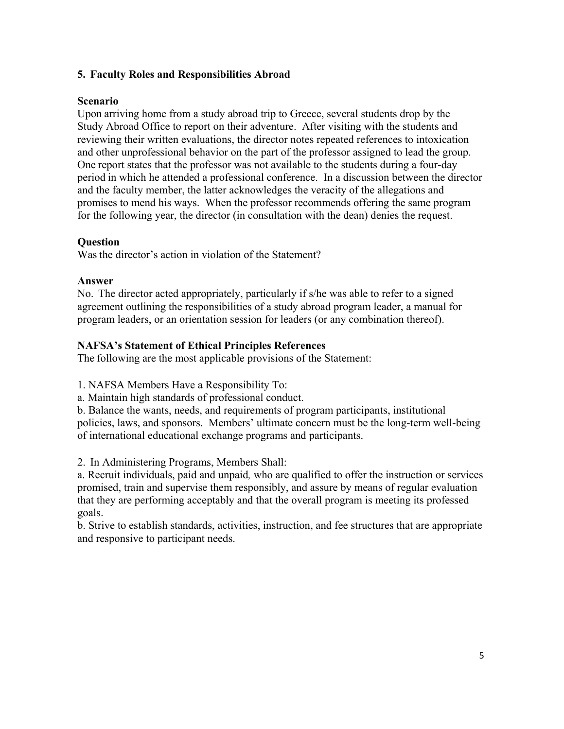## 5. Faculty Roles and Responsibilities Abroad

**Scenario**

Upon arriving home from a study abroad trip to Greece, several students drop by the Study Abroad Office to report on their adventure. After visiting with the students and reviewing their written evaluations, the director notes repeated references to intoxication and other unprofessional behavior on the part of the professor assigned to lead the group. One report states that the professor was not available to the students during a four-day period in which he attended a professional conference. In a discussion between the director and the faculty member, the latter acknowledges the veracity of the allegations and promises to mend his ways. When the professor recommends offering the same program for the following year, the director (in consultation with the dean) denies the request.

**Question**

Was the director's action in violation of the Statement?

**Answer**

No. The director acted appropriately, particularly if s/he was able to refer to a signed agreement outlining the responsibilities of a study abroad program leader, a manual for program leaders, or an orientation session for leaders (or any combination thereof).

**NAFSA's Statement of Ethical Principles References**

The following are the most applicable provisions of the Statement:

1. NAFSA Members Have a Responsibility To:

a. Maintain high standards of professional conduct.

b. Balance the wants, needs, and requirements of program participants, institutional policies, laws, and sponsors. Members' ultimate concern must be the long-term well-being of international educational exchange programs and participants.

2. In Administering Programs, Members Shall:

a. Recruit individuals, paid and unpaid*,* who are qualified to offer the instruction or services promised, train and supervise them responsibly, and assure by means of regular evaluation that they are performing acceptably and that the overall program is meeting its professed goals.

b. Strive to establish standards, activities, instruction, and fee structures that are appropriate and responsive to participant needs.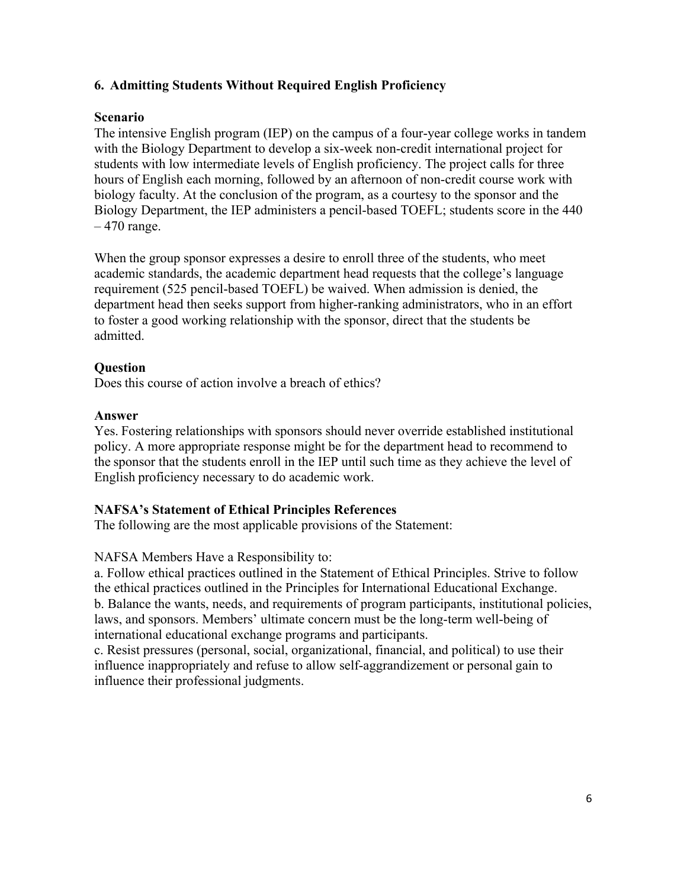## 6. Admitting Students Without Required English Proficiency

**Scenario**

The intensive English program (IEP) on the campus of a four-year college works in tandem with the Biology Department to develop a six-week non-credit international project for students with low intermediate levels of English proficiency. The project calls for three hours of English each morning, followed by an afternoon of non-credit course work with biology faculty. At the conclusion of the program, as a courtesy to the sponsor and the Biology Department, the IEP administers a pencil-based TOEFL; students score in the 440 – 470 range.

When the group sponsor expresses a desire to enroll three of the students, who meet academic standards, the academic department head requests that the college's language requirement (525 pencil-based TOEFL) be waived. When admission is denied, the department head then seeks support from higher-ranking administrators, who in an effort to foster a good working relationship with the sponsor, direct that the students be admitted.

**Question**

Does this course of action involve a breach of ethics?

**Answer**

Yes. Fostering relationships with sponsors should never override established institutional policy. A more appropriate response might be for the department head to recommend to the sponsor that the students enroll in the IEP until such time as they achieve the level of English proficiency necessary to do academic work.

**NAFSA's Statement of Ethical Principles References**

The following are the most applicable provisions of the Statement:

NAFSA Members Have a Responsibility to:

a. Follow ethical practices outlined in the Statement of Ethical Principles. Strive to follow the ethical practices outlined in the Principles for International Educational Exchange.

b. Balance the wants, needs, and requirements of program participants, institutional policies, laws, and sponsors. Members' ultimate concern must be the long-term well-being of international educational exchange programs and participants.

c. Resist pressures (personal, social, organizational, financial, and political) to use their influence inappropriately and refuse to allow self-aggrandizement or personal gain to influence their professional judgments.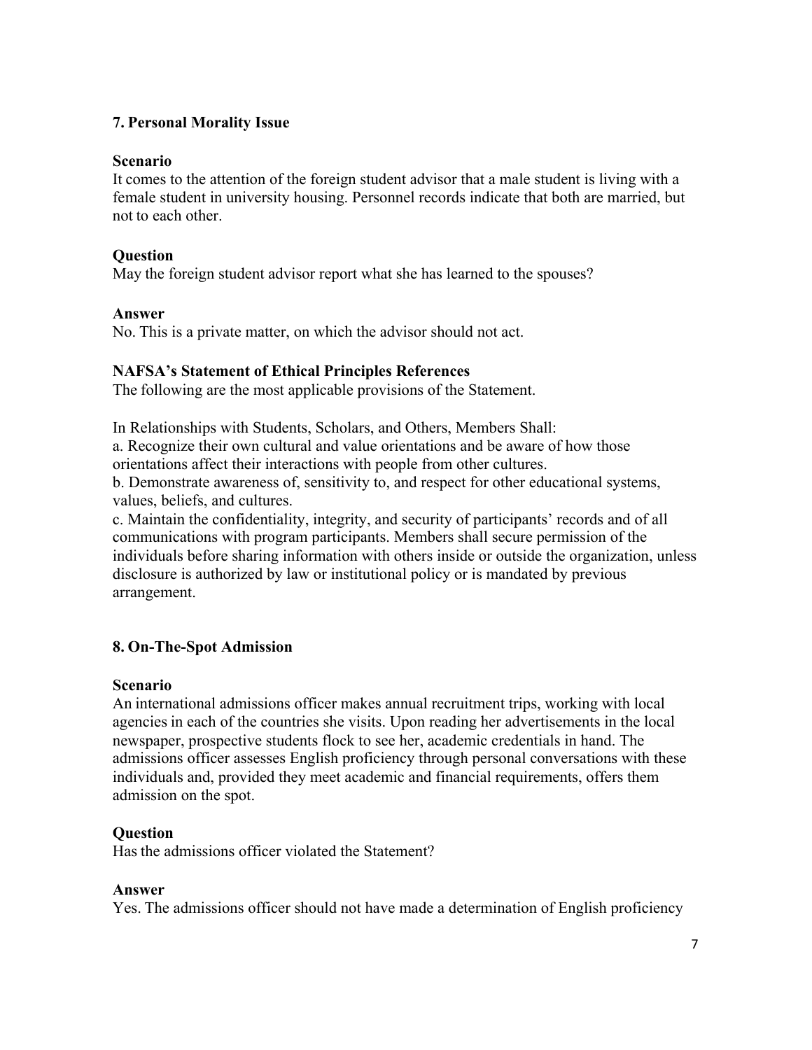## 7. Personal Morality Issue

**Scenario**

It comes to the attention of the foreign student advisor that a male student is living with a female student in university housing. Personnel records indicate that both are married, but not to each other.

**Question**

May the foreign student advisor report what she has learned to the spouses?

**Answer**

No. This is a private matter, on which the advisor should not act.

**NAFSA's Statement of Ethical Principles References**

The following are the most applicable provisions of the Statement.

In Relationships with Students, Scholars, and Others, Members Shall:

a. Recognize their own cultural and value orientations and be aware of how those orientations affect their interactions with people from other cultures.

b. Demonstrate awareness of, sensitivity to, and respect for other educational systems, values, beliefs, and cultures.

c. Maintain the confidentiality, integrity, and security of participants' records and of all communications with program participants. Members shall secure permission of the individuals before sharing information with others inside or outside the organization, unless disclosure is authorized by law or institutional policy or is mandated by previous arrangement.

## 8. On-The-Spot Admission

**Scenario**

An international admissions officer makes annual recruitment trips, working with local agencies in each of the countries she visits. Upon reading her advertisements in the local newspaper, prospective students flock to see her, academic credentials in hand. The admissions officer assesses English proficiency through personal conversations with these individuals and, provided they meet academic and financial requirements, offers them admission on the spot.

**Question**

Has the admissions officer violated the Statement?

**Answer**

Yes. The admissions officer should not have made a determination of English proficiency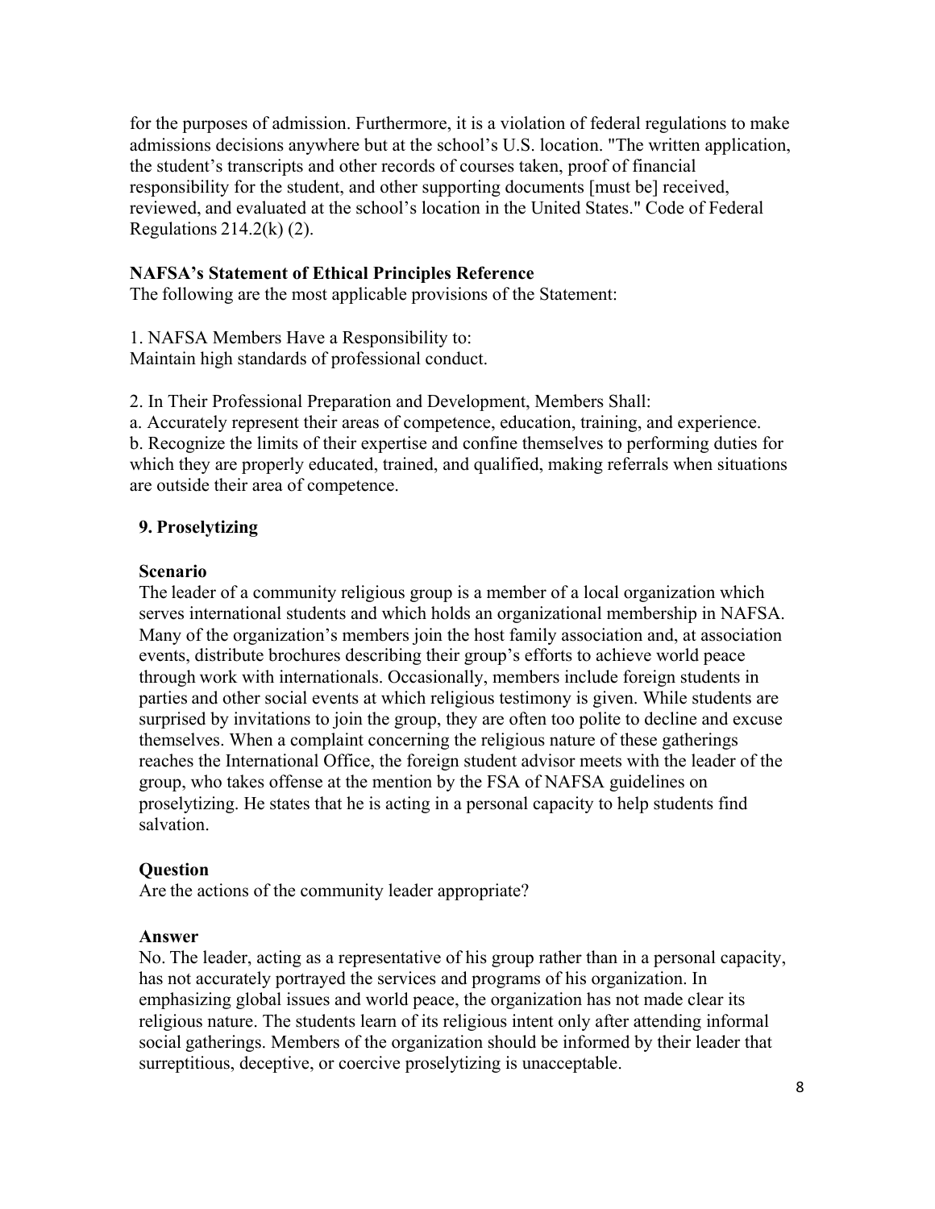for the purposes of admission. Furthermore, it is a violation of federal regulations to make admissions decisions anywhere but at the school's U.S. location. "The written application, the student's transcripts and other records of courses taken, proof of financial responsibility for the student, and other supporting documents [must be] received, reviewed, and evaluated at the school's location in the United States." Code of Federal Regulations 214.2(k) (2).

**NAFSA's Statement of Ethical Principles Reference**

The following are the most applicable provisions of the Statement:

1. NAFSA Members Have a Responsibility to:
Maintain high standards of professional conduct.

2. In Their Professional Preparation and Development, Members Shall:
a. Accurately represent their areas of competence, education, training, and experience.
b. Recognize the limits of their expertise and confine themselves to performing duties for which they are properly educated, trained, and qualified, making referrals when situations are outside their area of competence.

## 9. Proselytizing

**Scenario**

The leader of a community religious group is a member of a local organization which serves international students and which holds an organizational membership in NAFSA. Many of the organization's members join the host family association and, at association events, distribute brochures describing their group's efforts to achieve world peace through work with internationals. Occasionally, members include foreign students in parties and other social events at which religious testimony is given. While students are surprised by invitations to join the group, they are often too polite to decline and excuse themselves. When a complaint concerning the religious nature of these gatherings reaches the International Office, the foreign student advisor meets with the leader of the group, who takes offense at the mention by the FSA of NAFSA guidelines on proselytizing. He states that he is acting in a personal capacity to help students find salvation.

**Question**

Are the actions of the community leader appropriate?

**Answer**

No. The leader, acting as a representative of his group rather than in a personal capacity, has not accurately portrayed the services and programs of his organization. In emphasizing global issues and world peace, the organization has not made clear its religious nature. The students learn of its religious intent only after attending informal social gatherings. Members of the organization should be informed by their leader that surreptitious, deceptive, or coercive proselytizing is unacceptable.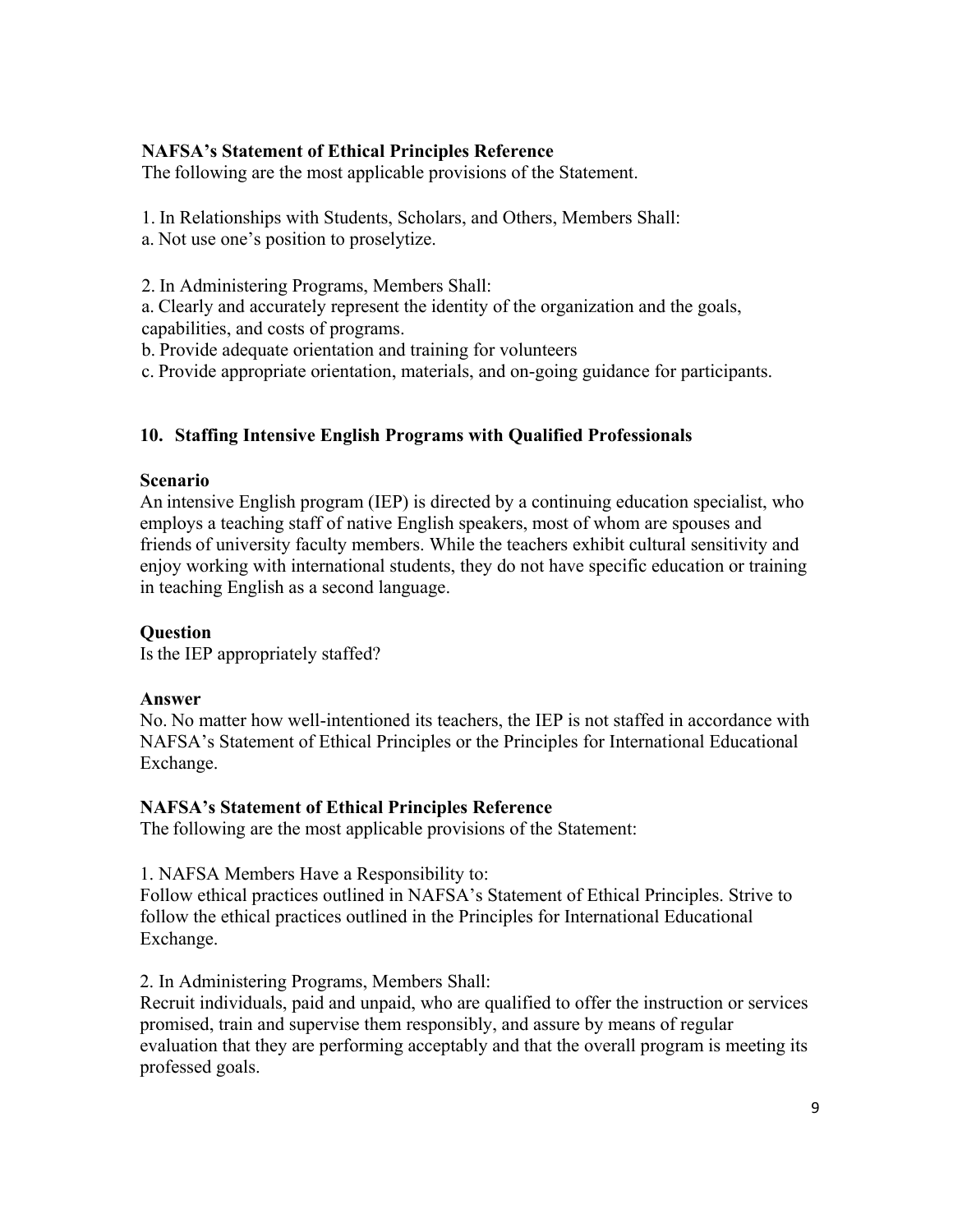**NAFSA's Statement of Ethical Principles Reference**

The following are the most applicable provisions of the Statement.

1. In Relationships with Students, Scholars, and Others, Members Shall:
a. Not use one's position to proselytize.

2. In Administering Programs, Members Shall:
a. Clearly and accurately represent the identity of the organization and the goals, capabilities, and costs of programs.
b. Provide adequate orientation and training for volunteers
c. Provide appropriate orientation, materials, and on-going guidance for participants.

## 10. Staffing Intensive English Programs with Qualified Professionals

**Scenario**

An intensive English program (IEP) is directed by a continuing education specialist, who employs a teaching staff of native English speakers, most of whom are spouses and friends of university faculty members. While the teachers exhibit cultural sensitivity and enjoy working with international students, they do not have specific education or training in teaching English as a second language.

**Question**

Is the IEP appropriately staffed?

**Answer**

No. No matter how well-intentioned its teachers, the IEP is not staffed in accordance with NAFSA's Statement of Ethical Principles or the Principles for International Educational Exchange.

**NAFSA's Statement of Ethical Principles Reference**

The following are the most applicable provisions of the Statement:

1. NAFSA Members Have a Responsibility to:
Follow ethical practices outlined in NAFSA's Statement of Ethical Principles. Strive to follow the ethical practices outlined in the Principles for International Educational Exchange.

2. In Administering Programs, Members Shall:
Recruit individuals, paid and unpaid, who are qualified to offer the instruction or services promised, train and supervise them responsibly, and assure by means of regular evaluation that they are performing acceptably and that the overall program is meeting its professed goals.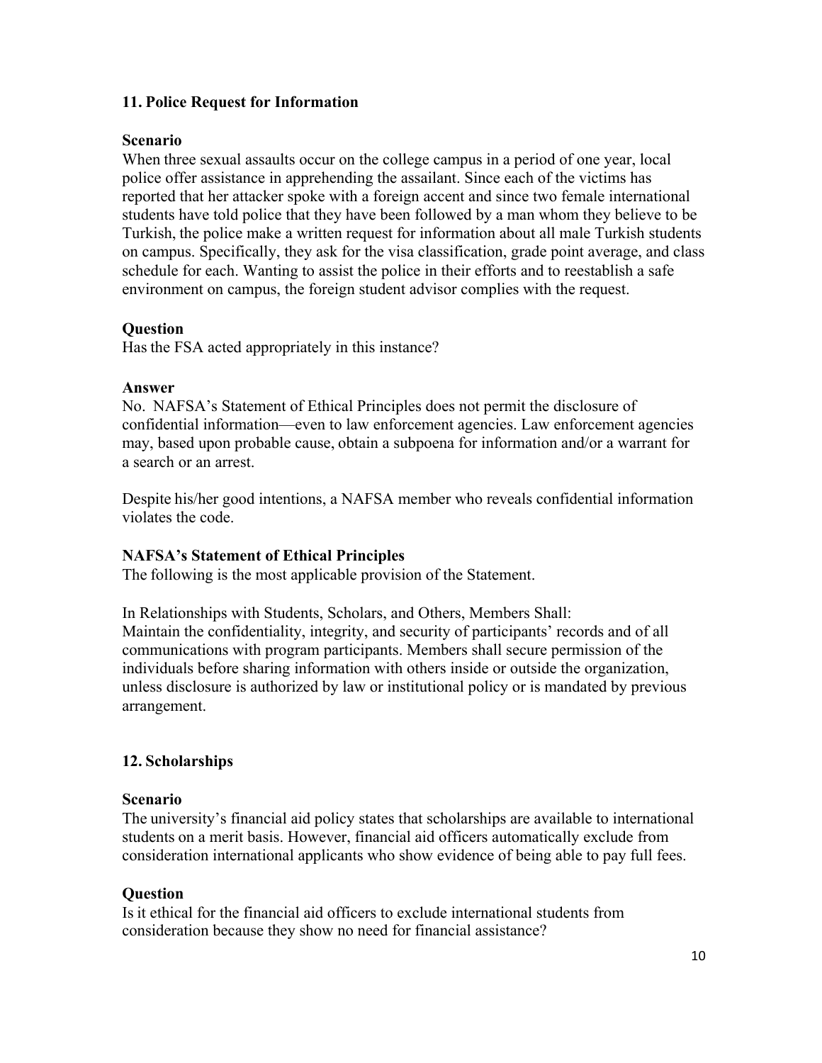### 11. Police Request for Information

**Scenario**
When three sexual assaults occur on the college campus in a period of one year, local police offer assistance in apprehending the assailant. Since each of the victims has reported that her attacker spoke with a foreign accent and since two female international students have told police that they have been followed by a man whom they believe to be Turkish, the police make a written request for information about all male Turkish students on campus. Specifically, they ask for the visa classification, grade point average, and class schedule for each. Wanting to assist the police in their efforts and to reestablish a safe environment on campus, the foreign student advisor complies with the request.

**Question**
Has the FSA acted appropriately in this instance?

**Answer**
No. NAFSA's Statement of Ethical Principles does not permit the disclosure of confidential information—even to law enforcement agencies. Law enforcement agencies may, based upon probable cause, obtain a subpoena for information and/or a warrant for a search or an arrest.

Despite his/her good intentions, a NAFSA member who reveals confidential information violates the code.

**NAFSA's Statement of Ethical Principles**
The following is the most applicable provision of the Statement.

In Relationships with Students, Scholars, and Others, Members Shall:
Maintain the confidentiality, integrity, and security of participants' records and of all communications with program participants. Members shall secure permission of the individuals before sharing information with others inside or outside the organization, unless disclosure is authorized by law or institutional policy or is mandated by previous arrangement.

### 12. Scholarships

**Scenario**
The university's financial aid policy states that scholarships are available to international students on a merit basis. However, financial aid officers automatically exclude from consideration international applicants who show evidence of being able to pay full fees.

**Question**
Is it ethical for the financial aid officers to exclude international students from consideration because they show no need for financial assistance?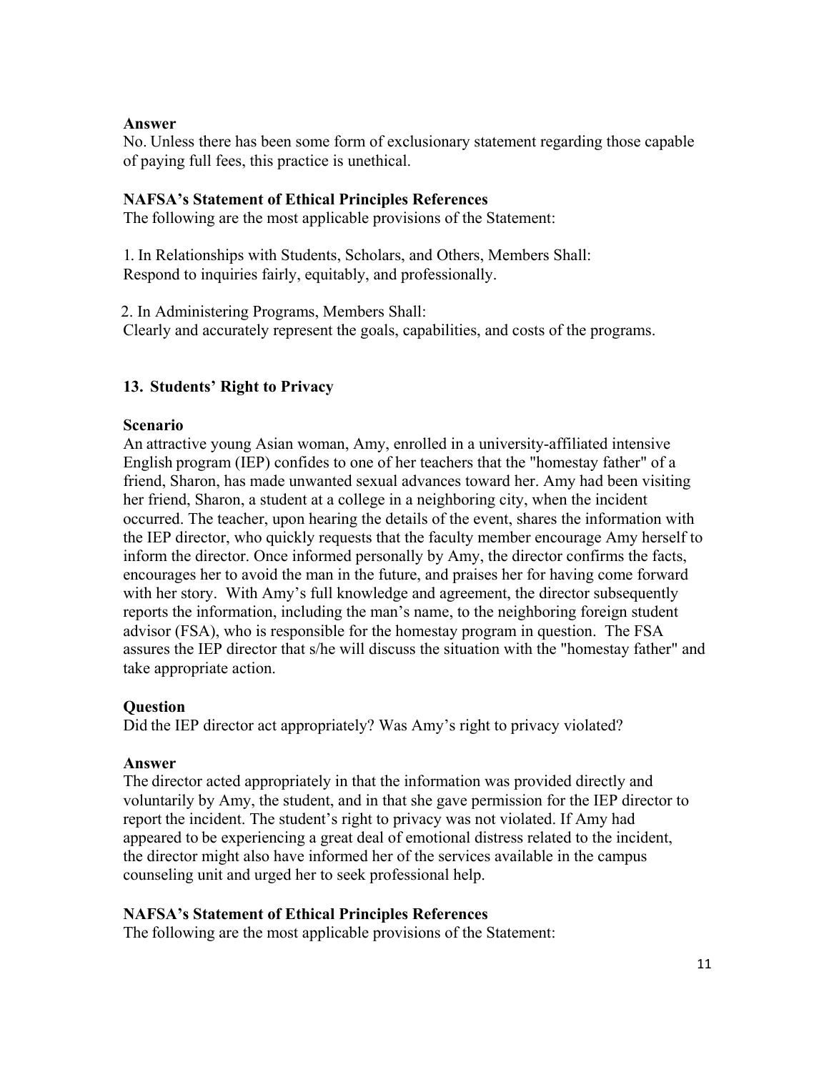**Answer**

No. Unless there has been some form of exclusionary statement regarding those capable of paying full fees, this practice is unethical.

**NAFSA's Statement of Ethical Principles References**

The following are the most applicable provisions of the Statement:

1. In Relationships with Students, Scholars, and Others, Members Shall:
Respond to inquiries fairly, equitably, and professionally.

2. In Administering Programs, Members Shall:
Clearly and accurately represent the goals, capabilities, and costs of the programs.

### 13. Students' Right to Privacy

**Scenario**

An attractive young Asian woman, Amy, enrolled in a university-affiliated intensive English program (IEP) confides to one of her teachers that the "homestay father" of a friend, Sharon, has made unwanted sexual advances toward her. Amy had been visiting her friend, Sharon, a student at a college in a neighboring city, when the incident occurred. The teacher, upon hearing the details of the event, shares the information with the IEP director, who quickly requests that the faculty member encourage Amy herself to inform the director. Once informed personally by Amy, the director confirms the facts, encourages her to avoid the man in the future, and praises her for having come forward with her story. With Amy's full knowledge and agreement, the director subsequently reports the information, including the man's name, to the neighboring foreign student advisor (FSA), who is responsible for the homestay program in question. The FSA assures the IEP director that s/he will discuss the situation with the "homestay father" and take appropriate action.

**Question**

Did the IEP director act appropriately? Was Amy's right to privacy violated?

**Answer**

The director acted appropriately in that the information was provided directly and voluntarily by Amy, the student, and in that she gave permission for the IEP director to report the incident. The student's right to privacy was not violated. If Amy had appeared to be experiencing a great deal of emotional distress related to the incident, the director might also have informed her of the services available in the campus counseling unit and urged her to seek professional help.

**NAFSA's Statement of Ethical Principles References**

The following are the most applicable provisions of the Statement: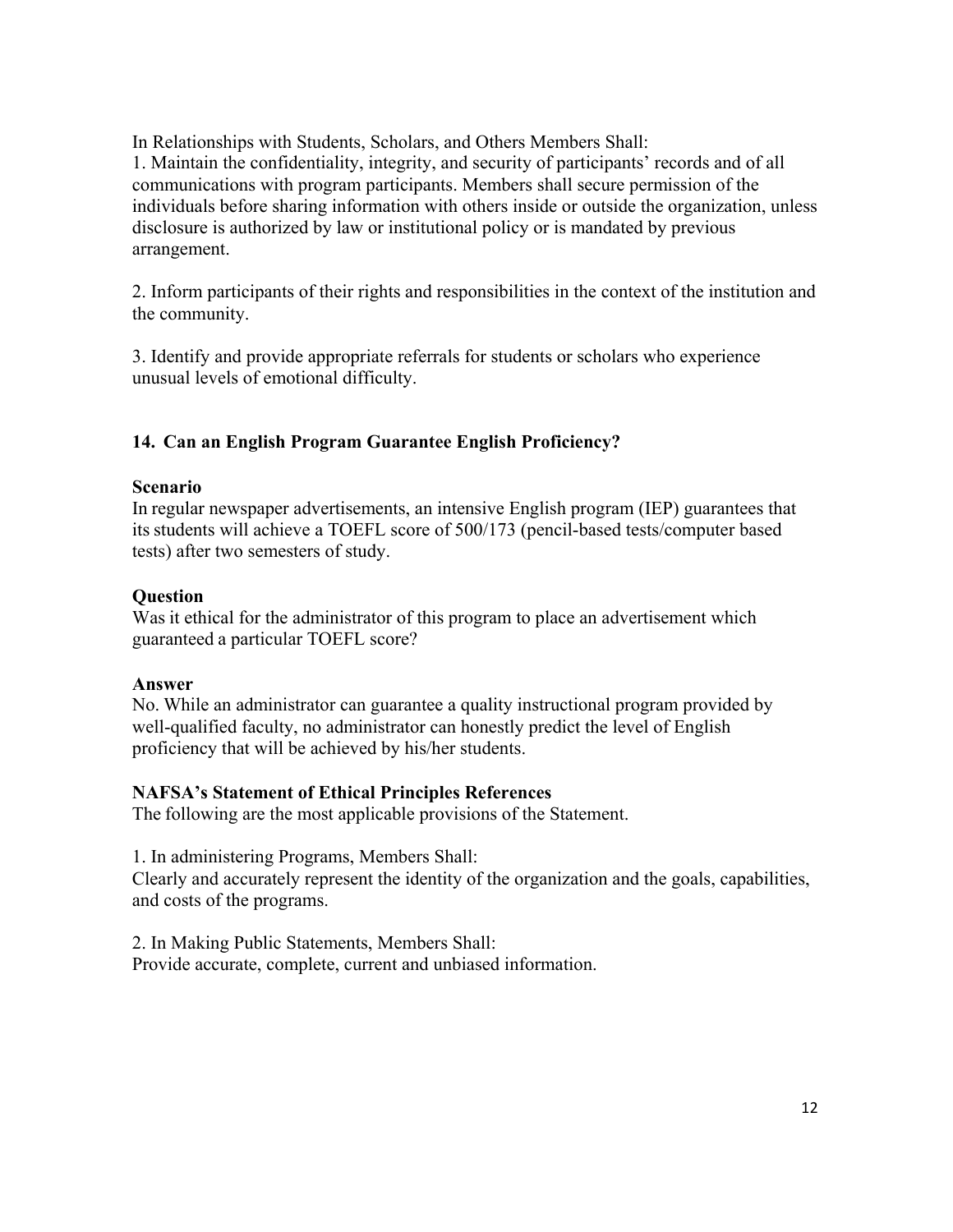In Relationships with Students, Scholars, and Others Members Shall:

1. Maintain the confidentiality, integrity, and security of participants' records and of all communications with program participants. Members shall secure permission of the individuals before sharing information with others inside or outside the organization, unless disclosure is authorized by law or institutional policy or is mandated by previous arrangement.

2. Inform participants of their rights and responsibilities in the context of the institution and the community.

3. Identify and provide appropriate referrals for students or scholars who experience unusual levels of emotional difficulty.

## 14. Can an English Program Guarantee English Proficiency?

**Scenario**

In regular newspaper advertisements, an intensive English program (IEP) guarantees that its students will achieve a TOEFL score of 500/173 (pencil-based tests/computer based tests) after two semesters of study.

**Question**

Was it ethical for the administrator of this program to place an advertisement which guaranteed a particular TOEFL score?

**Answer**

No. While an administrator can guarantee a quality instructional program provided by well-qualified faculty, no administrator can honestly predict the level of English proficiency that will be achieved by his/her students.

**NAFSA's Statement of Ethical Principles References**

The following are the most applicable provisions of the Statement.

1. In administering Programs, Members Shall:
Clearly and accurately represent the identity of the organization and the goals, capabilities, and costs of the programs.

2. In Making Public Statements, Members Shall:
Provide accurate, complete, current and unbiased information.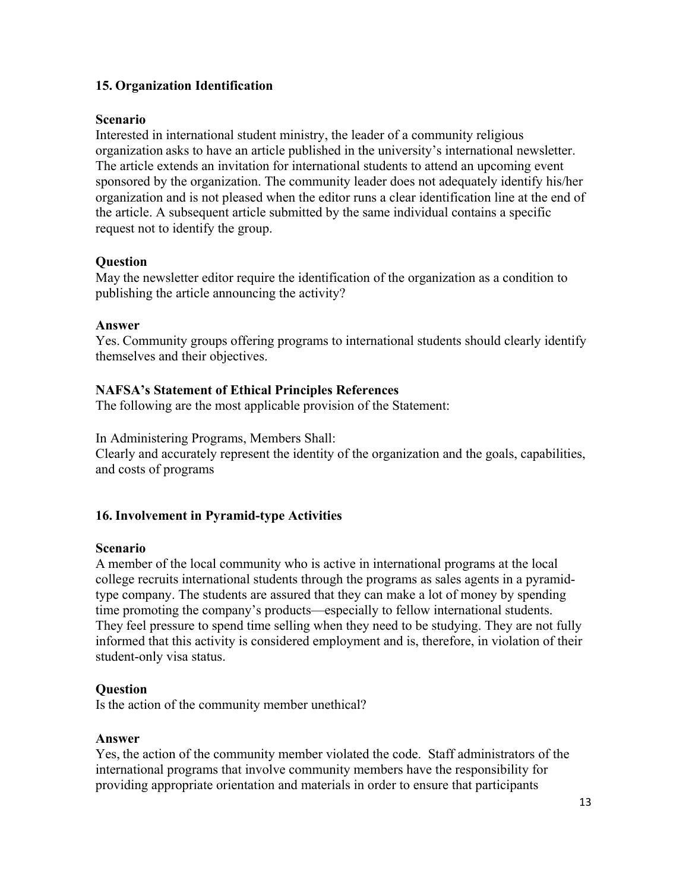## 15. Organization Identification

**Scenario**
Interested in international student ministry, the leader of a community religious organization asks to have an article published in the university's international newsletter. The article extends an invitation for international students to attend an upcoming event sponsored by the organization. The community leader does not adequately identify his/her organization and is not pleased when the editor runs a clear identification line at the end of the article. A subsequent article submitted by the same individual contains a specific request not to identify the group.

**Question**
May the newsletter editor require the identification of the organization as a condition to publishing the article announcing the activity?

**Answer**
Yes. Community groups offering programs to international students should clearly identify themselves and their objectives.

**NAFSA's Statement of Ethical Principles References**
The following are the most applicable provision of the Statement:

In Administering Programs, Members Shall:
Clearly and accurately represent the identity of the organization and the goals, capabilities, and costs of programs

## 16. Involvement in Pyramid-type Activities

**Scenario**
A member of the local community who is active in international programs at the local college recruits international students through the programs as sales agents in a pyramid-type company. The students are assured that they can make a lot of money by spending time promoting the company's products—especially to fellow international students. They feel pressure to spend time selling when they need to be studying. They are not fully informed that this activity is considered employment and is, therefore, in violation of their student-only visa status.

**Question**
Is the action of the community member unethical?

**Answer**
Yes, the action of the community member violated the code. Staff administrators of the international programs that involve community members have the responsibility for providing appropriate orientation and materials in order to ensure that participants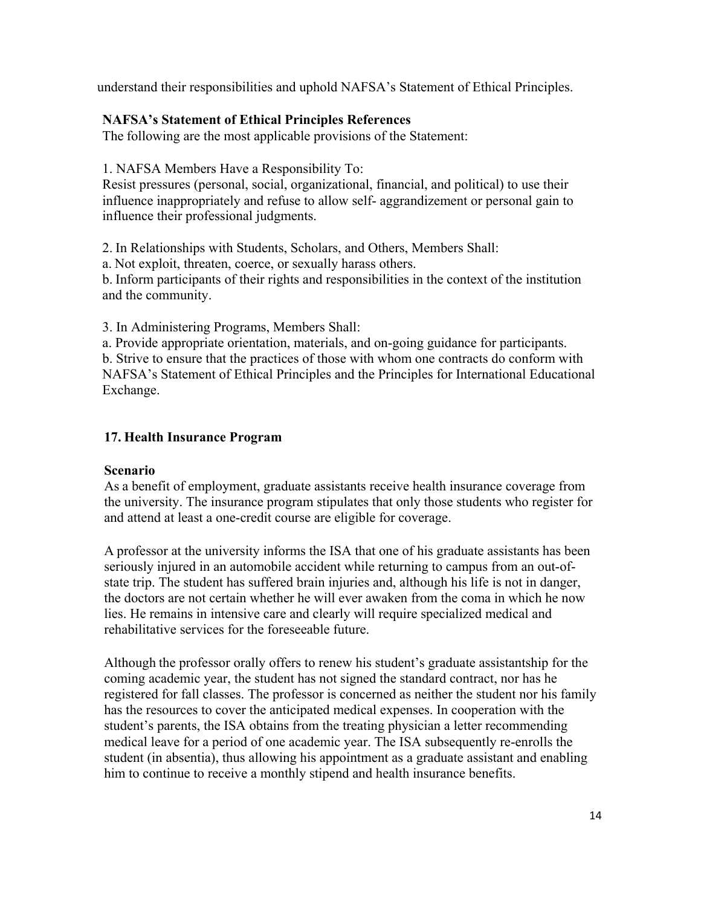understand their responsibilities and uphold NAFSA's Statement of Ethical Principles.

**NAFSA's Statement of Ethical Principles References**

The following are the most applicable provisions of the Statement:

1. NAFSA Members Have a Responsibility To:
Resist pressures (personal, social, organizational, financial, and political) to use their influence inappropriately and refuse to allow self- aggrandizement or personal gain to influence their professional judgments.

2. In Relationships with Students, Scholars, and Others, Members Shall:
a. Not exploit, threaten, coerce, or sexually harass others.
b. Inform participants of their rights and responsibilities in the context of the institution and the community.

3. In Administering Programs, Members Shall:
a. Provide appropriate orientation, materials, and on-going guidance for participants.
b. Strive to ensure that the practices of those with whom one contracts do conform with NAFSA's Statement of Ethical Principles and the Principles for International Educational Exchange.

## 17. Health Insurance Program

**Scenario**

As a benefit of employment, graduate assistants receive health insurance coverage from the university. The insurance program stipulates that only those students who register for and attend at least a one-credit course are eligible for coverage.

A professor at the university informs the ISA that one of his graduate assistants has been seriously injured in an automobile accident while returning to campus from an out-of-state trip. The student has suffered brain injuries and, although his life is not in danger, the doctors are not certain whether he will ever awaken from the coma in which he now lies. He remains in intensive care and clearly will require specialized medical and rehabilitative services for the foreseeable future.

Although the professor orally offers to renew his student's graduate assistantship for the coming academic year, the student has not signed the standard contract, nor has he registered for fall classes. The professor is concerned as neither the student nor his family has the resources to cover the anticipated medical expenses. In cooperation with the student's parents, the ISA obtains from the treating physician a letter recommending medical leave for a period of one academic year. The ISA subsequently re-enrolls the student (in absentia), thus allowing his appointment as a graduate assistant and enabling him to continue to receive a monthly stipend and health insurance benefits.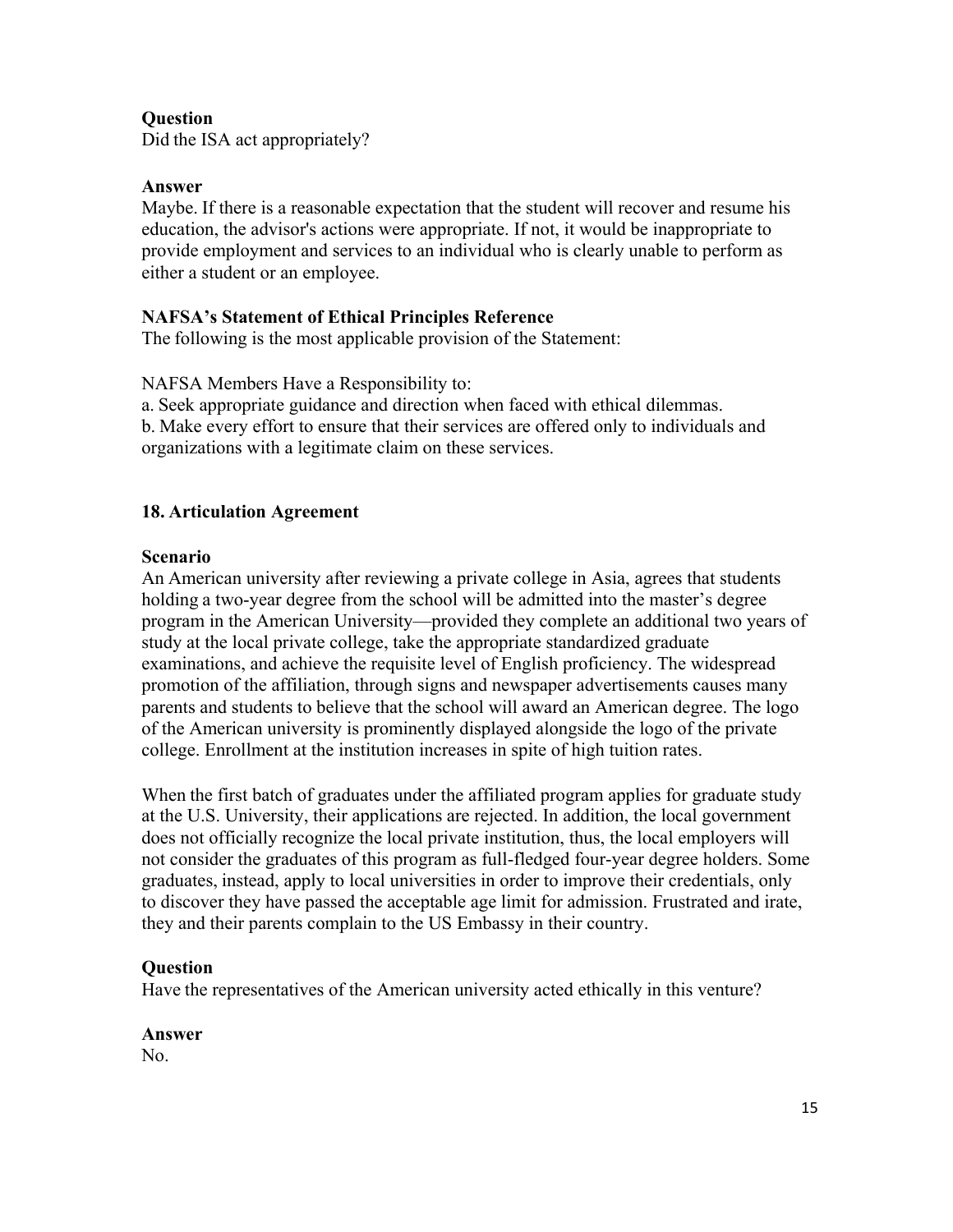**Question**

Did the ISA act appropriately?

**Answer**

Maybe. If there is a reasonable expectation that the student will recover and resume his education, the advisor's actions were appropriate. If not, it would be inappropriate to provide employment and services to an individual who is clearly unable to perform as either a student or an employee.

**NAFSA's Statement of Ethical Principles Reference**

The following is the most applicable provision of the Statement:

NAFSA Members Have a Responsibility to:

a. Seek appropriate guidance and direction when faced with ethical dilemmas.
b. Make every effort to ensure that their services are offered only to individuals and organizations with a legitimate claim on these services.

### 18. Articulation Agreement

**Scenario**

An American university after reviewing a private college in Asia, agrees that students holding a two-year degree from the school will be admitted into the master's degree program in the American University—provided they complete an additional two years of study at the local private college, take the appropriate standardized graduate examinations, and achieve the requisite level of English proficiency. The widespread promotion of the affiliation, through signs and newspaper advertisements causes many parents and students to believe that the school will award an American degree. The logo of the American university is prominently displayed alongside the logo of the private college. Enrollment at the institution increases in spite of high tuition rates.

When the first batch of graduates under the affiliated program applies for graduate study at the U.S. University, their applications are rejected. In addition, the local government does not officially recognize the local private institution, thus, the local employers will not consider the graduates of this program as full-fledged four-year degree holders. Some graduates, instead, apply to local universities in order to improve their credentials, only to discover they have passed the acceptable age limit for admission. Frustrated and irate, they and their parents complain to the US Embassy in their country.

**Question**

Have the representatives of the American university acted ethically in this venture?

**Answer**

No.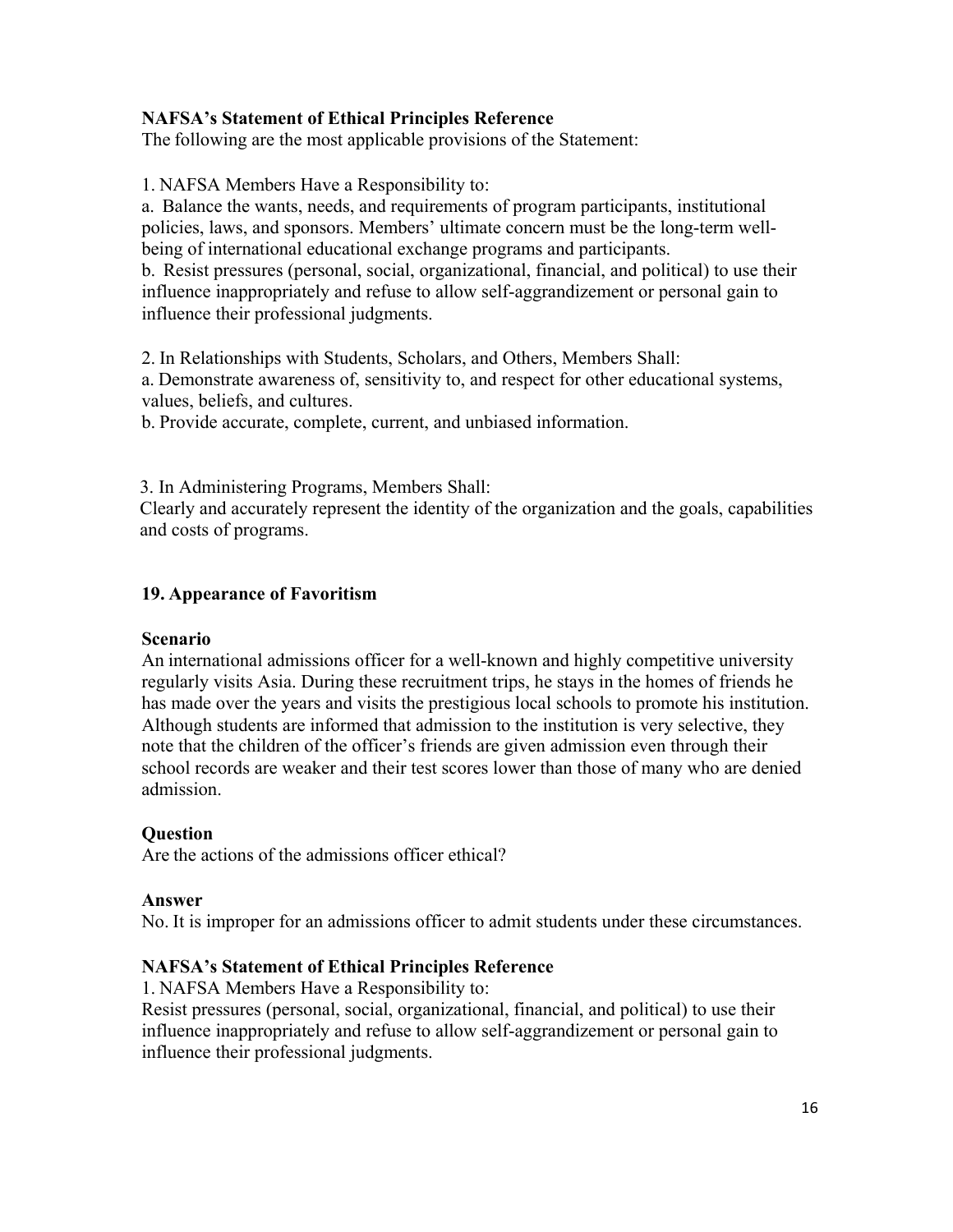**NAFSA's Statement of Ethical Principles Reference**

The following are the most applicable provisions of the Statement:

1. NAFSA Members Have a Responsibility to:

a. Balance the wants, needs, and requirements of program participants, institutional policies, laws, and sponsors. Members' ultimate concern must be the long-term well-being of international educational exchange programs and participants.

b. Resist pressures (personal, social, organizational, financial, and political) to use their influence inappropriately and refuse to allow self-aggrandizement or personal gain to influence their professional judgments.

2. In Relationships with Students, Scholars, and Others, Members Shall:

a. Demonstrate awareness of, sensitivity to, and respect for other educational systems, values, beliefs, and cultures.

b. Provide accurate, complete, current, and unbiased information.

3. In Administering Programs, Members Shall:

Clearly and accurately represent the identity of the organization and the goals, capabilities and costs of programs.

### 19. Appearance of Favoritism

**Scenario**

An international admissions officer for a well-known and highly competitive university regularly visits Asia. During these recruitment trips, he stays in the homes of friends he has made over the years and visits the prestigious local schools to promote his institution. Although students are informed that admission to the institution is very selective, they note that the children of the officer's friends are given admission even through their school records are weaker and their test scores lower than those of many who are denied admission.

**Question**

Are the actions of the admissions officer ethical?

**Answer**

No. It is improper for an admissions officer to admit students under these circumstances.

**NAFSA's Statement of Ethical Principles Reference**

1. NAFSA Members Have a Responsibility to:

Resist pressures (personal, social, organizational, financial, and political) to use their influence inappropriately and refuse to allow self-aggrandizement or personal gain to influence their professional judgments.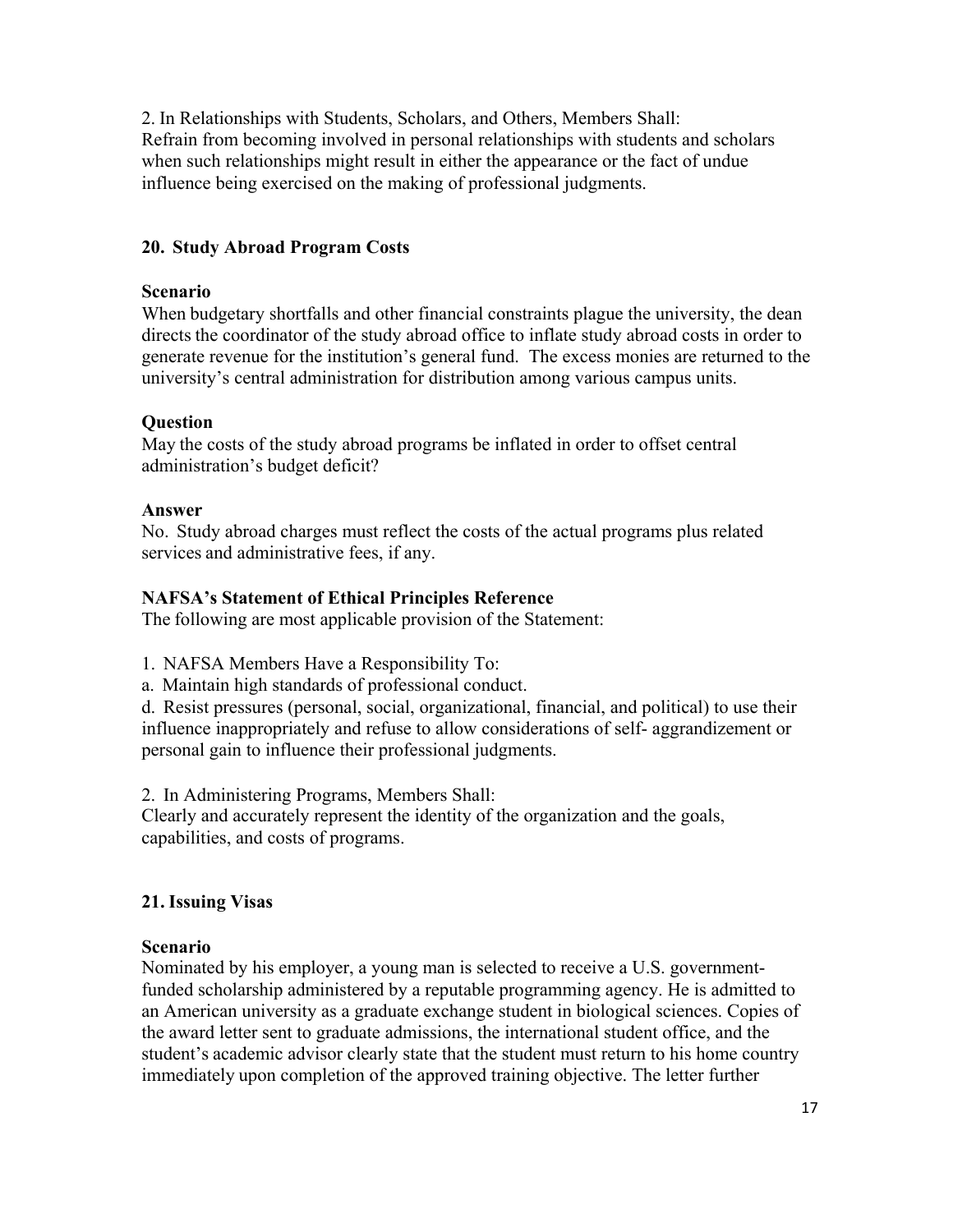2. In Relationships with Students, Scholars, and Others, Members Shall:
Refrain from becoming involved in personal relationships with students and scholars when such relationships might result in either the appearance or the fact of undue influence being exercised on the making of professional judgments.

## 20. Study Abroad Program Costs

### Scenario

When budgetary shortfalls and other financial constraints plague the university, the dean directs the coordinator of the study abroad office to inflate study abroad costs in order to generate revenue for the institution's general fund. The excess monies are returned to the university's central administration for distribution among various campus units.

### Question

May the costs of the study abroad programs be inflated in order to offset central administration's budget deficit?

### Answer

No. Study abroad charges must reflect the costs of the actual programs plus related services and administrative fees, if any.

### NAFSA's Statement of Ethical Principles Reference

The following are most applicable provision of the Statement:

1. NAFSA Members Have a Responsibility To:
a. Maintain high standards of professional conduct.
d. Resist pressures (personal, social, organizational, financial, and political) to use their influence inappropriately and refuse to allow considerations of self- aggrandizement or personal gain to influence their professional judgments.

2. In Administering Programs, Members Shall:
Clearly and accurately represent the identity of the organization and the goals, capabilities, and costs of programs.

## 21. Issuing Visas

### Scenario

Nominated by his employer, a young man is selected to receive a U.S. government-funded scholarship administered by a reputable programming agency. He is admitted to an American university as a graduate exchange student in biological sciences. Copies of the award letter sent to graduate admissions, the international student office, and the student's academic advisor clearly state that the student must return to his home country immediately upon completion of the approved training objective. The letter further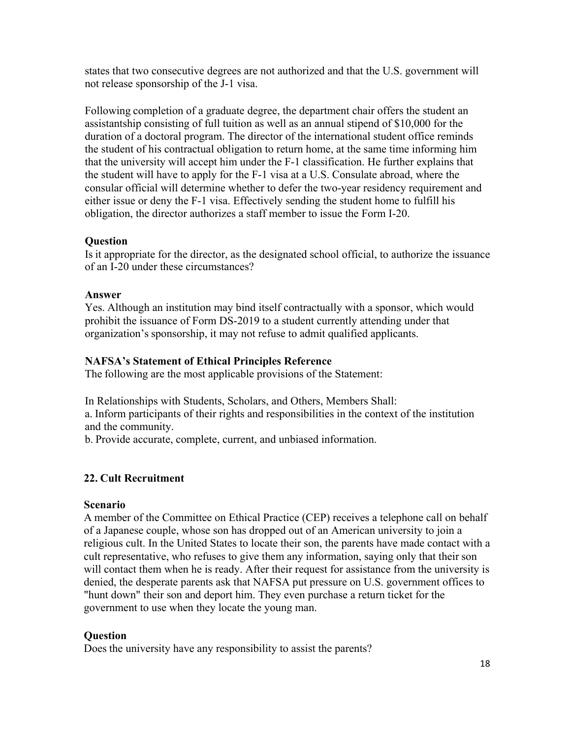states that two consecutive degrees are not authorized and that the U.S. government will not release sponsorship of the J-1 visa.

Following completion of a graduate degree, the department chair offers the student an assistantship consisting of full tuition as well as an annual stipend of $10,000 for the duration of a doctoral program. The director of the international student office reminds the student of his contractual obligation to return home, at the same time informing him that the university will accept him under the F-1 classification. He further explains that the student will have to apply for the F-1 visa at a U.S. Consulate abroad, where the consular official will determine whether to defer the two-year residency requirement and either issue or deny the F-1 visa. Effectively sending the student home to fulfill his obligation, the director authorizes a staff member to issue the Form I-20.

**Question**
Is it appropriate for the director, as the designated school official, to authorize the issuance of an I-20 under these circumstances?

**Answer**
Yes. Although an institution may bind itself contractually with a sponsor, which would prohibit the issuance of Form DS-2019 to a student currently attending under that organization's sponsorship, it may not refuse to admit qualified applicants.

**NAFSA's Statement of Ethical Principles Reference**
The following are the most applicable provisions of the Statement:

In Relationships with Students, Scholars, and Others, Members Shall:
a. Inform participants of their rights and responsibilities in the context of the institution and the community.
b. Provide accurate, complete, current, and unbiased information.

### 22. Cult Recruitment

**Scenario**
A member of the Committee on Ethical Practice (CEP) receives a telephone call on behalf of a Japanese couple, whose son has dropped out of an American university to join a religious cult. In the United States to locate their son, the parents have made contact with a cult representative, who refuses to give them any information, saying only that their son will contact them when he is ready. After their request for assistance from the university is denied, the desperate parents ask that NAFSA put pressure on U.S. government offices to "hunt down" their son and deport him. They even purchase a return ticket for the government to use when they locate the young man.

**Question**
Does the university have any responsibility to assist the parents?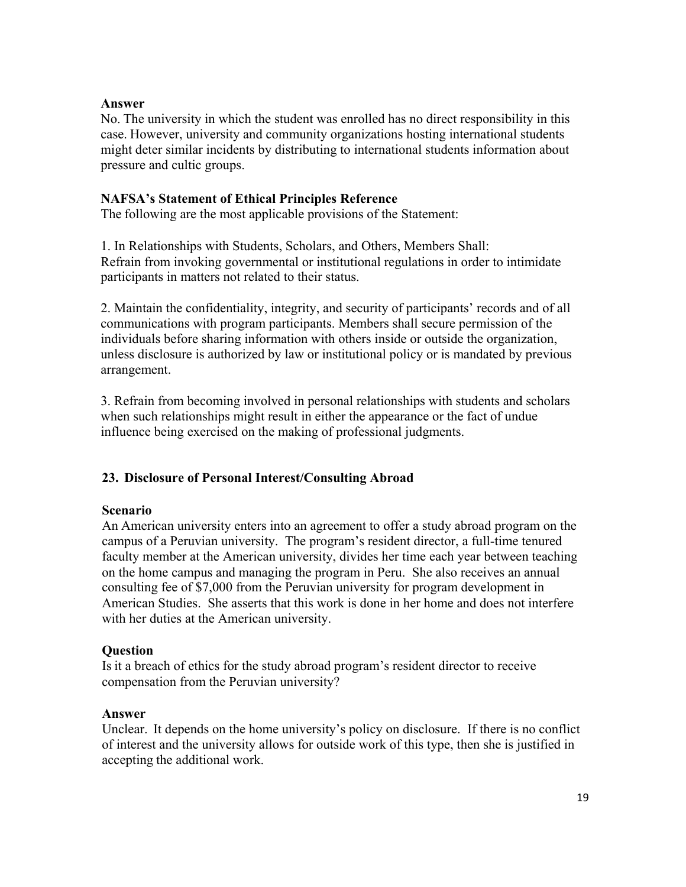**Answer**

No. The university in which the student was enrolled has no direct responsibility in this case. However, university and community organizations hosting international students might deter similar incidents by distributing to international students information about pressure and cultic groups.

**NAFSA's Statement of Ethical Principles Reference**

The following are the most applicable provisions of the Statement:

1. In Relationships with Students, Scholars, and Others, Members Shall: Refrain from invoking governmental or institutional regulations in order to intimidate participants in matters not related to their status.

2. Maintain the confidentiality, integrity, and security of participants' records and of all communications with program participants. Members shall secure permission of the individuals before sharing information with others inside or outside the organization, unless disclosure is authorized by law or institutional policy or is mandated by previous arrangement.

3. Refrain from becoming involved in personal relationships with students and scholars when such relationships might result in either the appearance or the fact of undue influence being exercised on the making of professional judgments.

### 23. Disclosure of Personal Interest/Consulting Abroad

**Scenario**

An American university enters into an agreement to offer a study abroad program on the campus of a Peruvian university. The program's resident director, a full-time tenured faculty member at the American university, divides her time each year between teaching on the home campus and managing the program in Peru. She also receives an annual consulting fee of $7,000 from the Peruvian university for program development in American Studies. She asserts that this work is done in her home and does not interfere with her duties at the American university.

**Question**

Is it a breach of ethics for the study abroad program's resident director to receive compensation from the Peruvian university?

**Answer**

Unclear. It depends on the home university's policy on disclosure. If there is no conflict of interest and the university allows for outside work of this type, then she is justified in accepting the additional work.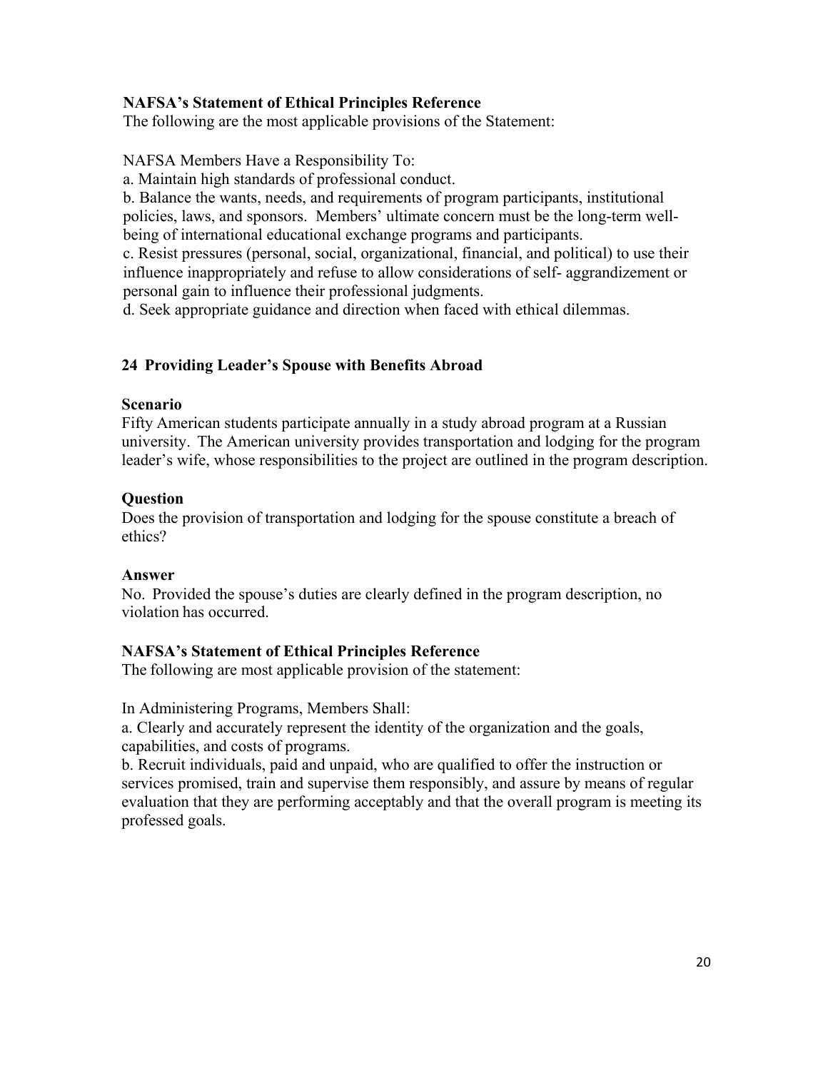**NAFSA's Statement of Ethical Principles Reference**

The following are the most applicable provisions of the Statement:

NAFSA Members Have a Responsibility To:

a. Maintain high standards of professional conduct.

b. Balance the wants, needs, and requirements of program participants, institutional policies, laws, and sponsors. Members' ultimate concern must be the long-term well-being of international educational exchange programs and participants.

c. Resist pressures (personal, social, organizational, financial, and political) to use their influence inappropriately and refuse to allow considerations of self- aggrandizement or personal gain to influence their professional judgments.

d. Seek appropriate guidance and direction when faced with ethical dilemmas.

## 24 Providing Leader's Spouse with Benefits Abroad

**Scenario**

Fifty American students participate annually in a study abroad program at a Russian university. The American university provides transportation and lodging for the program leader's wife, whose responsibilities to the project are outlined in the program description.

**Question**

Does the provision of transportation and lodging for the spouse constitute a breach of ethics?

**Answer**

No. Provided the spouse's duties are clearly defined in the program description, no violation has occurred.

**NAFSA's Statement of Ethical Principles Reference**

The following are most applicable provision of the statement:

In Administering Programs, Members Shall:

a. Clearly and accurately represent the identity of the organization and the goals, capabilities, and costs of programs.

b. Recruit individuals, paid and unpaid, who are qualified to offer the instruction or services promised, train and supervise them responsibly, and assure by means of regular evaluation that they are performing acceptably and that the overall program is meeting its professed goals.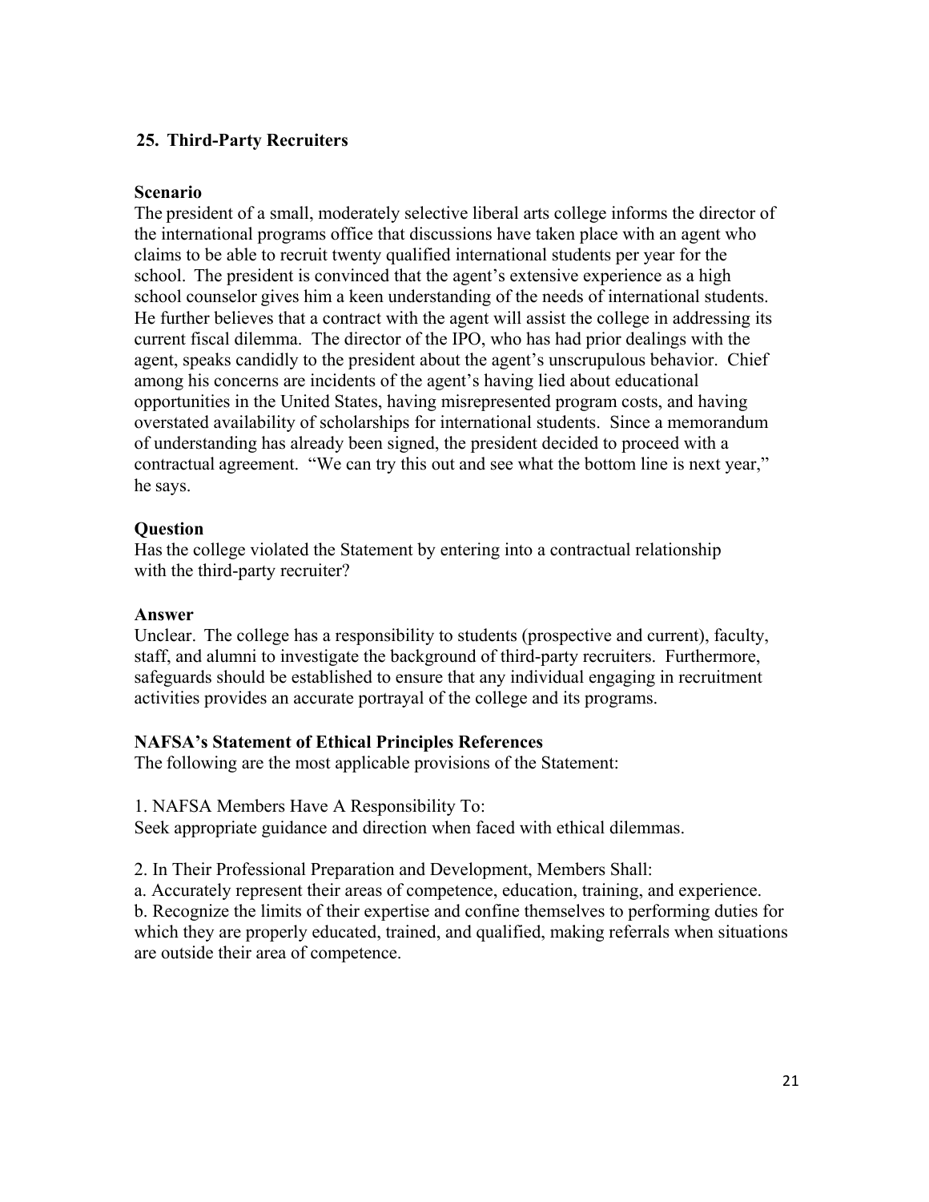## 25. Third-Party Recruiters

**Scenario**

The president of a small, moderately selective liberal arts college informs the director of the international programs office that discussions have taken place with an agent who claims to be able to recruit twenty qualified international students per year for the school. The president is convinced that the agent's extensive experience as a high school counselor gives him a keen understanding of the needs of international students. He further believes that a contract with the agent will assist the college in addressing its current fiscal dilemma. The director of the IPO, who has had prior dealings with the agent, speaks candidly to the president about the agent's unscrupulous behavior. Chief among his concerns are incidents of the agent's having lied about educational opportunities in the United States, having misrepresented program costs, and having overstated availability of scholarships for international students. Since a memorandum of understanding has already been signed, the president decided to proceed with a contractual agreement. "We can try this out and see what the bottom line is next year," he says.

**Question**

Has the college violated the Statement by entering into a contractual relationship with the third-party recruiter?

**Answer**

Unclear. The college has a responsibility to students (prospective and current), faculty, staff, and alumni to investigate the background of third-party recruiters. Furthermore, safeguards should be established to ensure that any individual engaging in recruitment activities provides an accurate portrayal of the college and its programs.

**NAFSA's Statement of Ethical Principles References**

The following are the most applicable provisions of the Statement:

1. NAFSA Members Have A Responsibility To:
Seek appropriate guidance and direction when faced with ethical dilemmas.

2. In Their Professional Preparation and Development, Members Shall:
a. Accurately represent their areas of competence, education, training, and experience.
b. Recognize the limits of their expertise and confine themselves to performing duties for which they are properly educated, trained, and qualified, making referrals when situations are outside their area of competence.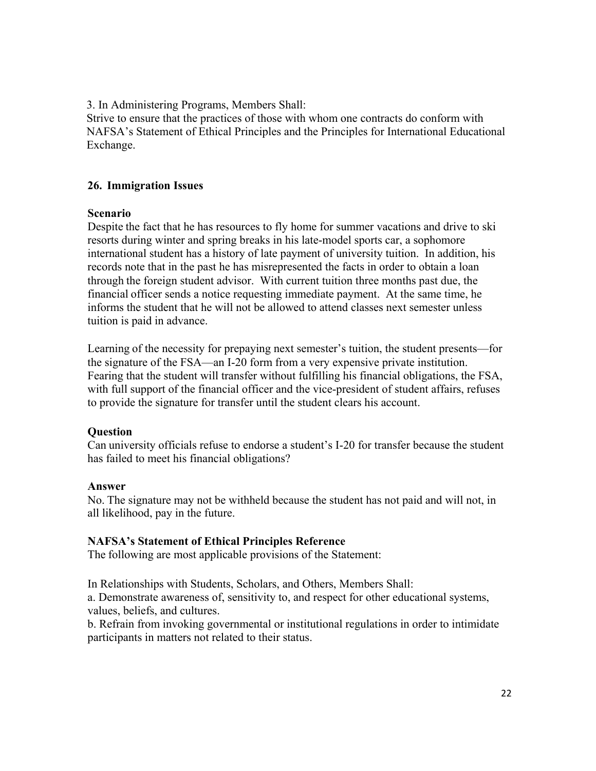3. In Administering Programs, Members Shall:
Strive to ensure that the practices of those with whom one contracts do conform with NAFSA's Statement of Ethical Principles and the Principles for International Educational Exchange.

### 26. Immigration Issues

**Scenario**
Despite the fact that he has resources to fly home for summer vacations and drive to ski resorts during winter and spring breaks in his late-model sports car, a sophomore international student has a history of late payment of university tuition. In addition, his records note that in the past he has misrepresented the facts in order to obtain a loan through the foreign student advisor. With current tuition three months past due, the financial officer sends a notice requesting immediate payment. At the same time, he informs the student that he will not be allowed to attend classes next semester unless tuition is paid in advance.

Learning of the necessity for prepaying next semester's tuition, the student presents—for the signature of the FSA—an I-20 form from a very expensive private institution. Fearing that the student will transfer without fulfilling his financial obligations, the FSA, with full support of the financial officer and the vice-president of student affairs, refuses to provide the signature for transfer until the student clears his account.

**Question**
Can university officials refuse to endorse a student's I-20 for transfer because the student has failed to meet his financial obligations?

**Answer**
No. The signature may not be withheld because the student has not paid and will not, in all likelihood, pay in the future.

**NAFSA's Statement of Ethical Principles Reference**
The following are most applicable provisions of the Statement:

In Relationships with Students, Scholars, and Others, Members Shall:
a. Demonstrate awareness of, sensitivity to, and respect for other educational systems, values, beliefs, and cultures.
b. Refrain from invoking governmental or institutional regulations in order to intimidate participants in matters not related to their status.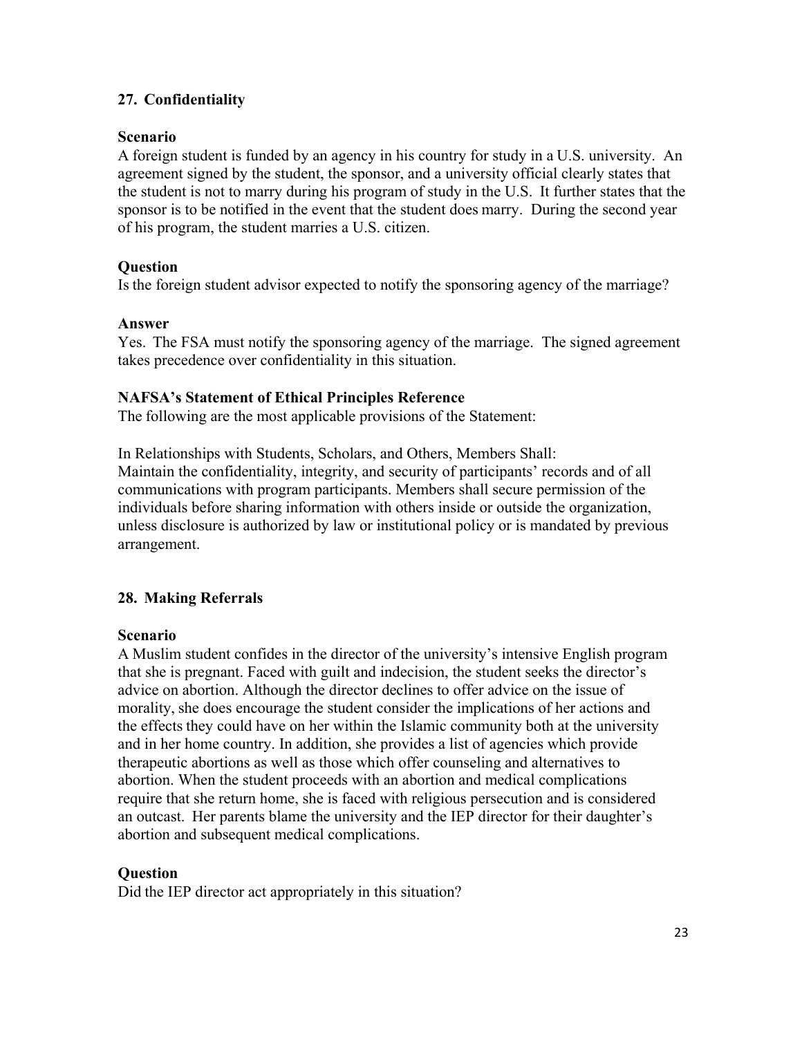### 27. Confidentiality

**Scenario**

A foreign student is funded by an agency in his country for study in a U.S. university. An agreement signed by the student, the sponsor, and a university official clearly states that the student is not to marry during his program of study in the U.S. It further states that the sponsor is to be notified in the event that the student does marry. During the second year of his program, the student marries a U.S. citizen.

**Question**

Is the foreign student advisor expected to notify the sponsoring agency of the marriage?

**Answer**

Yes. The FSA must notify the sponsoring agency of the marriage. The signed agreement takes precedence over confidentiality in this situation.

**NAFSA's Statement of Ethical Principles Reference**

The following are the most applicable provisions of the Statement:

In Relationships with Students, Scholars, and Others, Members Shall:
Maintain the confidentiality, integrity, and security of participants' records and of all communications with program participants. Members shall secure permission of the individuals before sharing information with others inside or outside the organization, unless disclosure is authorized by law or institutional policy or is mandated by previous arrangement.

### 28. Making Referrals

**Scenario**

A Muslim student confides in the director of the university's intensive English program that she is pregnant. Faced with guilt and indecision, the student seeks the director's advice on abortion. Although the director declines to offer advice on the issue of morality, she does encourage the student consider the implications of her actions and the effects they could have on her within the Islamic community both at the university and in her home country. In addition, she provides a list of agencies which provide therapeutic abortions as well as those which offer counseling and alternatives to abortion. When the student proceeds with an abortion and medical complications require that she return home, she is faced with religious persecution and is considered an outcast. Her parents blame the university and the IEP director for their daughter's abortion and subsequent medical complications.

**Question**

Did the IEP director act appropriately in this situation?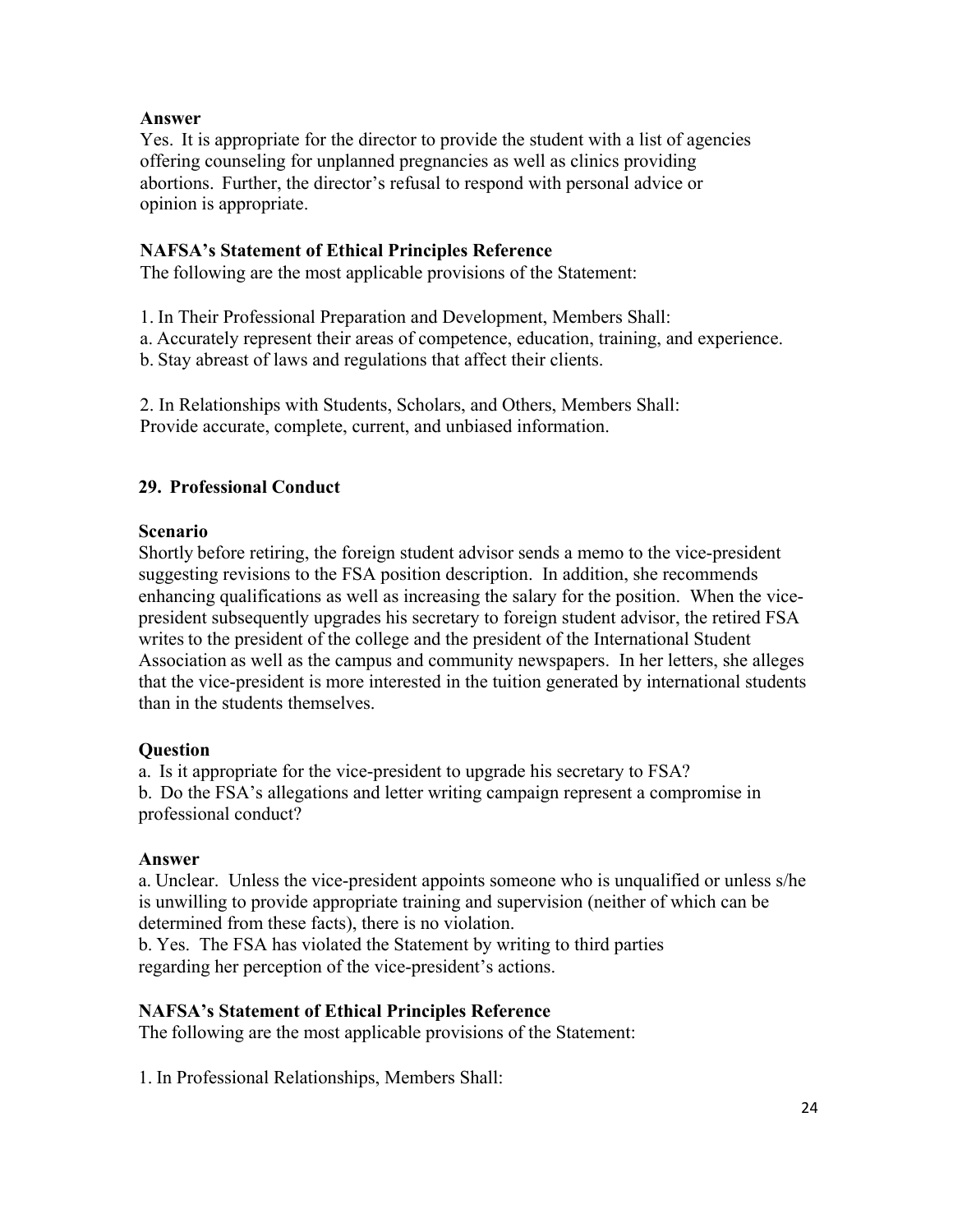**Answer**

Yes. It is appropriate for the director to provide the student with a list of agencies offering counseling for unplanned pregnancies as well as clinics providing abortions. Further, the director's refusal to respond with personal advice or opinion is appropriate.

**NAFSA's Statement of Ethical Principles Reference**

The following are the most applicable provisions of the Statement:

1. In Their Professional Preparation and Development, Members Shall:
a. Accurately represent their areas of competence, education, training, and experience.
b. Stay abreast of laws and regulations that affect their clients.

2. In Relationships with Students, Scholars, and Others, Members Shall:
Provide accurate, complete, current, and unbiased information.

## 29. Professional Conduct

**Scenario**

Shortly before retiring, the foreign student advisor sends a memo to the vice-president suggesting revisions to the FSA position description. In addition, she recommends enhancing qualifications as well as increasing the salary for the position. When the vice-president subsequently upgrades his secretary to foreign student advisor, the retired FSA writes to the president of the college and the president of the International Student Association as well as the campus and community newspapers. In her letters, she alleges that the vice-president is more interested in the tuition generated by international students than in the students themselves.

**Question**

a. Is it appropriate for the vice-president to upgrade his secretary to FSA?
b. Do the FSA's allegations and letter writing campaign represent a compromise in professional conduct?

**Answer**

a. Unclear. Unless the vice-president appoints someone who is unqualified or unless s/he is unwilling to provide appropriate training and supervision (neither of which can be determined from these facts), there is no violation.
b. Yes. The FSA has violated the Statement by writing to third parties regarding her perception of the vice-president's actions.

**NAFSA's Statement of Ethical Principles Reference**

The following are the most applicable provisions of the Statement:

1. In Professional Relationships, Members Shall: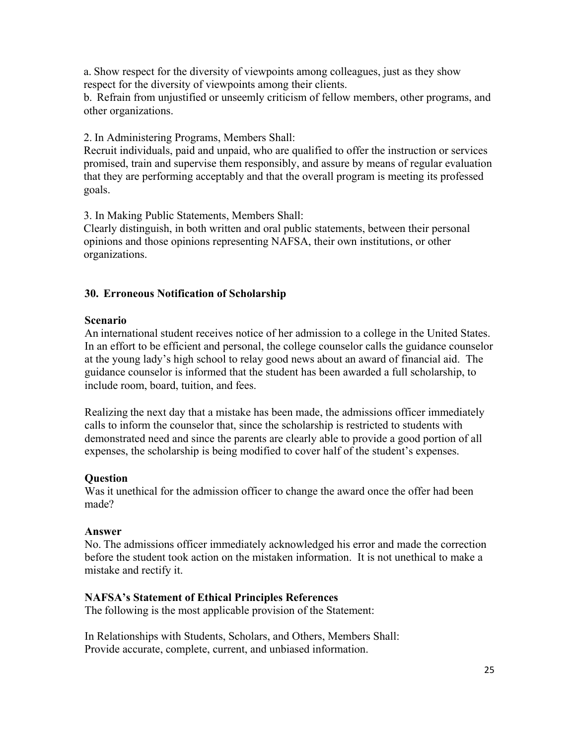a. Show respect for the diversity of viewpoints among colleagues, just as they show respect for the diversity of viewpoints among their clients.
b. Refrain from unjustified or unseemly criticism of fellow members, other programs, and other organizations.

2. In Administering Programs, Members Shall:
Recruit individuals, paid and unpaid, who are qualified to offer the instruction or services promised, train and supervise them responsibly, and assure by means of regular evaluation that they are performing acceptably and that the overall program is meeting its professed goals.

3. In Making Public Statements, Members Shall:
Clearly distinguish, in both written and oral public statements, between their personal opinions and those opinions representing NAFSA, their own institutions, or other organizations.

### 30. Erroneous Notification of Scholarship

**Scenario**
An international student receives notice of her admission to a college in the United States. In an effort to be efficient and personal, the college counselor calls the guidance counselor at the young lady's high school to relay good news about an award of financial aid. The guidance counselor is informed that the student has been awarded a full scholarship, to include room, board, tuition, and fees.

Realizing the next day that a mistake has been made, the admissions officer immediately calls to inform the counselor that, since the scholarship is restricted to students with demonstrated need and since the parents are clearly able to provide a good portion of all expenses, the scholarship is being modified to cover half of the student's expenses.

**Question**
Was it unethical for the admission officer to change the award once the offer had been made?

**Answer**
No. The admissions officer immediately acknowledged his error and made the correction before the student took action on the mistaken information. It is not unethical to make a mistake and rectify it.

**NAFSA's Statement of Ethical Principles References**
The following is the most applicable provision of the Statement:

In Relationships with Students, Scholars, and Others, Members Shall:
Provide accurate, complete, current, and unbiased information.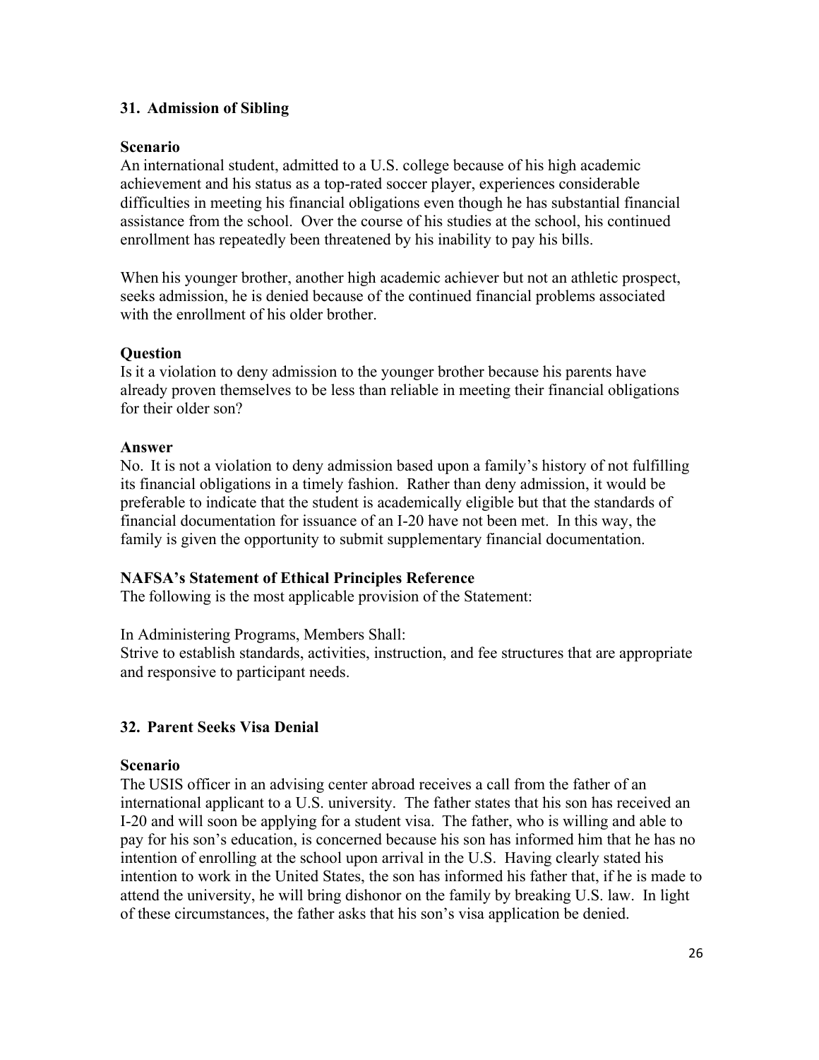### 31. Admission of Sibling

**Scenario**

An international student, admitted to a U.S. college because of his high academic achievement and his status as a top-rated soccer player, experiences considerable difficulties in meeting his financial obligations even though he has substantial financial assistance from the school. Over the course of his studies at the school, his continued enrollment has repeatedly been threatened by his inability to pay his bills.

When his younger brother, another high academic achiever but not an athletic prospect, seeks admission, he is denied because of the continued financial problems associated with the enrollment of his older brother.

**Question**

Is it a violation to deny admission to the younger brother because his parents have already proven themselves to be less than reliable in meeting their financial obligations for their older son?

**Answer**

No. It is not a violation to deny admission based upon a family's history of not fulfilling its financial obligations in a timely fashion. Rather than deny admission, it would be preferable to indicate that the student is academically eligible but that the standards of financial documentation for issuance of an I-20 have not been met. In this way, the family is given the opportunity to submit supplementary financial documentation.

**NAFSA's Statement of Ethical Principles Reference**

The following is the most applicable provision of the Statement:

In Administering Programs, Members Shall:
Strive to establish standards, activities, instruction, and fee structures that are appropriate and responsive to participant needs.

### 32. Parent Seeks Visa Denial

**Scenario**

The USIS officer in an advising center abroad receives a call from the father of an international applicant to a U.S. university. The father states that his son has received an I-20 and will soon be applying for a student visa. The father, who is willing and able to pay for his son's education, is concerned because his son has informed him that he has no intention of enrolling at the school upon arrival in the U.S. Having clearly stated his intention to work in the United States, the son has informed his father that, if he is made to attend the university, he will bring dishonor on the family by breaking U.S. law. In light of these circumstances, the father asks that his son's visa application be denied.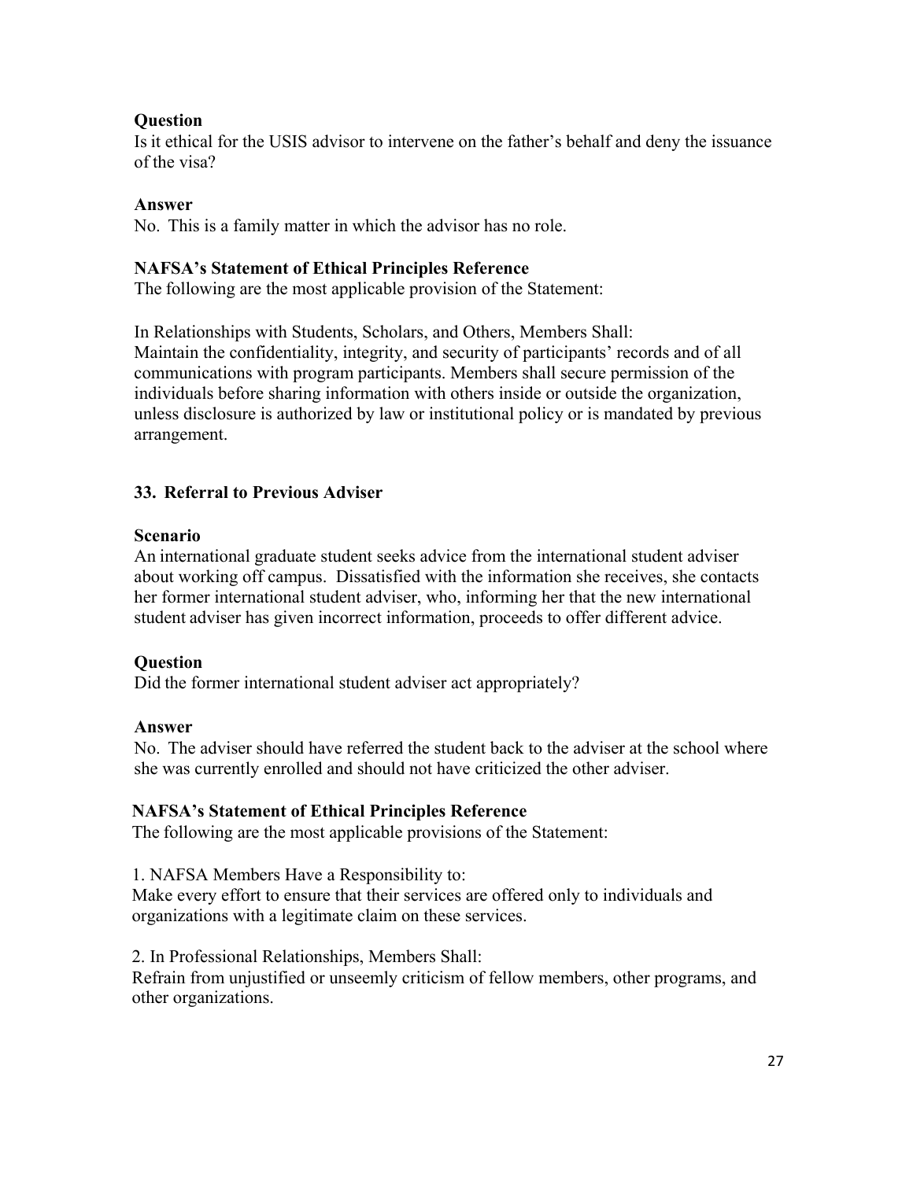**Question**

Is it ethical for the USIS advisor to intervene on the father's behalf and deny the issuance of the visa?

**Answer**

No. This is a family matter in which the advisor has no role.

**NAFSA's Statement of Ethical Principles Reference**

The following are the most applicable provision of the Statement:

In Relationships with Students, Scholars, and Others, Members Shall:
Maintain the confidentiality, integrity, and security of participants' records and of all communications with program participants. Members shall secure permission of the individuals before sharing information with others inside or outside the organization, unless disclosure is authorized by law or institutional policy or is mandated by previous arrangement.

### 33. Referral to Previous Adviser

**Scenario**

An international graduate student seeks advice from the international student adviser about working off campus. Dissatisfied with the information she receives, she contacts her former international student adviser, who, informing her that the new international student adviser has given incorrect information, proceeds to offer different advice.

**Question**

Did the former international student adviser act appropriately?

**Answer**

No. The adviser should have referred the student back to the adviser at the school where she was currently enrolled and should not have criticized the other adviser.

**NAFSA's Statement of Ethical Principles Reference**

The following are the most applicable provisions of the Statement:

1. NAFSA Members Have a Responsibility to:
Make every effort to ensure that their services are offered only to individuals and organizations with a legitimate claim on these services.

2. In Professional Relationships, Members Shall:
Refrain from unjustified or unseemly criticism of fellow members, other programs, and other organizations.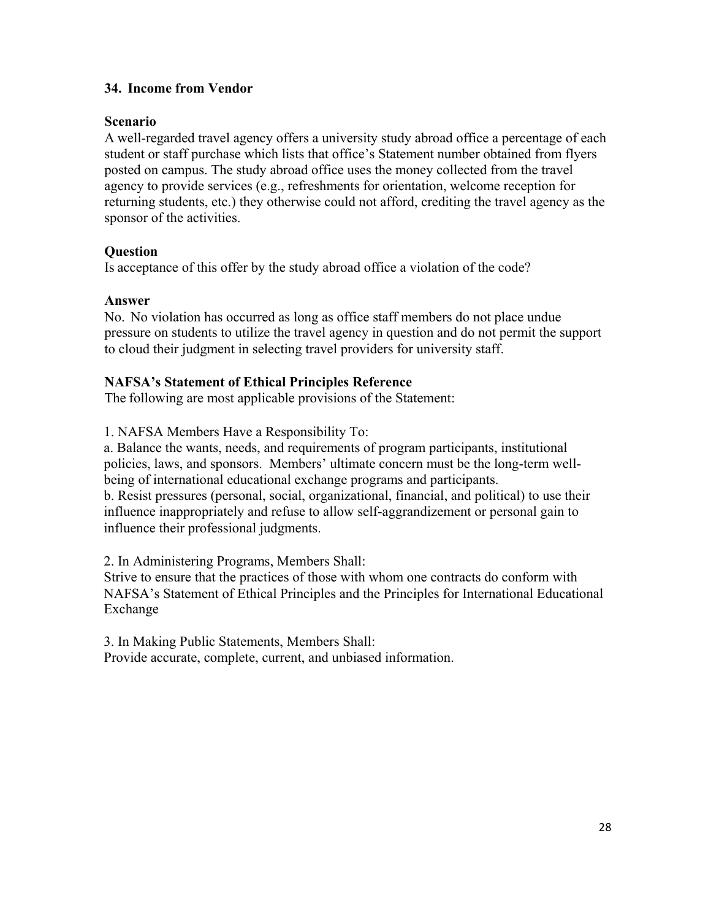## 34. Income from Vendor

### Scenario

A well-regarded travel agency offers a university study abroad office a percentage of each student or staff purchase which lists that office's Statement number obtained from flyers posted on campus. The study abroad office uses the money collected from the travel agency to provide services (e.g., refreshments for orientation, welcome reception for returning students, etc.) they otherwise could not afford, crediting the travel agency as the sponsor of the activities.

### Question

Is acceptance of this offer by the study abroad office a violation of the code?

### Answer

No. No violation has occurred as long as office staff members do not place undue pressure on students to utilize the travel agency in question and do not permit the support to cloud their judgment in selecting travel providers for university staff.

### NAFSA's Statement of Ethical Principles Reference

The following are most applicable provisions of the Statement:

1. NAFSA Members Have a Responsibility To:

a. Balance the wants, needs, and requirements of program participants, institutional policies, laws, and sponsors. Members' ultimate concern must be the long-term well-being of international educational exchange programs and participants.

b. Resist pressures (personal, social, organizational, financial, and political) to use their influence inappropriately and refuse to allow self-aggrandizement or personal gain to influence their professional judgments.

2. In Administering Programs, Members Shall:

Strive to ensure that the practices of those with whom one contracts do conform with NAFSA's Statement of Ethical Principles and the Principles for International Educational Exchange

3. In Making Public Statements, Members Shall:

Provide accurate, complete, current, and unbiased information.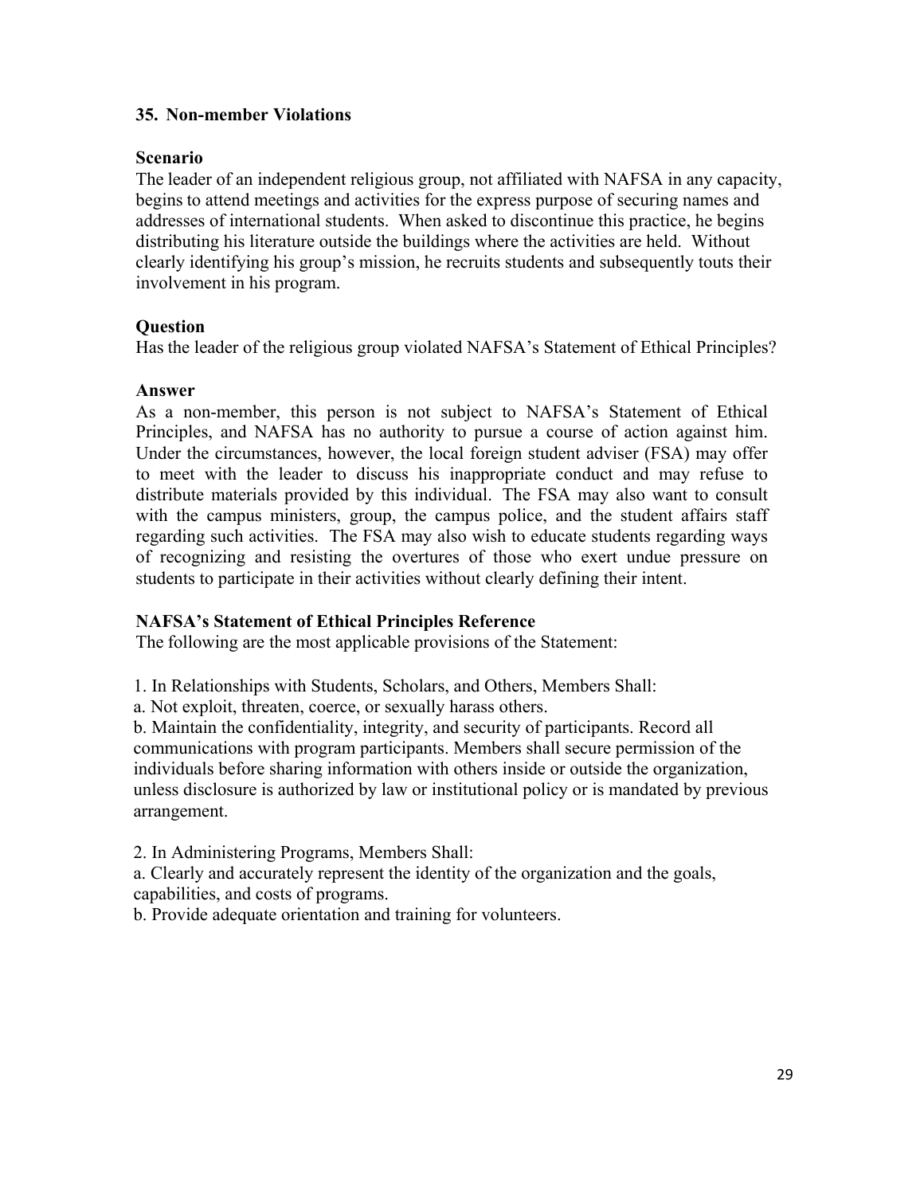### 35. Non-member Violations

**Scenario**

The leader of an independent religious group, not affiliated with NAFSA in any capacity, begins to attend meetings and activities for the express purpose of securing names and addresses of international students. When asked to discontinue this practice, he begins distributing his literature outside the buildings where the activities are held. Without clearly identifying his group's mission, he recruits students and subsequently touts their involvement in his program.

**Question**

Has the leader of the religious group violated NAFSA's Statement of Ethical Principles?

**Answer**

As a non-member, this person is not subject to NAFSA's Statement of Ethical Principles, and NAFSA has no authority to pursue a course of action against him. Under the circumstances, however, the local foreign student adviser (FSA) may offer to meet with the leader to discuss his inappropriate conduct and may refuse to distribute materials provided by this individual. The FSA may also want to consult with the campus ministers, group, the campus police, and the student affairs staff regarding such activities. The FSA may also wish to educate students regarding ways of recognizing and resisting the overtures of those who exert undue pressure on students to participate in their activities without clearly defining their intent.

**NAFSA's Statement of Ethical Principles Reference**

The following are the most applicable provisions of the Statement:

1. In Relationships with Students, Scholars, and Others, Members Shall:

a. Not exploit, threaten, coerce, or sexually harass others.

b. Maintain the confidentiality, integrity, and security of participants. Record all communications with program participants. Members shall secure permission of the individuals before sharing information with others inside or outside the organization, unless disclosure is authorized by law or institutional policy or is mandated by previous arrangement.

2. In Administering Programs, Members Shall:

a. Clearly and accurately represent the identity of the organization and the goals, capabilities, and costs of programs.

b. Provide adequate orientation and training for volunteers.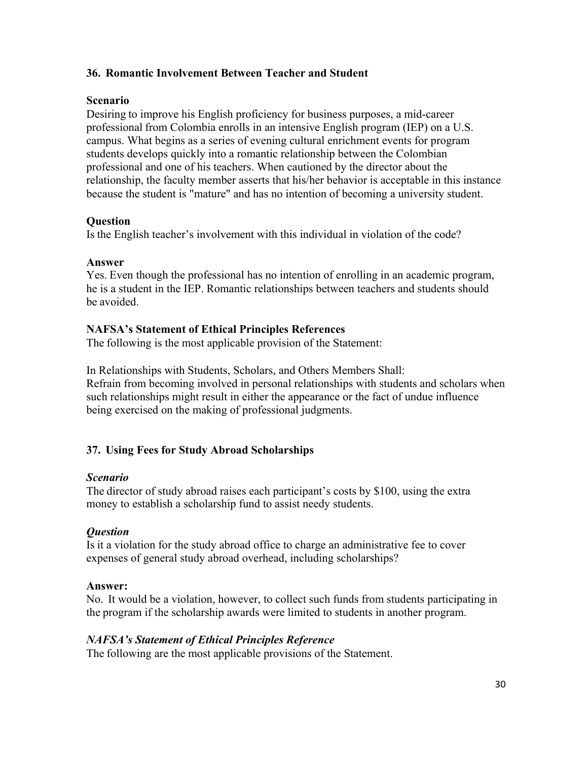### 36. Romantic Involvement Between Teacher and Student

**Scenario**
Desiring to improve his English proficiency for business purposes, a mid-career professional from Colombia enrolls in an intensive English program (IEP) on a U.S. campus. What begins as a series of evening cultural enrichment events for program students develops quickly into a romantic relationship between the Colombian professional and one of his teachers. When cautioned by the director about the relationship, the faculty member asserts that his/her behavior is acceptable in this instance because the student is "mature" and has no intention of becoming a university student.

**Question**
Is the English teacher's involvement with this individual in violation of the code?

**Answer**
Yes. Even though the professional has no intention of enrolling in an academic program, he is a student in the IEP. Romantic relationships between teachers and students should be avoided.

**NAFSA's Statement of Ethical Principles References**
The following is the most applicable provision of the Statement:

In Relationships with Students, Scholars, and Others Members Shall:
Refrain from becoming involved in personal relationships with students and scholars when such relationships might result in either the appearance or the fact of undue influence being exercised on the making of professional judgments.

### 37. Using Fees for Study Abroad Scholarships

***Scenario***
The director of study abroad raises each participant's costs by $100, using the extra money to establish a scholarship fund to assist needy students.

***Question***
Is it a violation for the study abroad office to charge an administrative fee to cover expenses of general study abroad overhead, including scholarships?

**Answer:**
No. It would be a violation, however, to collect such funds from students participating in the program if the scholarship awards were limited to students in another program.

***NAFSA's Statement of Ethical Principles Reference***
The following are the most applicable provisions of the Statement.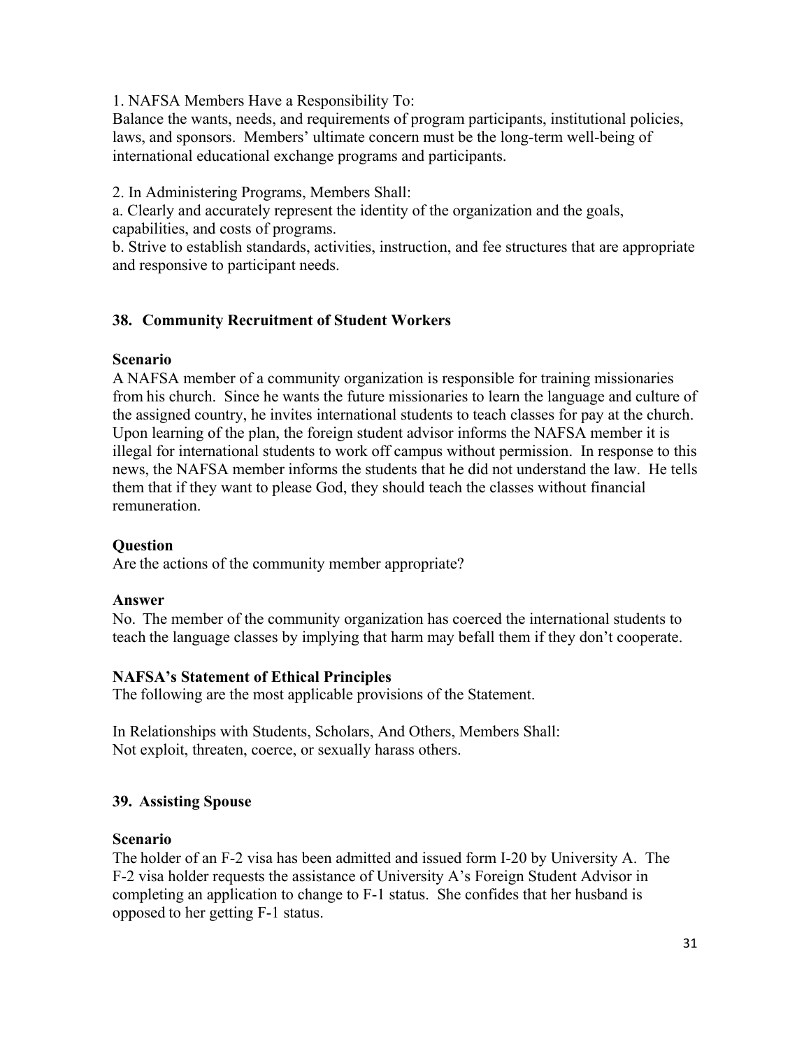1. NAFSA Members Have a Responsibility To:
Balance the wants, needs, and requirements of program participants, institutional policies, laws, and sponsors. Members' ultimate concern must be the long-term well-being of international educational exchange programs and participants.

2. In Administering Programs, Members Shall:
a. Clearly and accurately represent the identity of the organization and the goals, capabilities, and costs of programs.
b. Strive to establish standards, activities, instruction, and fee structures that are appropriate and responsive to participant needs.

## 38. Community Recruitment of Student Workers

**Scenario**
A NAFSA member of a community organization is responsible for training missionaries from his church. Since he wants the future missionaries to learn the language and culture of the assigned country, he invites international students to teach classes for pay at the church. Upon learning of the plan, the foreign student advisor informs the NAFSA member it is illegal for international students to work off campus without permission. In response to this news, the NAFSA member informs the students that he did not understand the law. He tells them that if they want to please God, they should teach the classes without financial remuneration.

**Question**
Are the actions of the community member appropriate?

**Answer**
No. The member of the community organization has coerced the international students to teach the language classes by implying that harm may befall them if they don't cooperate.

**NAFSA's Statement of Ethical Principles**
The following are the most applicable provisions of the Statement.

In Relationships with Students, Scholars, And Others, Members Shall:
Not exploit, threaten, coerce, or sexually harass others.

## 39. Assisting Spouse

**Scenario**
The holder of an F-2 visa has been admitted and issued form I-20 by University A. The F-2 visa holder requests the assistance of University A's Foreign Student Advisor in completing an application to change to F-1 status. She confides that her husband is opposed to her getting F-1 status.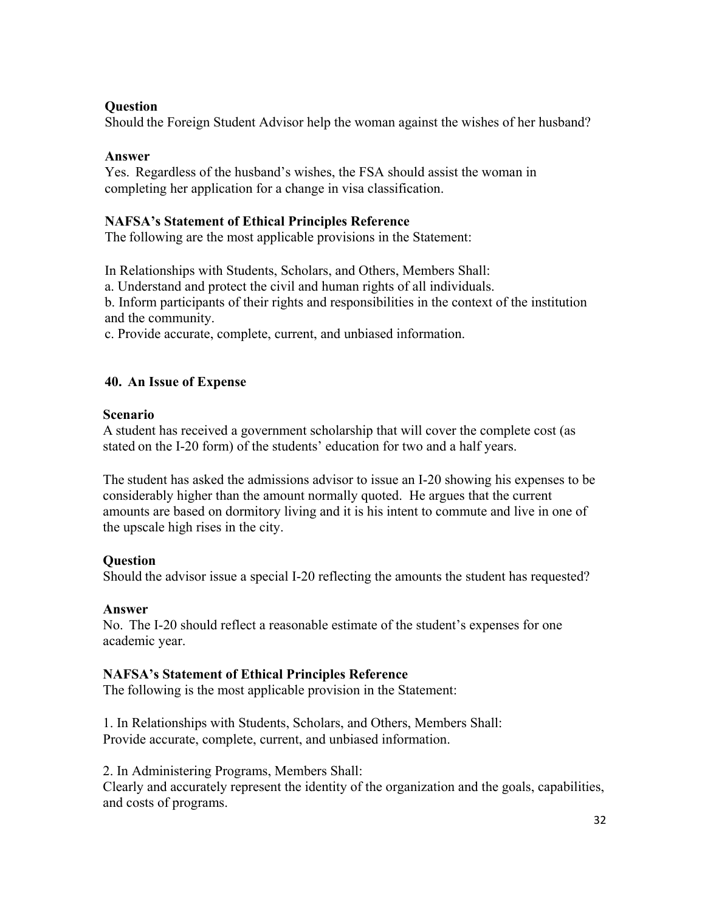**Question**
Should the Foreign Student Advisor help the woman against the wishes of her husband?

**Answer**
Yes. Regardless of the husband's wishes, the FSA should assist the woman in completing her application for a change in visa classification.

**NAFSA's Statement of Ethical Principles Reference**
The following are the most applicable provisions in the Statement:

In Relationships with Students, Scholars, and Others, Members Shall:
a. Understand and protect the civil and human rights of all individuals.
b. Inform participants of their rights and responsibilities in the context of the institution and the community.
c. Provide accurate, complete, current, and unbiased information.

### 40. An Issue of Expense

**Scenario**
A student has received a government scholarship that will cover the complete cost (as stated on the I-20 form) of the students' education for two and a half years.

The student has asked the admissions advisor to issue an I-20 showing his expenses to be considerably higher than the amount normally quoted. He argues that the current amounts are based on dormitory living and it is his intent to commute and live in one of the upscale high rises in the city.

**Question**
Should the advisor issue a special I-20 reflecting the amounts the student has requested?

**Answer**
No. The I-20 should reflect a reasonable estimate of the student's expenses for one academic year.

**NAFSA's Statement of Ethical Principles Reference**
The following is the most applicable provision in the Statement:

1. In Relationships with Students, Scholars, and Others, Members Shall:
Provide accurate, complete, current, and unbiased information.

2. In Administering Programs, Members Shall:
Clearly and accurately represent the identity of the organization and the goals, capabilities, and costs of programs.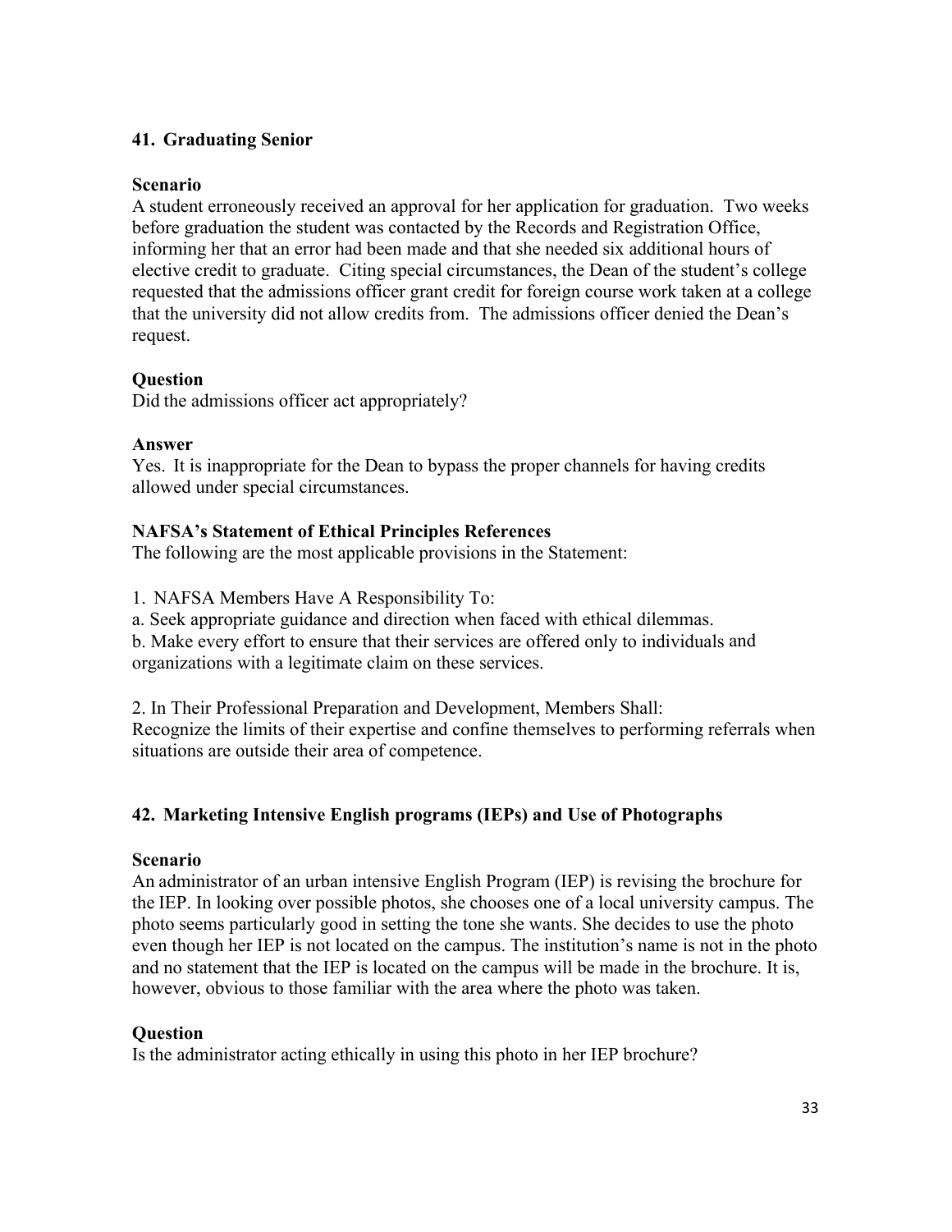### 41. Graduating Senior

**Scenario**

A student erroneously received an approval for her application for graduation. Two weeks before graduation the student was contacted by the Records and Registration Office, informing her that an error had been made and that she needed six additional hours of elective credit to graduate. Citing special circumstances, the Dean of the student's college requested that the admissions officer grant credit for foreign course work taken at a college that the university did not allow credits from. The admissions officer denied the Dean's request.

**Question**

Did the admissions officer act appropriately?

**Answer**

Yes. It is inappropriate for the Dean to bypass the proper channels for having credits allowed under special circumstances.

**NAFSA's Statement of Ethical Principles References**

The following are the most applicable provisions in the Statement:

1. NAFSA Members Have A Responsibility To:

a. Seek appropriate guidance and direction when faced with ethical dilemmas.

b. Make every effort to ensure that their services are offered only to individuals and organizations with a legitimate claim on these services.

2. In Their Professional Preparation and Development, Members Shall:

Recognize the limits of their expertise and confine themselves to performing referrals when situations are outside their area of competence.

### 42. Marketing Intensive English programs (IEPs) and Use of Photographs

**Scenario**

An administrator of an urban intensive English Program (IEP) is revising the brochure for the IEP. In looking over possible photos, she chooses one of a local university campus. The photo seems particularly good in setting the tone she wants. She decides to use the photo even though her IEP is not located on the campus. The institution's name is not in the photo and no statement that the IEP is located on the campus will be made in the brochure. It is, however, obvious to those familiar with the area where the photo was taken.

**Question**

Is the administrator acting ethically in using this photo in her IEP brochure?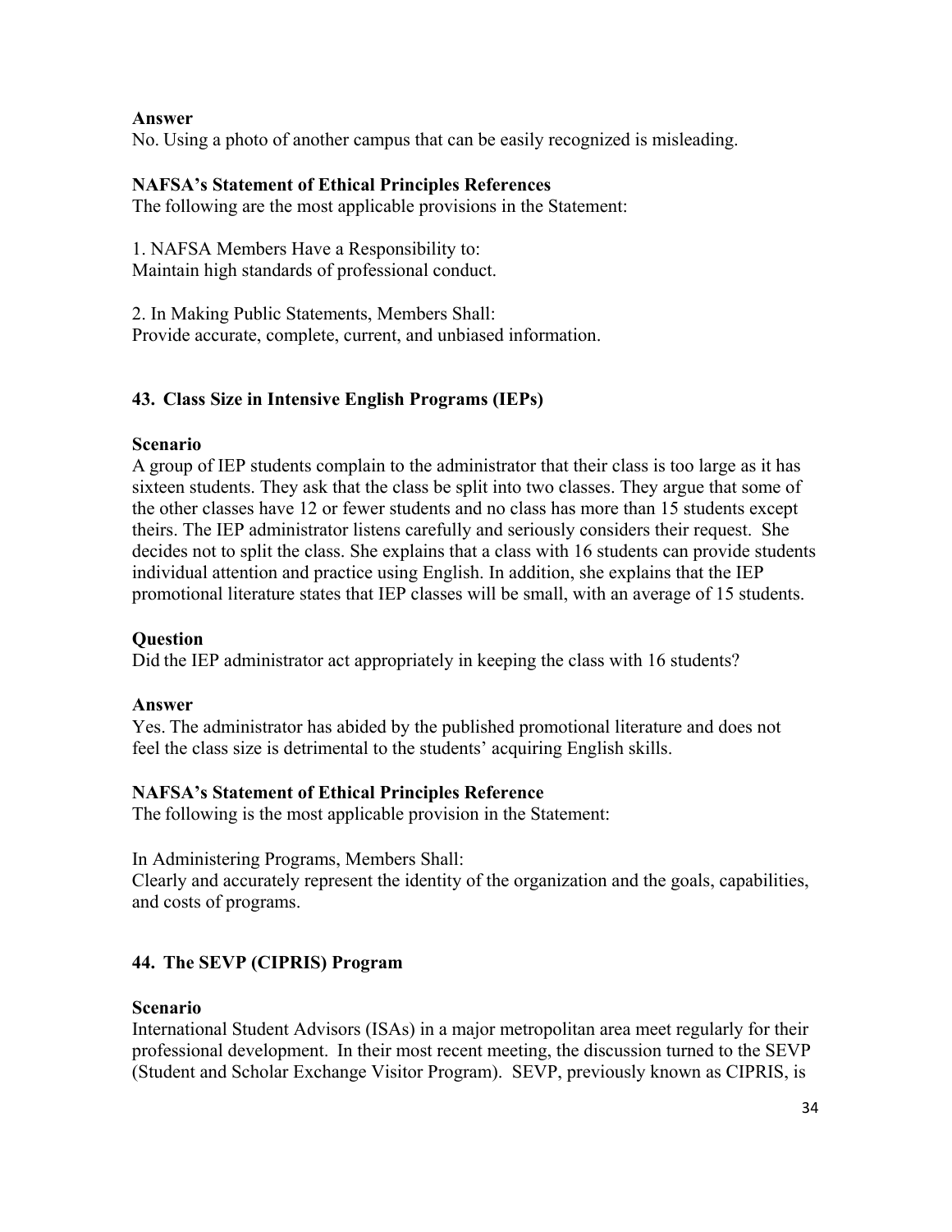**Answer**

No. Using a photo of another campus that can be easily recognized is misleading.

**NAFSA's Statement of Ethical Principles References**

The following are the most applicable provisions in the Statement:

1. NAFSA Members Have a Responsibility to:
Maintain high standards of professional conduct.

2. In Making Public Statements, Members Shall:
Provide accurate, complete, current, and unbiased information.

### 43. Class Size in Intensive English Programs (IEPs)

**Scenario**

A group of IEP students complain to the administrator that their class is too large as it has sixteen students. They ask that the class be split into two classes. They argue that some of the other classes have 12 or fewer students and no class has more than 15 students except theirs. The IEP administrator listens carefully and seriously considers their request. She decides not to split the class. She explains that a class with 16 students can provide students individual attention and practice using English. In addition, she explains that the IEP promotional literature states that IEP classes will be small, with an average of 15 students.

**Question**

Did the IEP administrator act appropriately in keeping the class with 16 students?

**Answer**

Yes. The administrator has abided by the published promotional literature and does not feel the class size is detrimental to the students' acquiring English skills.

**NAFSA's Statement of Ethical Principles Reference**

The following is the most applicable provision in the Statement:

In Administering Programs, Members Shall:
Clearly and accurately represent the identity of the organization and the goals, capabilities, and costs of programs.

### 44. The SEVP (CIPRIS) Program

**Scenario**

International Student Advisors (ISAs) in a major metropolitan area meet regularly for their professional development. In their most recent meeting, the discussion turned to the SEVP (Student and Scholar Exchange Visitor Program). SEVP, previously known as CIPRIS, is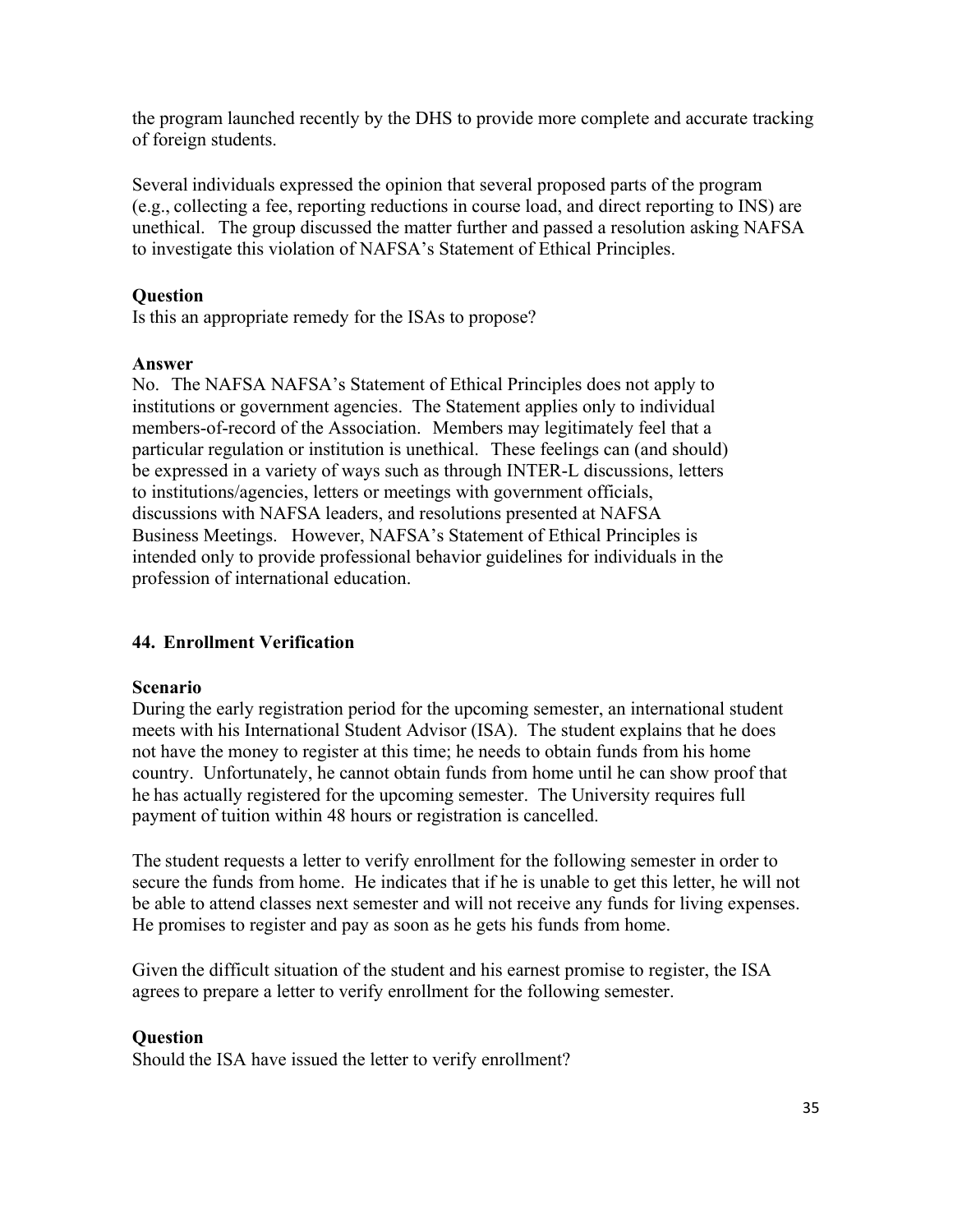the program launched recently by the DHS to provide more complete and accurate tracking of foreign students.

Several individuals expressed the opinion that several proposed parts of the program (e.g., collecting a fee, reporting reductions in course load, and direct reporting to INS) are unethical. The group discussed the matter further and passed a resolution asking NAFSA to investigate this violation of NAFSA's Statement of Ethical Principles.

**Question**
Is this an appropriate remedy for the ISAs to propose?

**Answer**
No. The NAFSA NAFSA's Statement of Ethical Principles does not apply to institutions or government agencies. The Statement applies only to individual members-of-record of the Association. Members may legitimately feel that a particular regulation or institution is unethical. These feelings can (and should) be expressed in a variety of ways such as through INTER-L discussions, letters to institutions/agencies, letters or meetings with government officials, discussions with NAFSA leaders, and resolutions presented at NAFSA Business Meetings. However, NAFSA's Statement of Ethical Principles is intended only to provide professional behavior guidelines for individuals in the profession of international education.

### 44. Enrollment Verification

**Scenario**
During the early registration period for the upcoming semester, an international student meets with his International Student Advisor (ISA). The student explains that he does not have the money to register at this time; he needs to obtain funds from his home country. Unfortunately, he cannot obtain funds from home until he can show proof that he has actually registered for the upcoming semester. The University requires full payment of tuition within 48 hours or registration is cancelled.

The student requests a letter to verify enrollment for the following semester in order to secure the funds from home. He indicates that if he is unable to get this letter, he will not be able to attend classes next semester and will not receive any funds for living expenses. He promises to register and pay as soon as he gets his funds from home.

Given the difficult situation of the student and his earnest promise to register, the ISA agrees to prepare a letter to verify enrollment for the following semester.

**Question**
Should the ISA have issued the letter to verify enrollment?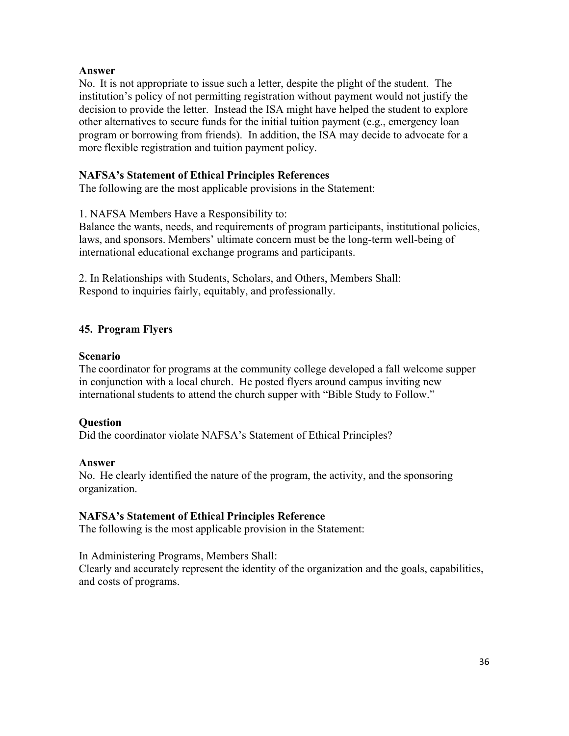**Answer**

No. It is not appropriate to issue such a letter, despite the plight of the student. The institution's policy of not permitting registration without payment would not justify the decision to provide the letter. Instead the ISA might have helped the student to explore other alternatives to secure funds for the initial tuition payment (e.g., emergency loan program or borrowing from friends). In addition, the ISA may decide to advocate for a more flexible registration and tuition payment policy.

**NAFSA's Statement of Ethical Principles References**

The following are the most applicable provisions in the Statement:

1. NAFSA Members Have a Responsibility to:
Balance the wants, needs, and requirements of program participants, institutional policies, laws, and sponsors. Members' ultimate concern must be the long-term well-being of international educational exchange programs and participants.

2. In Relationships with Students, Scholars, and Others, Members Shall:
Respond to inquiries fairly, equitably, and professionally.

## 45. Program Flyers

**Scenario**

The coordinator for programs at the community college developed a fall welcome supper in conjunction with a local church. He posted flyers around campus inviting new international students to attend the church supper with "Bible Study to Follow."

**Question**

Did the coordinator violate NAFSA's Statement of Ethical Principles?

**Answer**

No. He clearly identified the nature of the program, the activity, and the sponsoring organization.

**NAFSA's Statement of Ethical Principles Reference**

The following is the most applicable provision in the Statement:

In Administering Programs, Members Shall:
Clearly and accurately represent the identity of the organization and the goals, capabilities, and costs of programs.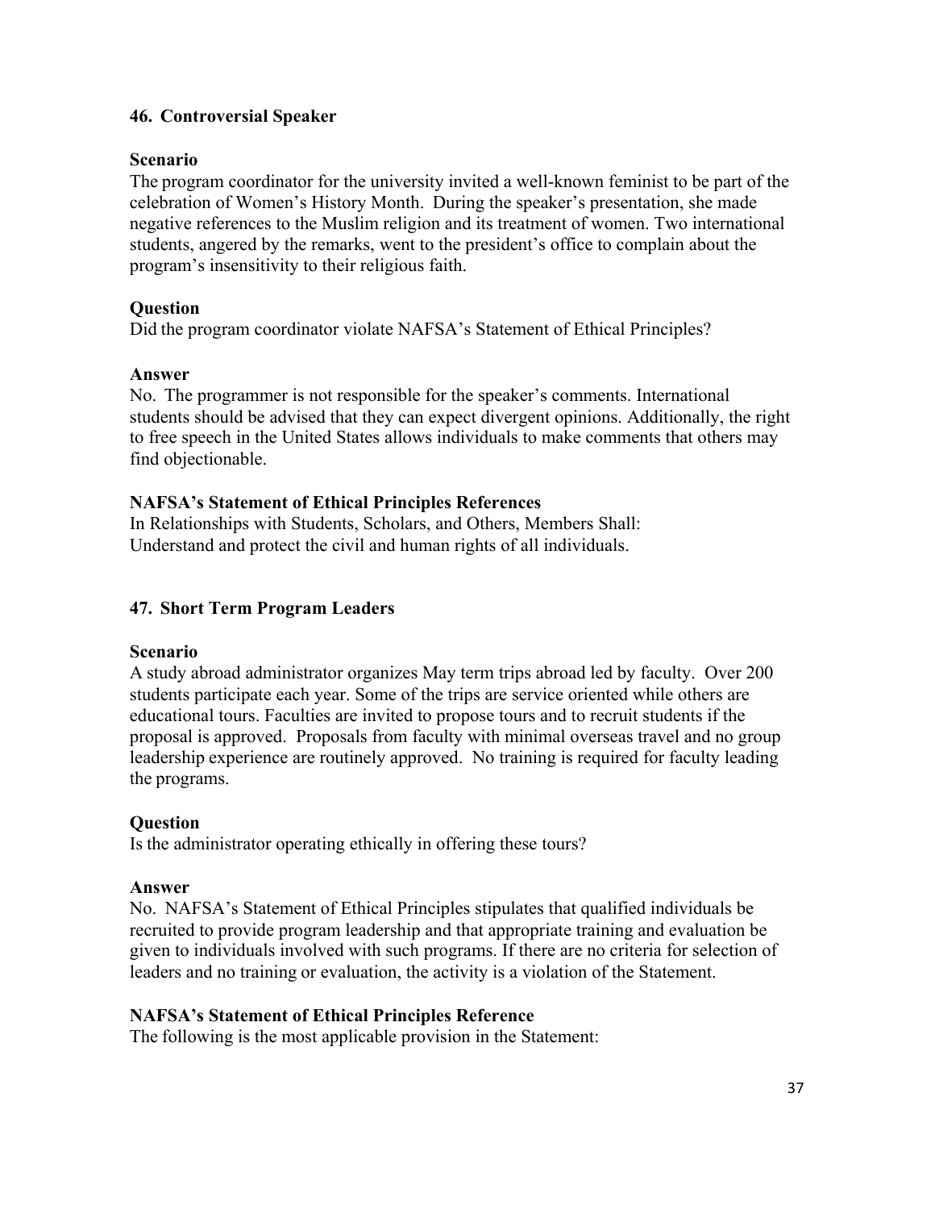## 46. Controversial Speaker

### Scenario

The program coordinator for the university invited a well-known feminist to be part of the celebration of Women's History Month. During the speaker's presentation, she made negative references to the Muslim religion and its treatment of women. Two international students, angered by the remarks, went to the president's office to complain about the program's insensitivity to their religious faith.

### Question

Did the program coordinator violate NAFSA's Statement of Ethical Principles?

### Answer

No. The programmer is not responsible for the speaker's comments. International students should be advised that they can expect divergent opinions. Additionally, the right to free speech in the United States allows individuals to make comments that others may find objectionable.

### NAFSA's Statement of Ethical Principles References

In Relationships with Students, Scholars, and Others, Members Shall:
Understand and protect the civil and human rights of all individuals.

## 47. Short Term Program Leaders

### Scenario

A study abroad administrator organizes May term trips abroad led by faculty. Over 200 students participate each year. Some of the trips are service oriented while others are educational tours. Faculties are invited to propose tours and to recruit students if the proposal is approved. Proposals from faculty with minimal overseas travel and no group leadership experience are routinely approved. No training is required for faculty leading the programs.

### Question

Is the administrator operating ethically in offering these tours?

### Answer

No. NAFSA's Statement of Ethical Principles stipulates that qualified individuals be recruited to provide program leadership and that appropriate training and evaluation be given to individuals involved with such programs. If there are no criteria for selection of leaders and no training or evaluation, the activity is a violation of the Statement.

### NAFSA's Statement of Ethical Principles Reference

The following is the most applicable provision in the Statement: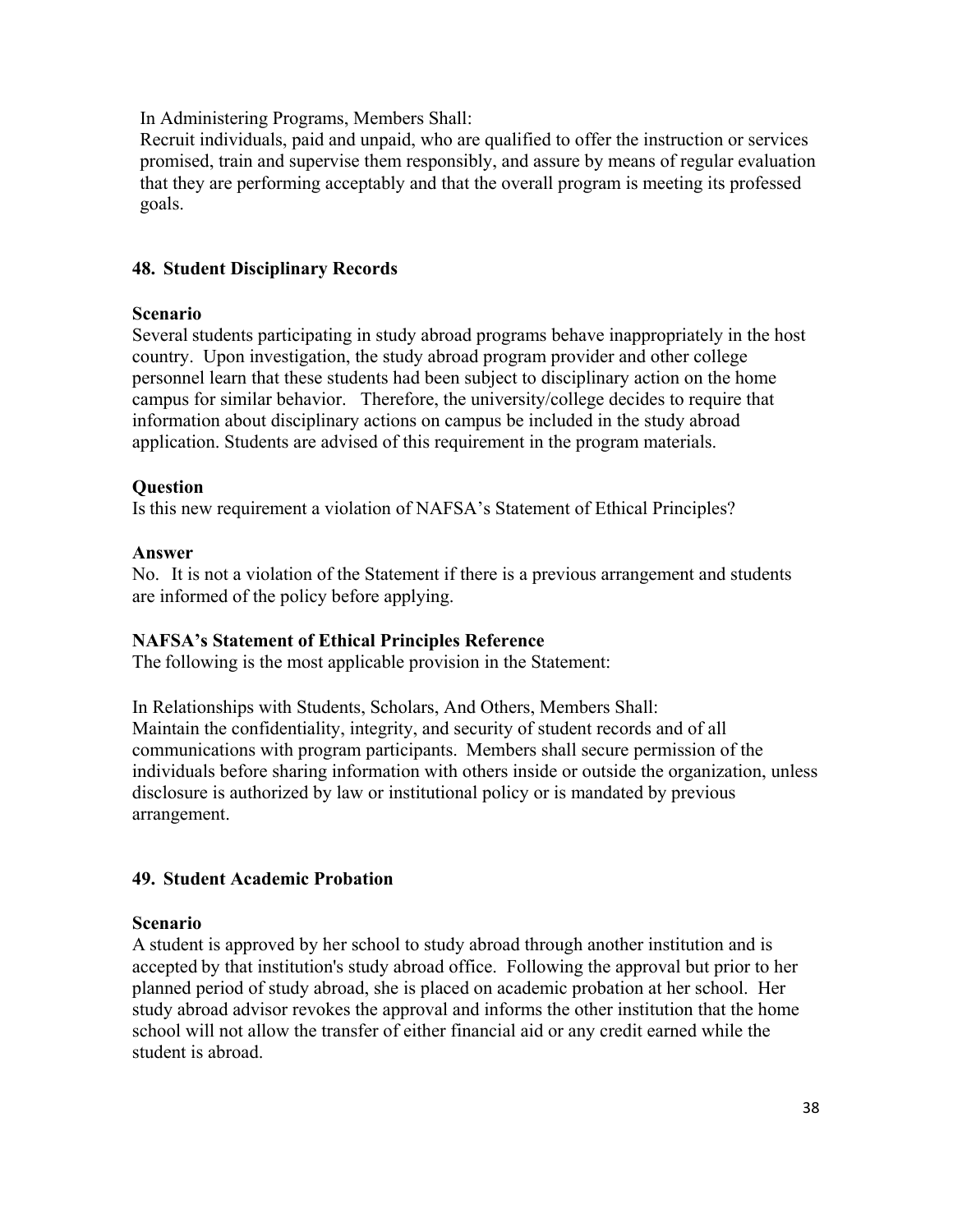In Administering Programs, Members Shall:
Recruit individuals, paid and unpaid, who are qualified to offer the instruction or services promised, train and supervise them responsibly, and assure by means of regular evaluation that they are performing acceptably and that the overall program is meeting its professed goals.

### 48. Student Disciplinary Records

**Scenario**
Several students participating in study abroad programs behave inappropriately in the host country. Upon investigation, the study abroad program provider and other college personnel learn that these students had been subject to disciplinary action on the home campus for similar behavior. Therefore, the university/college decides to require that information about disciplinary actions on campus be included in the study abroad application. Students are advised of this requirement in the program materials.

**Question**
Is this new requirement a violation of NAFSA's Statement of Ethical Principles?

**Answer**
No. It is not a violation of the Statement if there is a previous arrangement and students are informed of the policy before applying.

**NAFSA's Statement of Ethical Principles Reference**
The following is the most applicable provision in the Statement:

In Relationships with Students, Scholars, And Others, Members Shall:
Maintain the confidentiality, integrity, and security of student records and of all communications with program participants. Members shall secure permission of the individuals before sharing information with others inside or outside the organization, unless disclosure is authorized by law or institutional policy or is mandated by previous arrangement.

### 49. Student Academic Probation

**Scenario**
A student is approved by her school to study abroad through another institution and is accepted by that institution's study abroad office. Following the approval but prior to her planned period of study abroad, she is placed on academic probation at her school. Her study abroad advisor revokes the approval and informs the other institution that the home school will not allow the transfer of either financial aid or any credit earned while the student is abroad.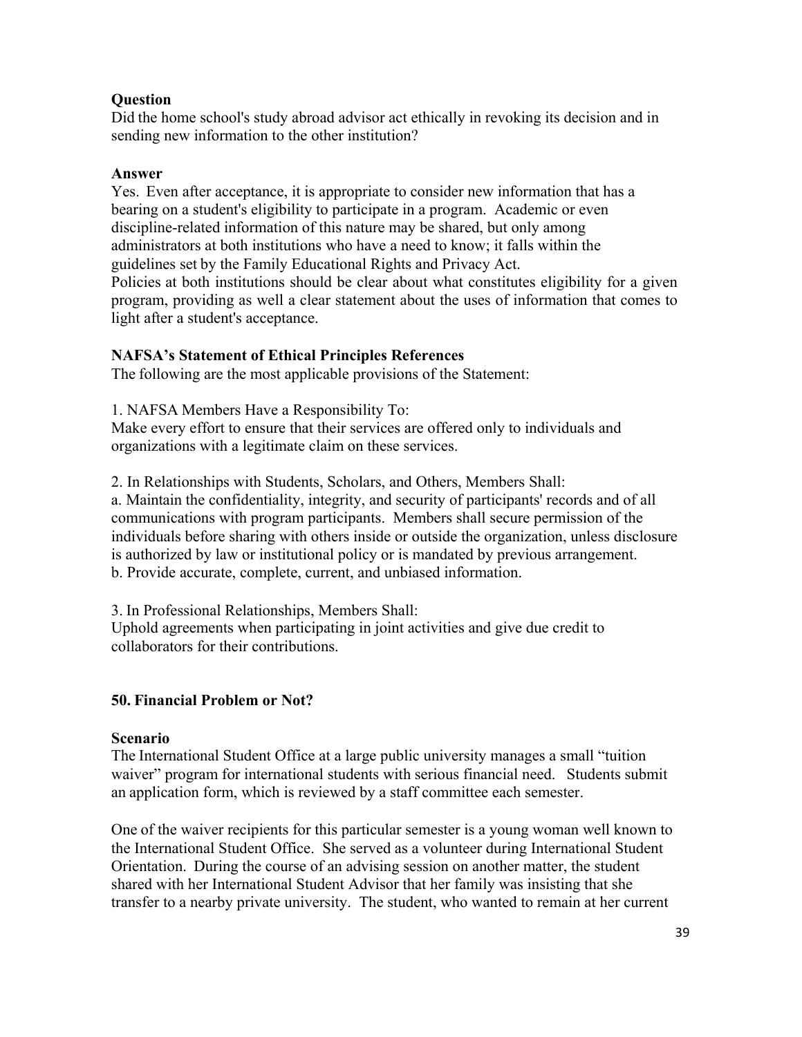**Question**

Did the home school's study abroad advisor act ethically in revoking its decision and in sending new information to the other institution?

**Answer**

Yes. Even after acceptance, it is appropriate to consider new information that has a bearing on a student's eligibility to participate in a program. Academic or even discipline-related information of this nature may be shared, but only among administrators at both institutions who have a need to know; it falls within the guidelines set by the Family Educational Rights and Privacy Act.

Policies at both institutions should be clear about what constitutes eligibility for a given program, providing as well a clear statement about the uses of information that comes to light after a student's acceptance.

**NAFSA's Statement of Ethical Principles References**

The following are the most applicable provisions of the Statement:

1. NAFSA Members Have a Responsibility To:
Make every effort to ensure that their services are offered only to individuals and organizations with a legitimate claim on these services.

2. In Relationships with Students, Scholars, and Others, Members Shall:
a. Maintain the confidentiality, integrity, and security of participants' records and of all communications with program participants. Members shall secure permission of the individuals before sharing with others inside or outside the organization, unless disclosure is authorized by law or institutional policy or is mandated by previous arrangement.
b. Provide accurate, complete, current, and unbiased information.

3. In Professional Relationships, Members Shall:
Uphold agreements when participating in joint activities and give due credit to collaborators for their contributions.

### 50. Financial Problem or Not?

**Scenario**

The International Student Office at a large public university manages a small "tuition waiver" program for international students with serious financial need. Students submit an application form, which is reviewed by a staff committee each semester.

One of the waiver recipients for this particular semester is a young woman well known to the International Student Office. She served as a volunteer during International Student Orientation. During the course of an advising session on another matter, the student shared with her International Student Advisor that her family was insisting that she transfer to a nearby private university. The student, who wanted to remain at her current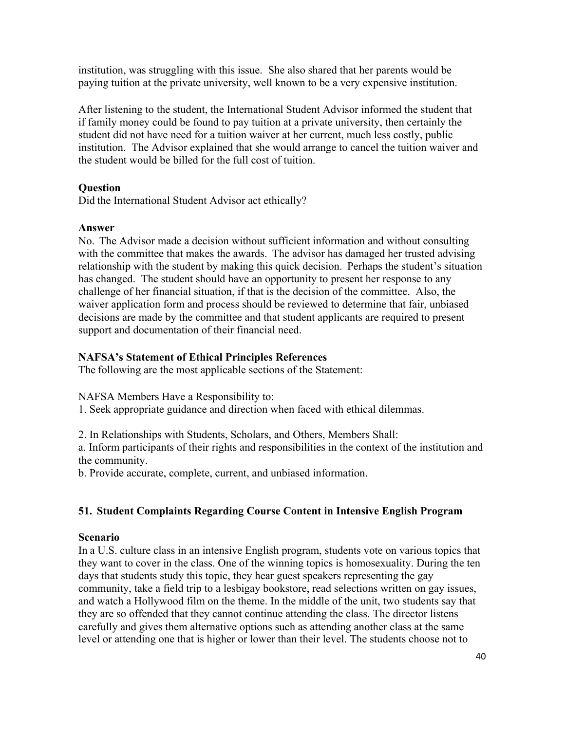institution, was struggling with this issue. She also shared that her parents would be paying tuition at the private university, well known to be a very expensive institution.

After listening to the student, the International Student Advisor informed the student that if family money could be found to pay tuition at a private university, then certainly the student did not have need for a tuition waiver at her current, much less costly, public institution. The Advisor explained that she would arrange to cancel the tuition waiver and the student would be billed for the full cost of tuition.

**Question**
Did the International Student Advisor act ethically?

**Answer**
No. The Advisor made a decision without sufficient information and without consulting with the committee that makes the awards. The advisor has damaged her trusted advising relationship with the student by making this quick decision. Perhaps the student's situation has changed. The student should have an opportunity to present her response to any challenge of her financial situation, if that is the decision of the committee. Also, the waiver application form and process should be reviewed to determine that fair, unbiased decisions are made by the committee and that student applicants are required to present support and documentation of their financial need.

**NAFSA's Statement of Ethical Principles References**
The following are the most applicable sections of the Statement:

NAFSA Members Have a Responsibility to:
1. Seek appropriate guidance and direction when faced with ethical dilemmas.

2. In Relationships with Students, Scholars, and Others, Members Shall:
a. Inform participants of their rights and responsibilities in the context of the institution and the community.
b. Provide accurate, complete, current, and unbiased information.

### 51. Student Complaints Regarding Course Content in Intensive English Program

**Scenario**
In a U.S. culture class in an intensive English program, students vote on various topics that they want to cover in the class. One of the winning topics is homosexuality. During the ten days that students study this topic, they hear guest speakers representing the gay community, take a field trip to a lesbigay bookstore, read selections written on gay issues, and watch a Hollywood film on the theme. In the middle of the unit, two students say that they are so offended that they cannot continue attending the class. The director listens carefully and gives them alternative options such as attending another class at the same level or attending one that is higher or lower than their level. The students choose not to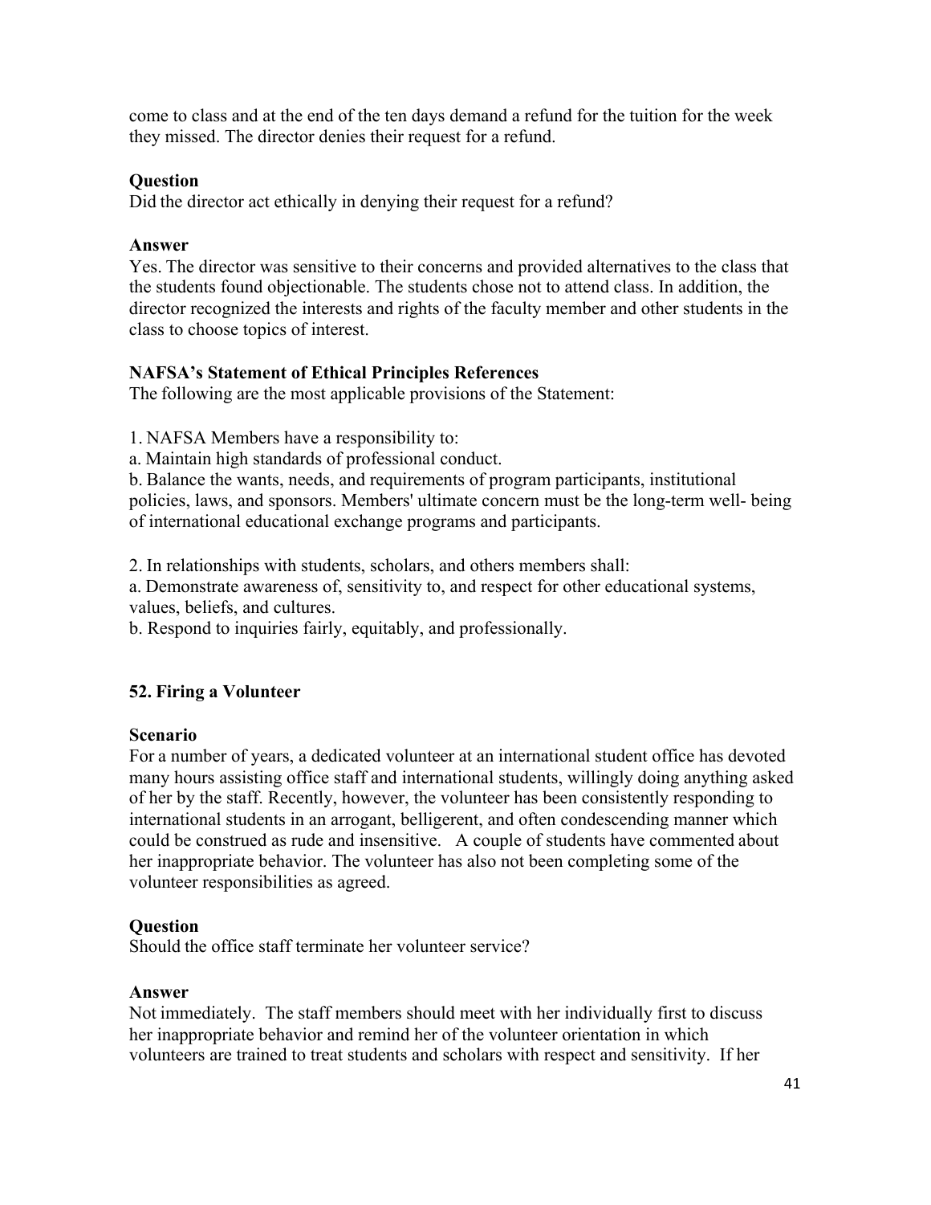come to class and at the end of the ten days demand a refund for the tuition for the week they missed. The director denies their request for a refund.

**Question**
Did the director act ethically in denying their request for a refund?

**Answer**
Yes. The director was sensitive to their concerns and provided alternatives to the class that the students found objectionable. The students chose not to attend class. In addition, the director recognized the interests and rights of the faculty member and other students in the class to choose topics of interest.

**NAFSA's Statement of Ethical Principles References**
The following are the most applicable provisions of the Statement:

1. NAFSA Members have a responsibility to:
a. Maintain high standards of professional conduct.
b. Balance the wants, needs, and requirements of program participants, institutional policies, laws, and sponsors. Members' ultimate concern must be the long-term well- being of international educational exchange programs and participants.

2. In relationships with students, scholars, and others members shall:
a. Demonstrate awareness of, sensitivity to, and respect for other educational systems, values, beliefs, and cultures.
b. Respond to inquiries fairly, equitably, and professionally.

## 52. Firing a Volunteer

**Scenario**
For a number of years, a dedicated volunteer at an international student office has devoted many hours assisting office staff and international students, willingly doing anything asked of her by the staff. Recently, however, the volunteer has been consistently responding to international students in an arrogant, belligerent, and often condescending manner which could be construed as rude and insensitive. A couple of students have commented about her inappropriate behavior. The volunteer has also not been completing some of the volunteer responsibilities as agreed.

**Question**
Should the office staff terminate her volunteer service?

**Answer**
Not immediately. The staff members should meet with her individually first to discuss her inappropriate behavior and remind her of the volunteer orientation in which volunteers are trained to treat students and scholars with respect and sensitivity. If her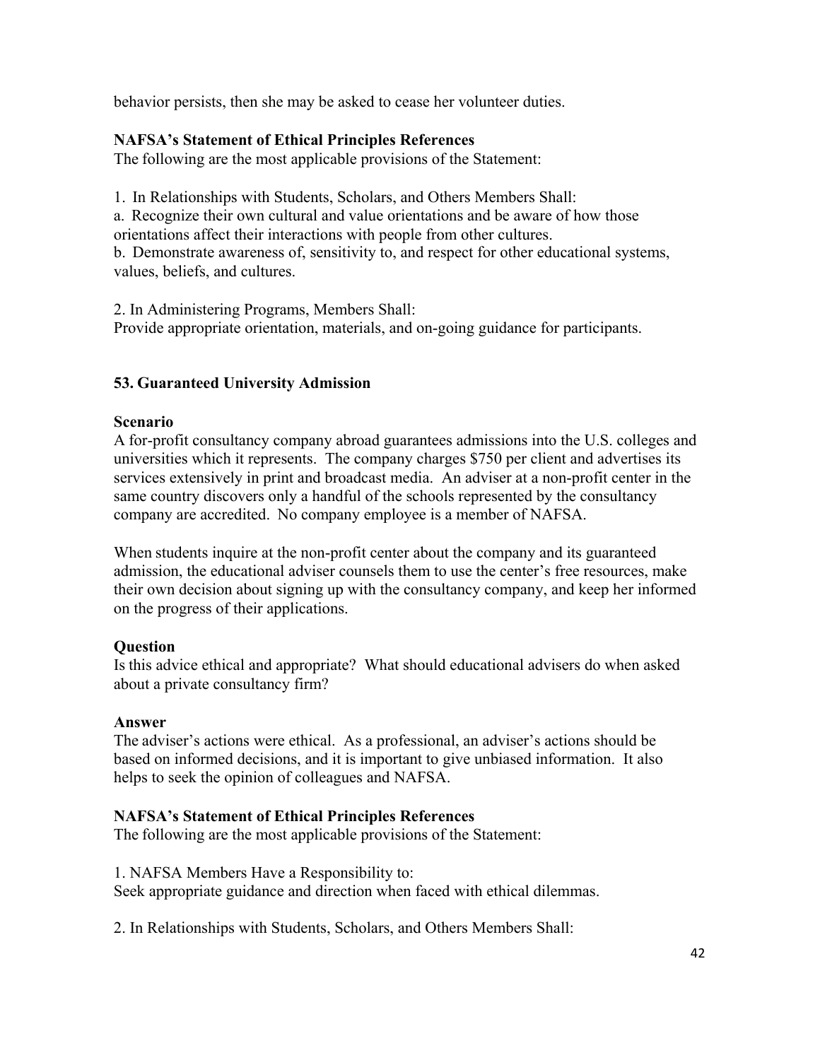behavior persists, then she may be asked to cease her volunteer duties.

**NAFSA's Statement of Ethical Principles References**

The following are the most applicable provisions of the Statement:

1. In Relationships with Students, Scholars, and Others Members Shall:

a. Recognize their own cultural and value orientations and be aware of how those orientations affect their interactions with people from other cultures.

b. Demonstrate awareness of, sensitivity to, and respect for other educational systems, values, beliefs, and cultures.

2. In Administering Programs, Members Shall:

Provide appropriate orientation, materials, and on-going guidance for participants.

### 53. Guaranteed University Admission

**Scenario**

A for-profit consultancy company abroad guarantees admissions into the U.S. colleges and universities which it represents. The company charges $750 per client and advertises its services extensively in print and broadcast media. An adviser at a non-profit center in the same country discovers only a handful of the schools represented by the consultancy company are accredited. No company employee is a member of NAFSA.

When students inquire at the non-profit center about the company and its guaranteed admission, the educational adviser counsels them to use the center's free resources, make their own decision about signing up with the consultancy company, and keep her informed on the progress of their applications.

**Question**

Is this advice ethical and appropriate? What should educational advisers do when asked about a private consultancy firm?

**Answer**

The adviser's actions were ethical. As a professional, an adviser's actions should be based on informed decisions, and it is important to give unbiased information. It also helps to seek the opinion of colleagues and NAFSA.

**NAFSA's Statement of Ethical Principles References**

The following are the most applicable provisions of the Statement:

1. NAFSA Members Have a Responsibility to:

Seek appropriate guidance and direction when faced with ethical dilemmas.

2. In Relationships with Students, Scholars, and Others Members Shall: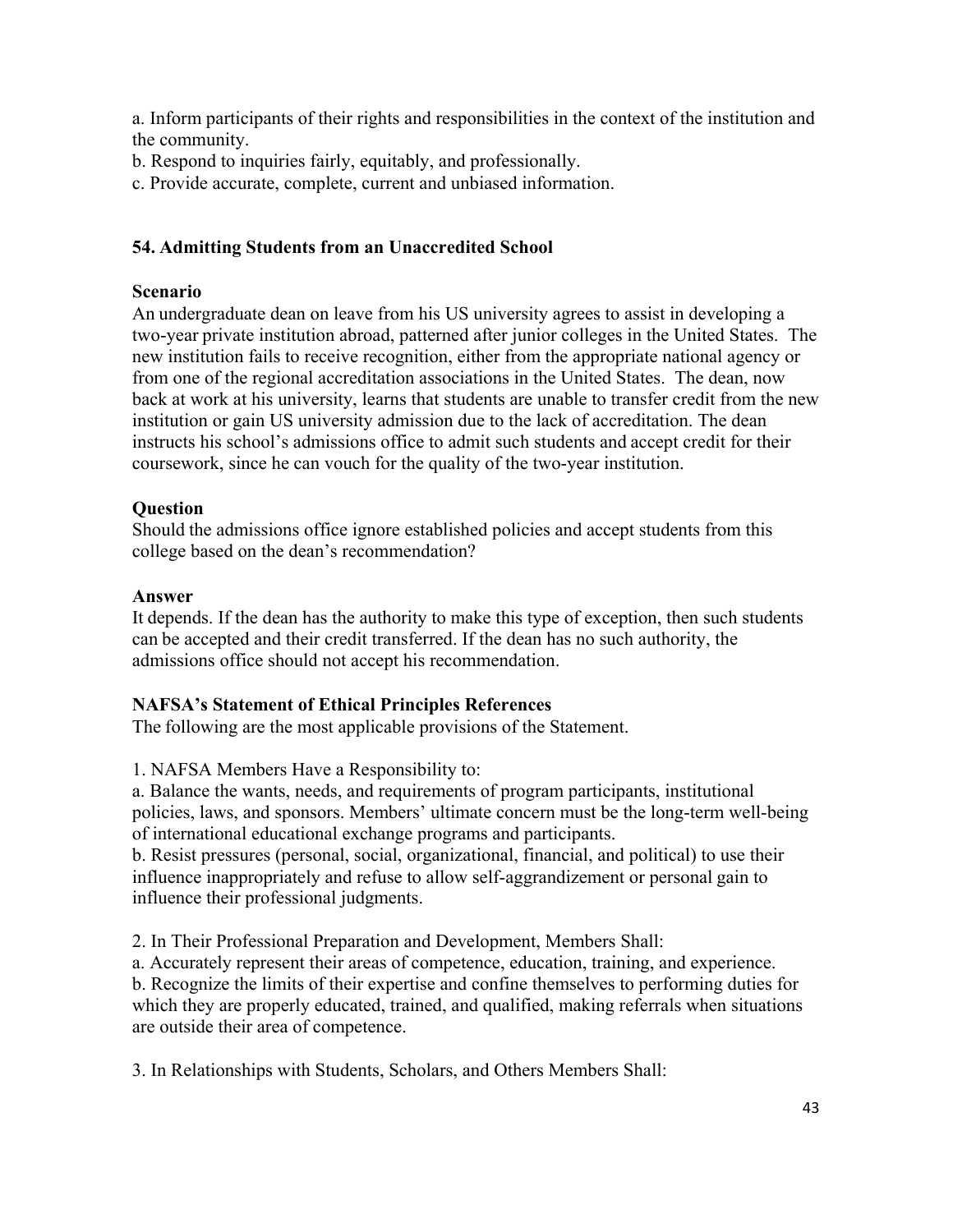a. Inform participants of their rights and responsibilities in the context of the institution and the community.
b. Respond to inquiries fairly, equitably, and professionally.
c. Provide accurate, complete, current and unbiased information.

### 54. Admitting Students from an Unaccredited School

**Scenario**
An undergraduate dean on leave from his US university agrees to assist in developing a two-year private institution abroad, patterned after junior colleges in the United States. The new institution fails to receive recognition, either from the appropriate national agency or from one of the regional accreditation associations in the United States. The dean, now back at work at his university, learns that students are unable to transfer credit from the new institution or gain US university admission due to the lack of accreditation. The dean instructs his school's admissions office to admit such students and accept credit for their coursework, since he can vouch for the quality of the two-year institution.

**Question**
Should the admissions office ignore established policies and accept students from this college based on the dean's recommendation?

**Answer**
It depends. If the dean has the authority to make this type of exception, then such students can be accepted and their credit transferred. If the dean has no such authority, the admissions office should not accept his recommendation.

**NAFSA's Statement of Ethical Principles References**
The following are the most applicable provisions of the Statement.

1. NAFSA Members Have a Responsibility to:
a. Balance the wants, needs, and requirements of program participants, institutional policies, laws, and sponsors. Members' ultimate concern must be the long-term well-being of international educational exchange programs and participants.
b. Resist pressures (personal, social, organizational, financial, and political) to use their influence inappropriately and refuse to allow self-aggrandizement or personal gain to influence their professional judgments.

2. In Their Professional Preparation and Development, Members Shall:
a. Accurately represent their areas of competence, education, training, and experience.
b. Recognize the limits of their expertise and confine themselves to performing duties for which they are properly educated, trained, and qualified, making referrals when situations are outside their area of competence.

3. In Relationships with Students, Scholars, and Others Members Shall: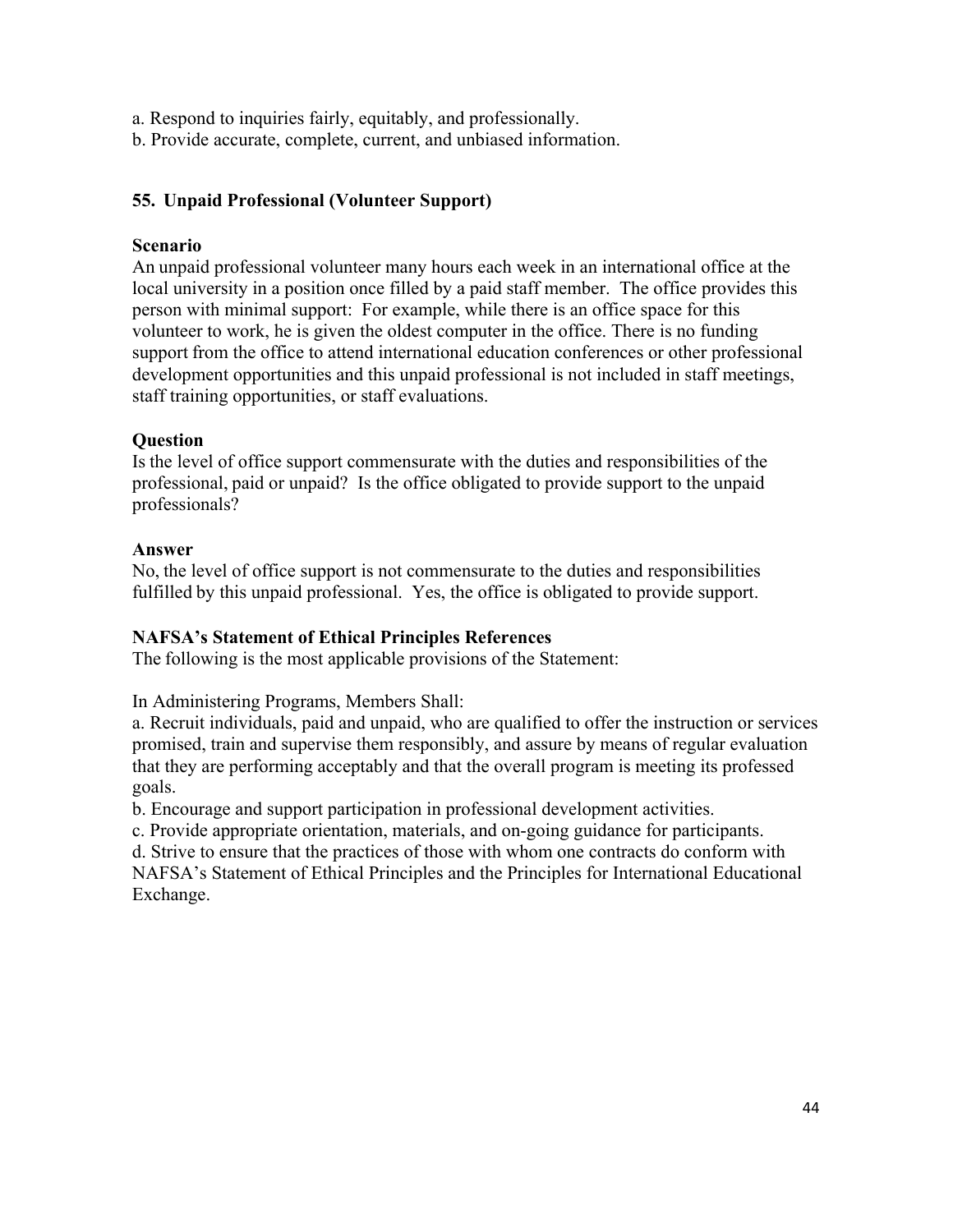a. Respond to inquiries fairly, equitably, and professionally.
b. Provide accurate, complete, current, and unbiased information.

## 55. Unpaid Professional (Volunteer Support)

**Scenario**
An unpaid professional volunteer many hours each week in an international office at the local university in a position once filled by a paid staff member. The office provides this person with minimal support: For example, while there is an office space for this volunteer to work, he is given the oldest computer in the office. There is no funding support from the office to attend international education conferences or other professional development opportunities and this unpaid professional is not included in staff meetings, staff training opportunities, or staff evaluations.

**Question**
Is the level of office support commensurate with the duties and responsibilities of the professional, paid or unpaid? Is the office obligated to provide support to the unpaid professionals?

**Answer**
No, the level of office support is not commensurate to the duties and responsibilities fulfilled by this unpaid professional. Yes, the office is obligated to provide support.

**NAFSA's Statement of Ethical Principles References**
The following is the most applicable provisions of the Statement:

In Administering Programs, Members Shall:
a. Recruit individuals, paid and unpaid, who are qualified to offer the instruction or services promised, train and supervise them responsibly, and assure by means of regular evaluation that they are performing acceptably and that the overall program is meeting its professed goals.
b. Encourage and support participation in professional development activities.
c. Provide appropriate orientation, materials, and on-going guidance for participants.
d. Strive to ensure that the practices of those with whom one contracts do conform with NAFSA's Statement of Ethical Principles and the Principles for International Educational Exchange.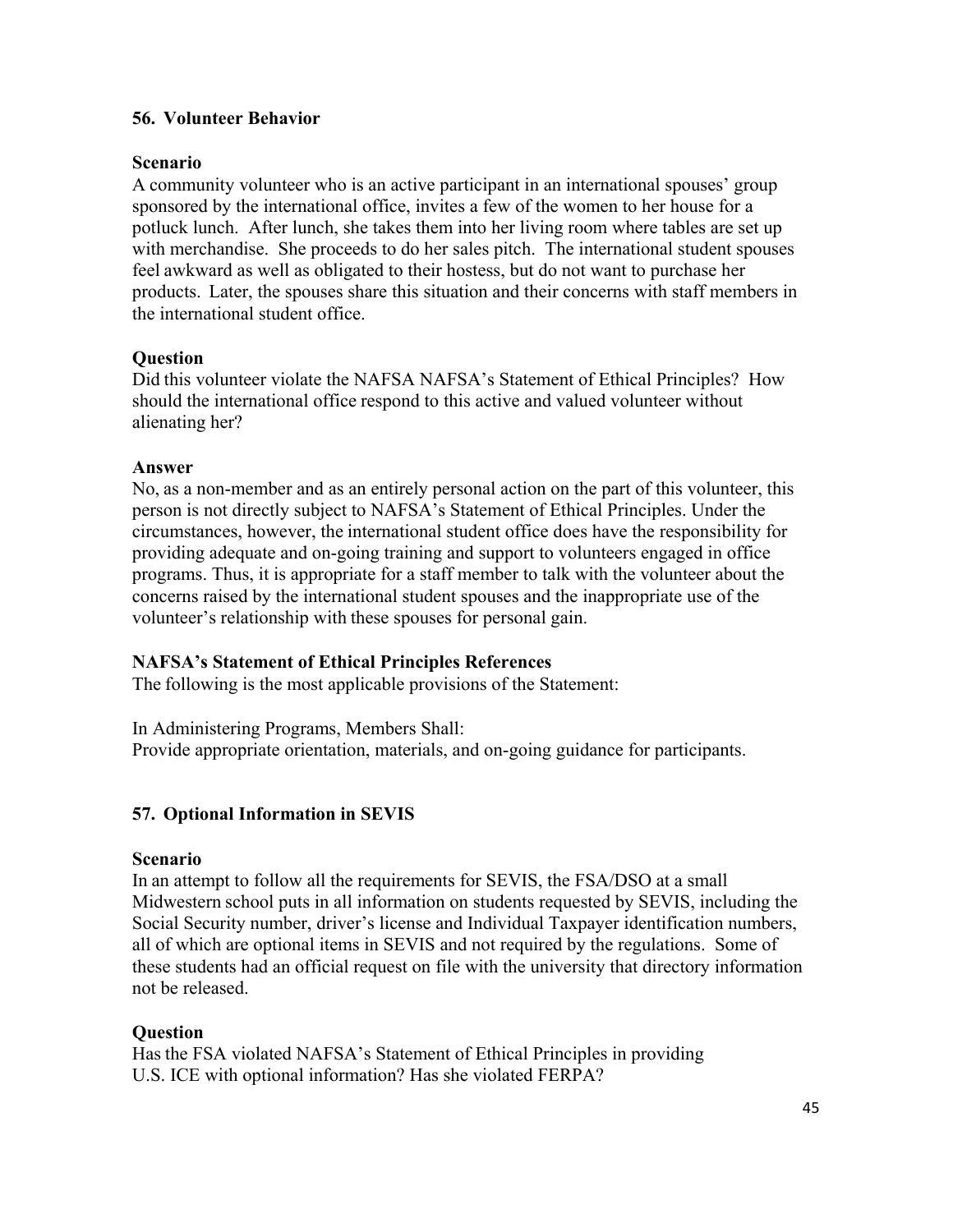### 56. Volunteer Behavior

**Scenario**

A community volunteer who is an active participant in an international spouses' group sponsored by the international office, invites a few of the women to her house for a potluck lunch. After lunch, she takes them into her living room where tables are set up with merchandise. She proceeds to do her sales pitch. The international student spouses feel awkward as well as obligated to their hostess, but do not want to purchase her products. Later, the spouses share this situation and their concerns with staff members in the international student office.

**Question**

Did this volunteer violate the NAFSA NAFSA's Statement of Ethical Principles? How should the international office respond to this active and valued volunteer without alienating her?

**Answer**

No, as a non-member and as an entirely personal action on the part of this volunteer, this person is not directly subject to NAFSA's Statement of Ethical Principles. Under the circumstances, however, the international student office does have the responsibility for providing adequate and on-going training and support to volunteers engaged in office programs. Thus, it is appropriate for a staff member to talk with the volunteer about the concerns raised by the international student spouses and the inappropriate use of the volunteer's relationship with these spouses for personal gain.

**NAFSA's Statement of Ethical Principles References**

The following is the most applicable provisions of the Statement:

In Administering Programs, Members Shall:
Provide appropriate orientation, materials, and on-going guidance for participants.

### 57. Optional Information in SEVIS

**Scenario**

In an attempt to follow all the requirements for SEVIS, the FSA/DSO at a small Midwestern school puts in all information on students requested by SEVIS, including the Social Security number, driver's license and Individual Taxpayer identification numbers, all of which are optional items in SEVIS and not required by the regulations. Some of these students had an official request on file with the university that directory information not be released.

**Question**

Has the FSA violated NAFSA's Statement of Ethical Principles in providing U.S. ICE with optional information? Has she violated FERPA?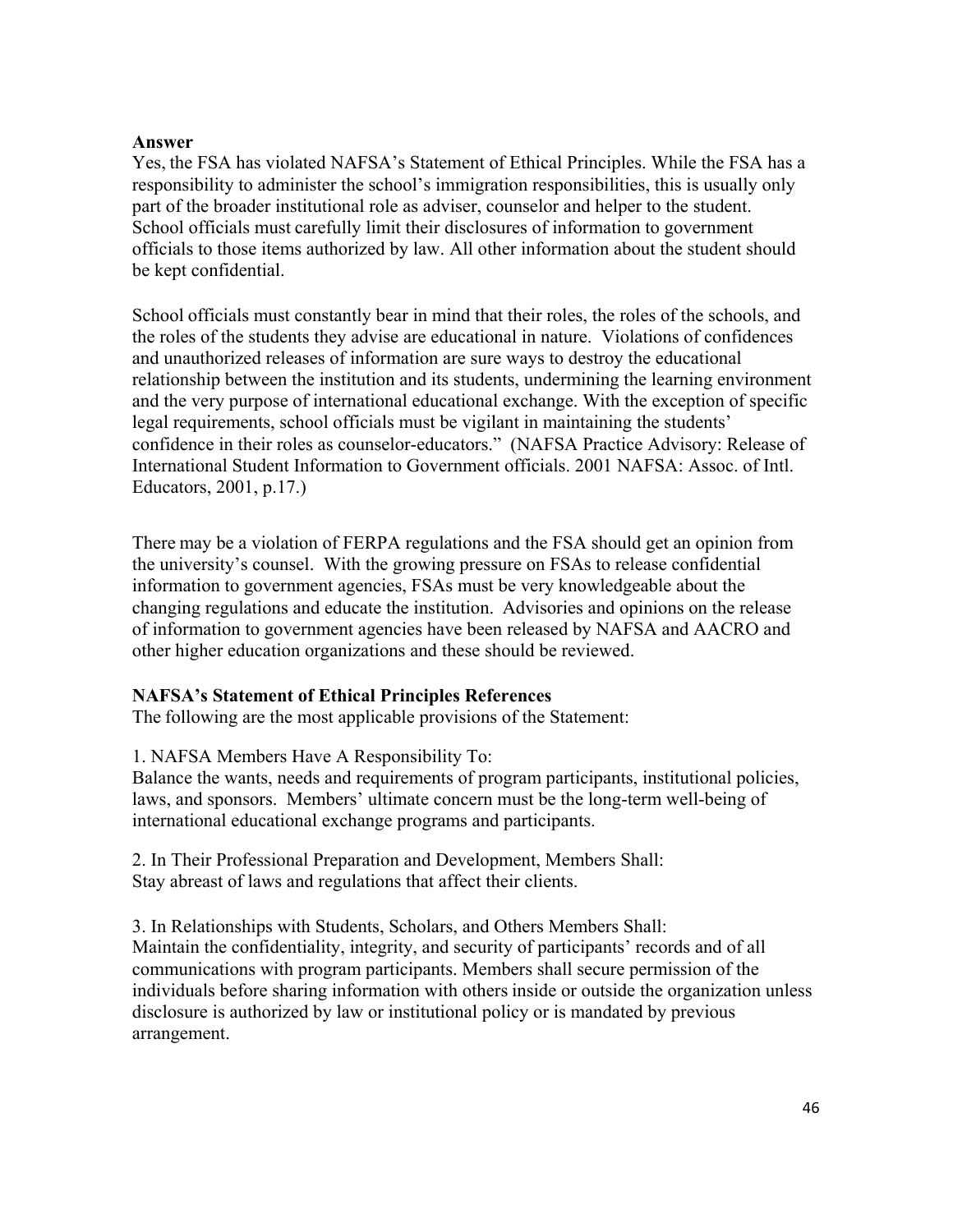**Answer**

Yes, the FSA has violated NAFSA's Statement of Ethical Principles. While the FSA has a responsibility to administer the school's immigration responsibilities, this is usually only part of the broader institutional role as adviser, counselor and helper to the student. School officials must carefully limit their disclosures of information to government officials to those items authorized by law. All other information about the student should be kept confidential.

School officials must constantly bear in mind that their roles, the roles of the schools, and the roles of the students they advise are educational in nature. Violations of confidences and unauthorized releases of information are sure ways to destroy the educational relationship between the institution and its students, undermining the learning environment and the very purpose of international educational exchange. With the exception of specific legal requirements, school officials must be vigilant in maintaining the students' confidence in their roles as counselor-educators." (NAFSA Practice Advisory: Release of International Student Information to Government officials. 2001 NAFSA: Assoc. of Intl. Educators, 2001, p.17.)

There may be a violation of FERPA regulations and the FSA should get an opinion from the university's counsel. With the growing pressure on FSAs to release confidential information to government agencies, FSAs must be very knowledgeable about the changing regulations and educate the institution. Advisories and opinions on the release of information to government agencies have been released by NAFSA and AACRO and other higher education organizations and these should be reviewed.

**NAFSA's Statement of Ethical Principles References**

The following are the most applicable provisions of the Statement:

1. NAFSA Members Have A Responsibility To:
Balance the wants, needs and requirements of program participants, institutional policies, laws, and sponsors. Members' ultimate concern must be the long-term well-being of international educational exchange programs and participants.

2. In Their Professional Preparation and Development, Members Shall:
Stay abreast of laws and regulations that affect their clients.

3. In Relationships with Students, Scholars, and Others Members Shall:
Maintain the confidentiality, integrity, and security of participants' records and of all communications with program participants. Members shall secure permission of the individuals before sharing information with others inside or outside the organization unless disclosure is authorized by law or institutional policy or is mandated by previous arrangement.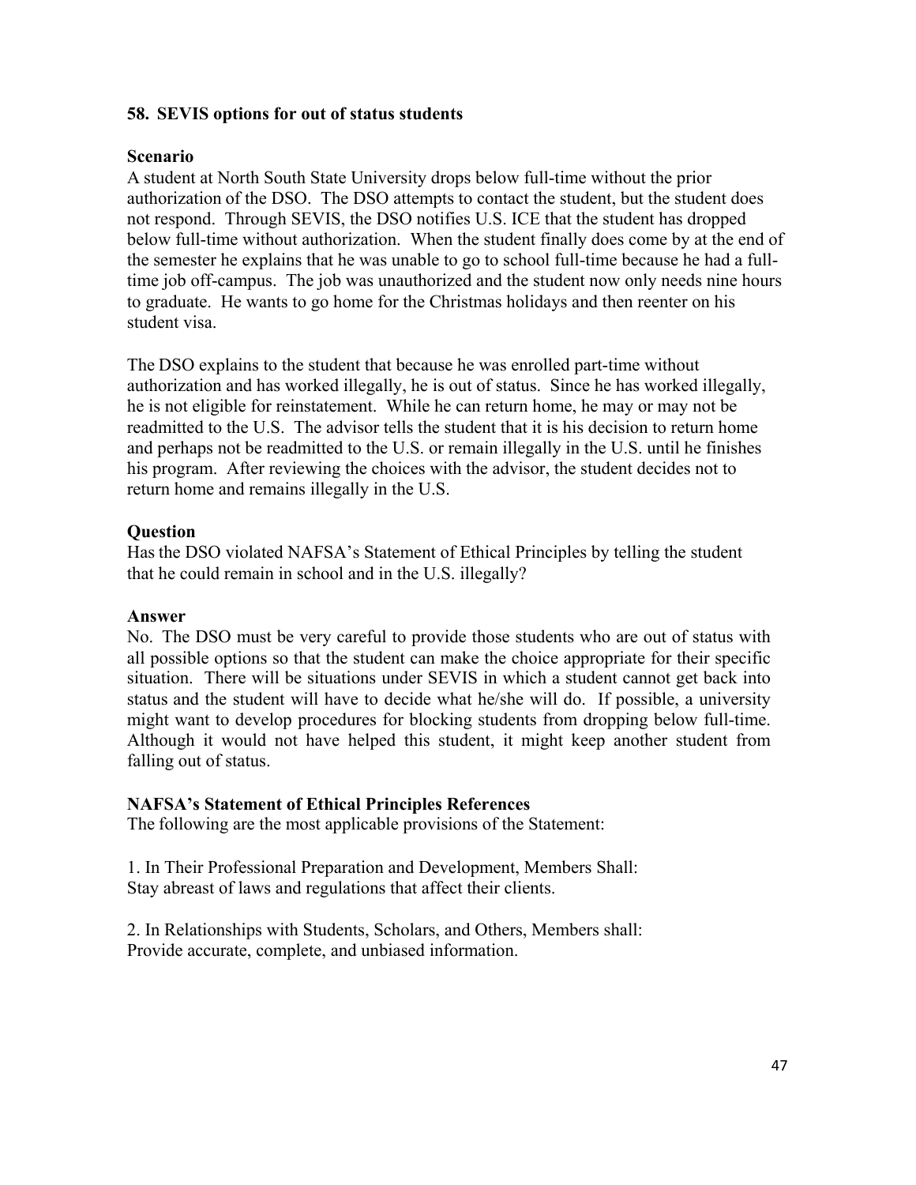### 58. SEVIS options for out of status students

**Scenario**

A student at North South State University drops below full-time without the prior authorization of the DSO. The DSO attempts to contact the student, but the student does not respond. Through SEVIS, the DSO notifies U.S. ICE that the student has dropped below full-time without authorization. When the student finally does come by at the end of the semester he explains that he was unable to go to school full-time because he had a full-time job off-campus. The job was unauthorized and the student now only needs nine hours to graduate. He wants to go home for the Christmas holidays and then reenter on his student visa.

The DSO explains to the student that because he was enrolled part-time without authorization and has worked illegally, he is out of status. Since he has worked illegally, he is not eligible for reinstatement. While he can return home, he may or may not be readmitted to the U.S. The advisor tells the student that it is his decision to return home and perhaps not be readmitted to the U.S. or remain illegally in the U.S. until he finishes his program. After reviewing the choices with the advisor, the student decides not to return home and remains illegally in the U.S.

**Question**

Has the DSO violated NAFSA's Statement of Ethical Principles by telling the student that he could remain in school and in the U.S. illegally?

**Answer**

No. The DSO must be very careful to provide those students who are out of status with all possible options so that the student can make the choice appropriate for their specific situation. There will be situations under SEVIS in which a student cannot get back into status and the student will have to decide what he/she will do. If possible, a university might want to develop procedures for blocking students from dropping below full-time. Although it would not have helped this student, it might keep another student from falling out of status.

**NAFSA's Statement of Ethical Principles References**

The following are the most applicable provisions of the Statement:

1. In Their Professional Preparation and Development, Members Shall:
Stay abreast of laws and regulations that affect their clients.

2. In Relationships with Students, Scholars, and Others, Members shall:
Provide accurate, complete, and unbiased information.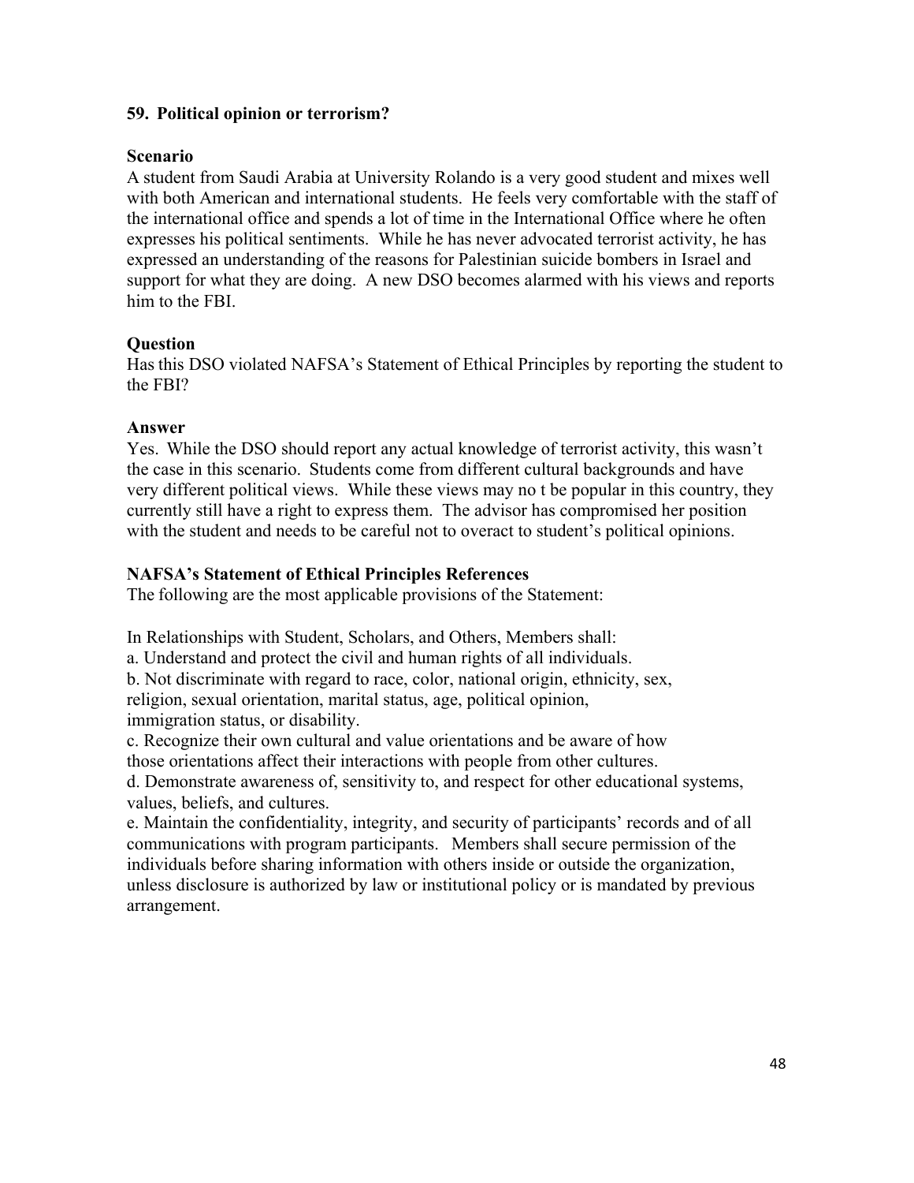### 59. Political opinion or terrorism?

**Scenario**

A student from Saudi Arabia at University Rolando is a very good student and mixes well with both American and international students. He feels very comfortable with the staff of the international office and spends a lot of time in the International Office where he often expresses his political sentiments. While he has never advocated terrorist activity, he has expressed an understanding of the reasons for Palestinian suicide bombers in Israel and support for what they are doing. A new DSO becomes alarmed with his views and reports him to the FBI.

**Question**

Has this DSO violated NAFSA's Statement of Ethical Principles by reporting the student to the FBI?

**Answer**

Yes. While the DSO should report any actual knowledge of terrorist activity, this wasn't the case in this scenario. Students come from different cultural backgrounds and have very different political views. While these views may no t be popular in this country, they currently still have a right to express them. The advisor has compromised her position with the student and needs to be careful not to overact to student's political opinions.

**NAFSA's Statement of Ethical Principles References**

The following are the most applicable provisions of the Statement:

In Relationships with Student, Scholars, and Others, Members shall:

a. Understand and protect the civil and human rights of all individuals.

b. Not discriminate with regard to race, color, national origin, ethnicity, sex, religion, sexual orientation, marital status, age, political opinion, immigration status, or disability.

c. Recognize their own cultural and value orientations and be aware of how those orientations affect their interactions with people from other cultures.

d. Demonstrate awareness of, sensitivity to, and respect for other educational systems, values, beliefs, and cultures.

e. Maintain the confidentiality, integrity, and security of participants' records and of all communications with program participants. Members shall secure permission of the individuals before sharing information with others inside or outside the organization, unless disclosure is authorized by law or institutional policy or is mandated by previous arrangement.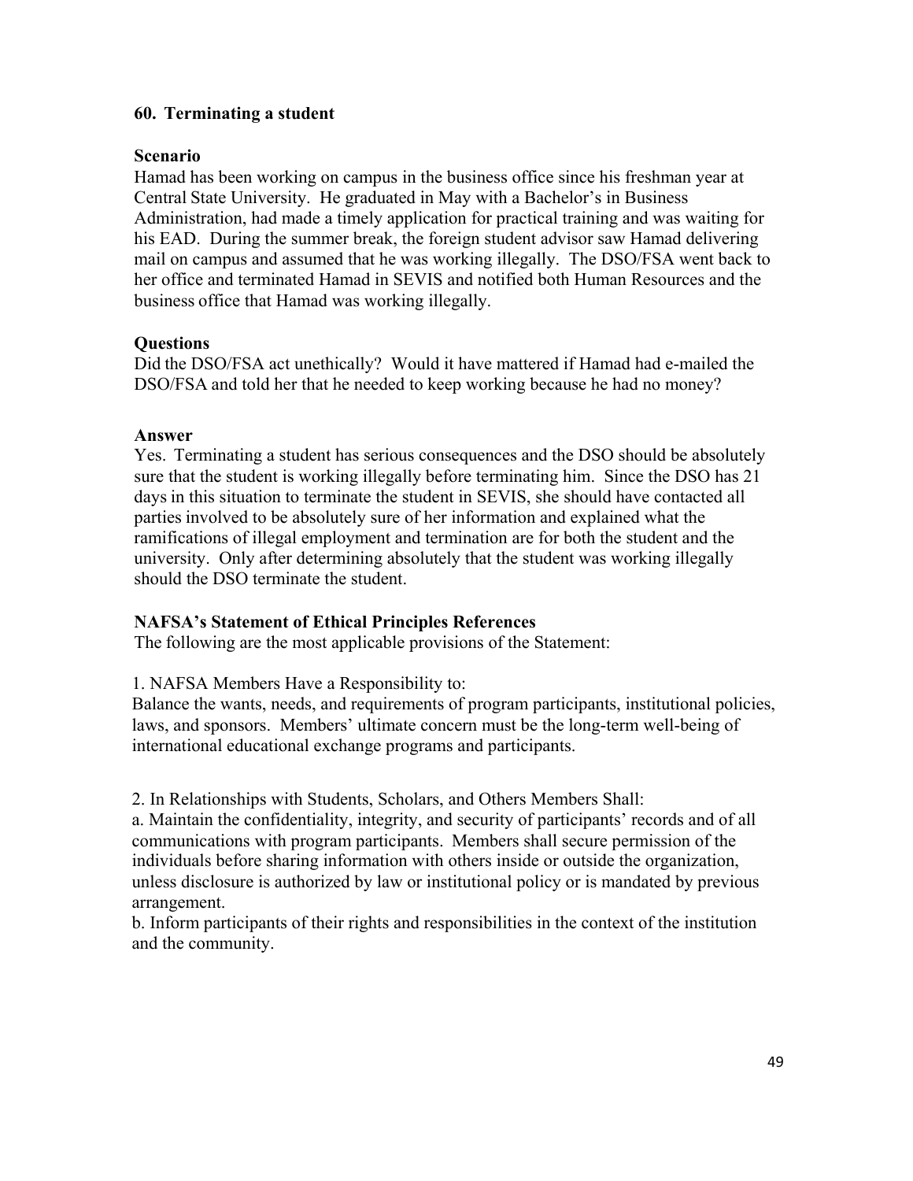### 60. Terminating a student

**Scenario**

Hamad has been working on campus in the business office since his freshman year at Central State University. He graduated in May with a Bachelor's in Business Administration, had made a timely application for practical training and was waiting for his EAD. During the summer break, the foreign student advisor saw Hamad delivering mail on campus and assumed that he was working illegally. The DSO/FSA went back to her office and terminated Hamad in SEVIS and notified both Human Resources and the business office that Hamad was working illegally.

**Questions**

Did the DSO/FSA act unethically? Would it have mattered if Hamad had e-mailed the DSO/FSA and told her that he needed to keep working because he had no money?

**Answer**

Yes. Terminating a student has serious consequences and the DSO should be absolutely sure that the student is working illegally before terminating him. Since the DSO has 21 days in this situation to terminate the student in SEVIS, she should have contacted all parties involved to be absolutely sure of her information and explained what the ramifications of illegal employment and termination are for both the student and the university. Only after determining absolutely that the student was working illegally should the DSO terminate the student.

**NAFSA's Statement of Ethical Principles References**

The following are the most applicable provisions of the Statement:

1. NAFSA Members Have a Responsibility to:
Balance the wants, needs, and requirements of program participants, institutional policies, laws, and sponsors. Members' ultimate concern must be the long-term well-being of international educational exchange programs and participants.

2. In Relationships with Students, Scholars, and Others Members Shall:
a. Maintain the confidentiality, integrity, and security of participants' records and of all communications with program participants. Members shall secure permission of the individuals before sharing information with others inside or outside the organization, unless disclosure is authorized by law or institutional policy or is mandated by previous arrangement.
b. Inform participants of their rights and responsibilities in the context of the institution and the community.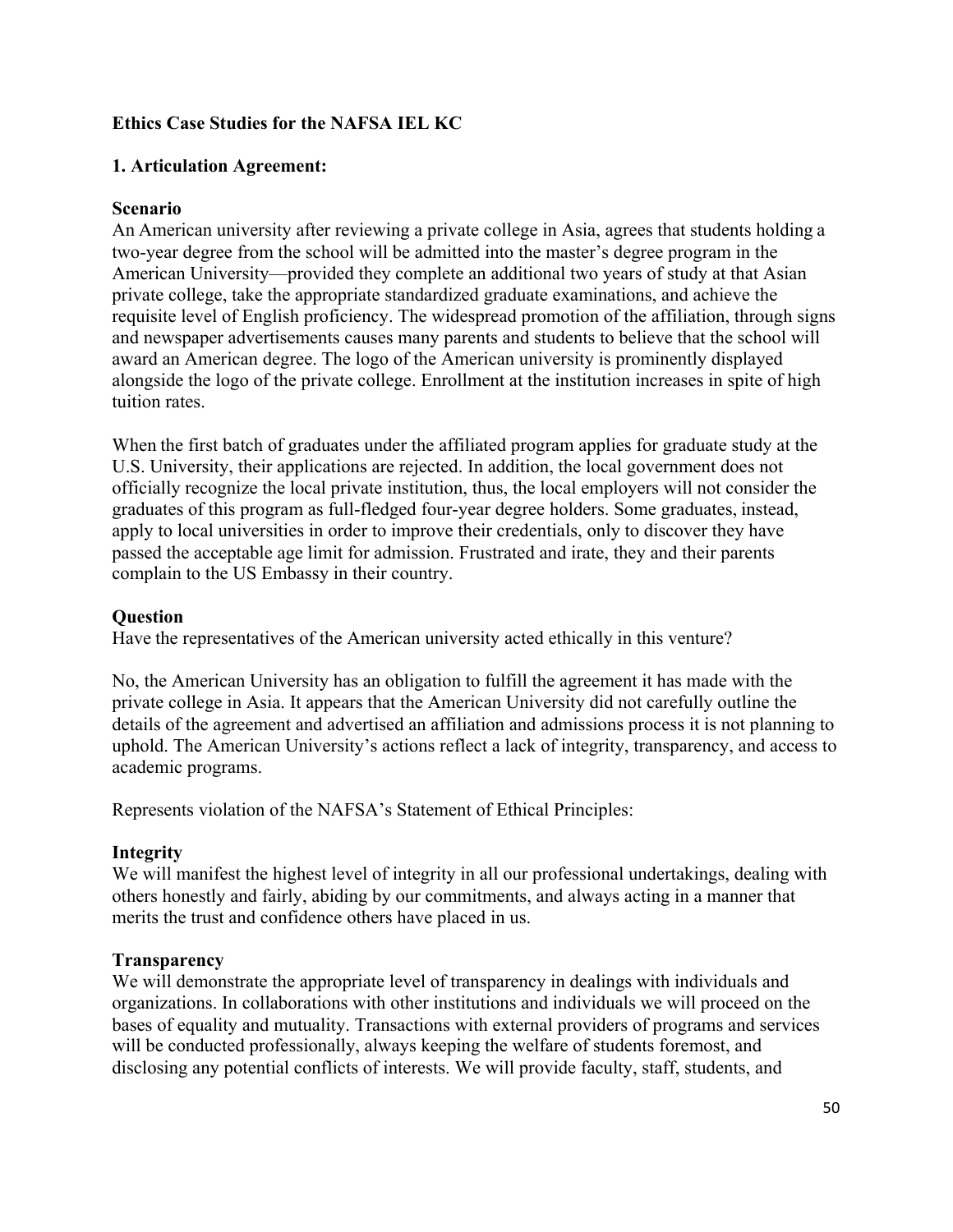**Ethics Case Studies for the NAFSA IEL KC**

**1. Articulation Agreement:**

**Scenario**

An American university after reviewing a private college in Asia, agrees that students holding a two-year degree from the school will be admitted into the master's degree program in the American University—provided they complete an additional two years of study at that Asian private college, take the appropriate standardized graduate examinations, and achieve the requisite level of English proficiency. The widespread promotion of the affiliation, through signs and newspaper advertisements causes many parents and students to believe that the school will award an American degree. The logo of the American university is prominently displayed alongside the logo of the private college. Enrollment at the institution increases in spite of high tuition rates.

When the first batch of graduates under the affiliated program applies for graduate study at the U.S. University, their applications are rejected. In addition, the local government does not officially recognize the local private institution, thus, the local employers will not consider the graduates of this program as full-fledged four-year degree holders. Some graduates, instead, apply to local universities in order to improve their credentials, only to discover they have passed the acceptable age limit for admission. Frustrated and irate, they and their parents complain to the US Embassy in their country.

**Question**

Have the representatives of the American university acted ethically in this venture?

No, the American University has an obligation to fulfill the agreement it has made with the private college in Asia. It appears that the American University did not carefully outline the details of the agreement and advertised an affiliation and admissions process it is not planning to uphold. The American University's actions reflect a lack of integrity, transparency, and access to academic programs.

Represents violation of the NAFSA's Statement of Ethical Principles:

**Integrity**

We will manifest the highest level of integrity in all our professional undertakings, dealing with others honestly and fairly, abiding by our commitments, and always acting in a manner that merits the trust and confidence others have placed in us.

**Transparency**

We will demonstrate the appropriate level of transparency in dealings with individuals and organizations. In collaborations with other institutions and individuals we will proceed on the bases of equality and mutuality. Transactions with external providers of programs and services will be conducted professionally, always keeping the welfare of students foremost, and disclosing any potential conflicts of interests. We will provide faculty, staff, students, and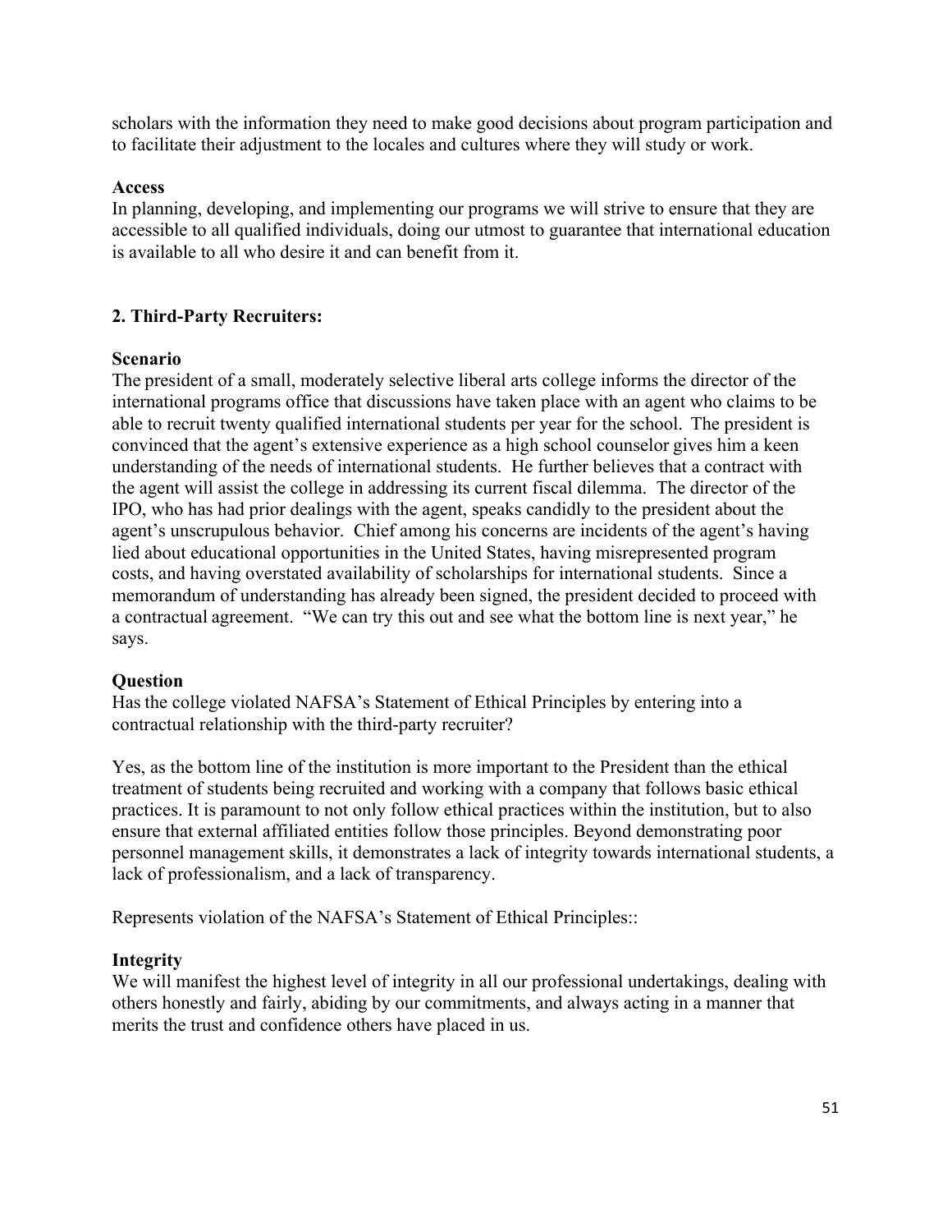scholars with the information they need to make good decisions about program participation and to facilitate their adjustment to the locales and cultures where they will study or work.

**Access**
In planning, developing, and implementing our programs we will strive to ensure that they are accessible to all qualified individuals, doing our utmost to guarantee that international education is available to all who desire it and can benefit from it.

## 2. Third-Party Recruiters:

**Scenario**
The president of a small, moderately selective liberal arts college informs the director of the international programs office that discussions have taken place with an agent who claims to be able to recruit twenty qualified international students per year for the school. The president is convinced that the agent's extensive experience as a high school counselor gives him a keen understanding of the needs of international students. He further believes that a contract with the agent will assist the college in addressing its current fiscal dilemma. The director of the IPO, who has had prior dealings with the agent, speaks candidly to the president about the agent's unscrupulous behavior. Chief among his concerns are incidents of the agent's having lied about educational opportunities in the United States, having misrepresented program costs, and having overstated availability of scholarships for international students. Since a memorandum of understanding has already been signed, the president decided to proceed with a contractual agreement. "We can try this out and see what the bottom line is next year," he says.

**Question**
Has the college violated NAFSA's Statement of Ethical Principles by entering into a contractual relationship with the third-party recruiter?

Yes, as the bottom line of the institution is more important to the President than the ethical treatment of students being recruited and working with a company that follows basic ethical practices. It is paramount to not only follow ethical practices within the institution, but to also ensure that external affiliated entities follow those principles. Beyond demonstrating poor personnel management skills, it demonstrates a lack of integrity towards international students, a lack of professionalism, and a lack of transparency.

Represents violation of the NAFSA's Statement of Ethical Principles::

**Integrity**
We will manifest the highest level of integrity in all our professional undertakings, dealing with others honestly and fairly, abiding by our commitments, and always acting in a manner that merits the trust and confidence others have placed in us.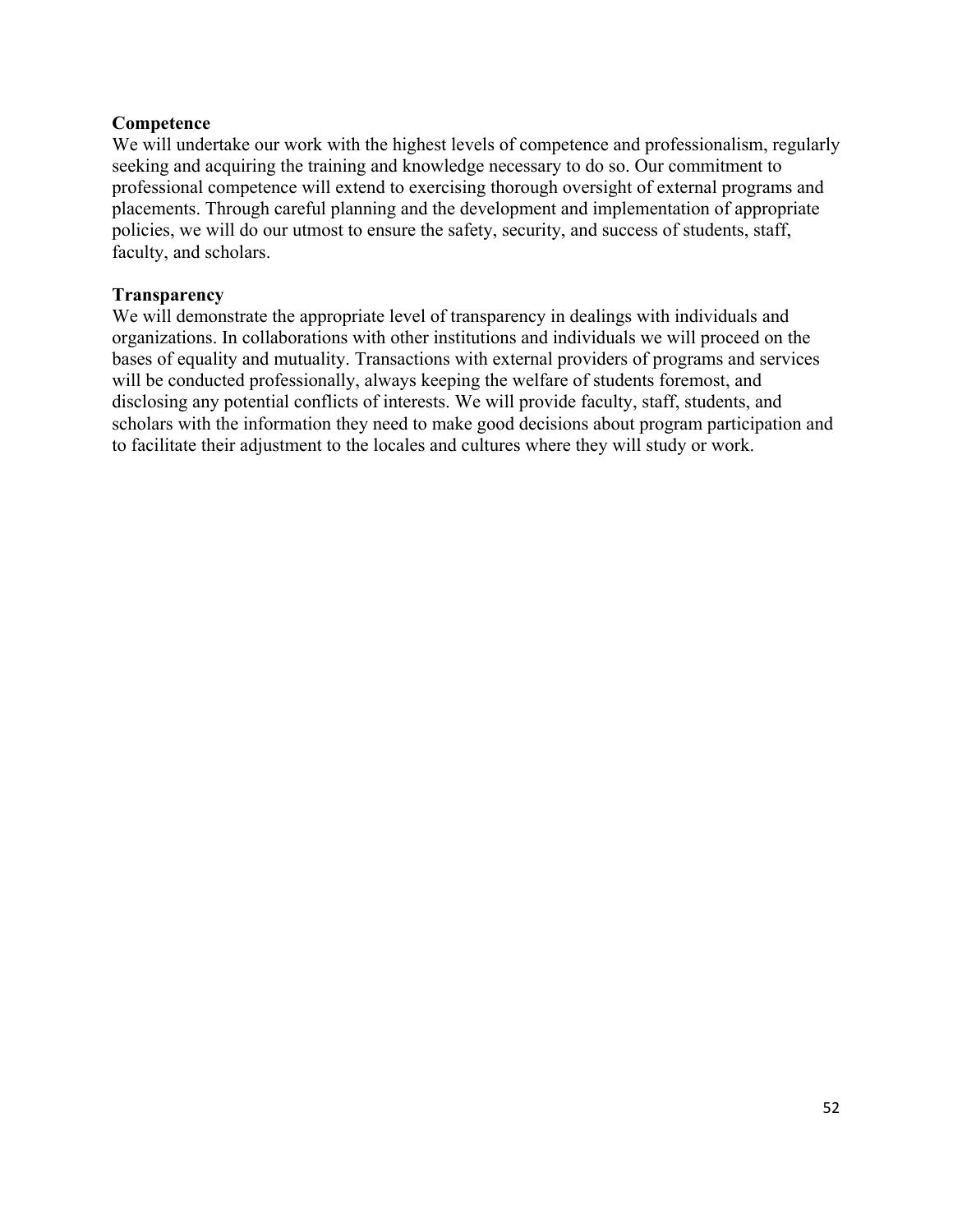**Competence**

We will undertake our work with the highest levels of competence and professionalism, regularly seeking and acquiring the training and knowledge necessary to do so. Our commitment to professional competence will extend to exercising thorough oversight of external programs and placements. Through careful planning and the development and implementation of appropriate policies, we will do our utmost to ensure the safety, security, and success of students, staff, faculty, and scholars.

**Transparency**

We will demonstrate the appropriate level of transparency in dealings with individuals and organizations. In collaborations with other institutions and individuals we will proceed on the bases of equality and mutuality. Transactions with external providers of programs and services will be conducted professionally, always keeping the welfare of students foremost, and disclosing any potential conflicts of interests. We will provide faculty, staff, students, and scholars with the information they need to make good decisions about program participation and to facilitate their adjustment to the locales and cultures where they will study or work.